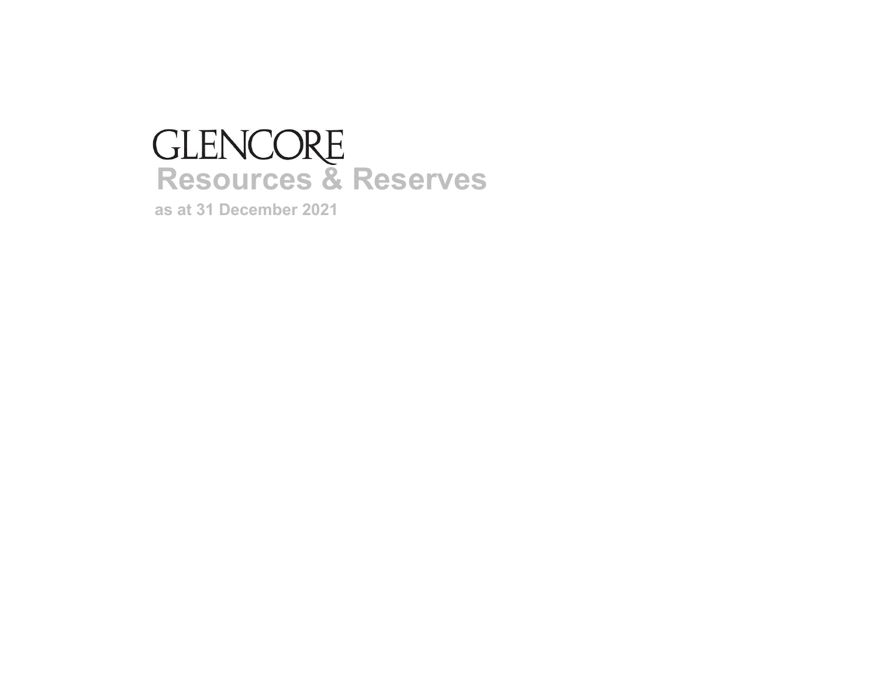# GLENCORE

# Resources & Reserves

**as at 31 December 2021**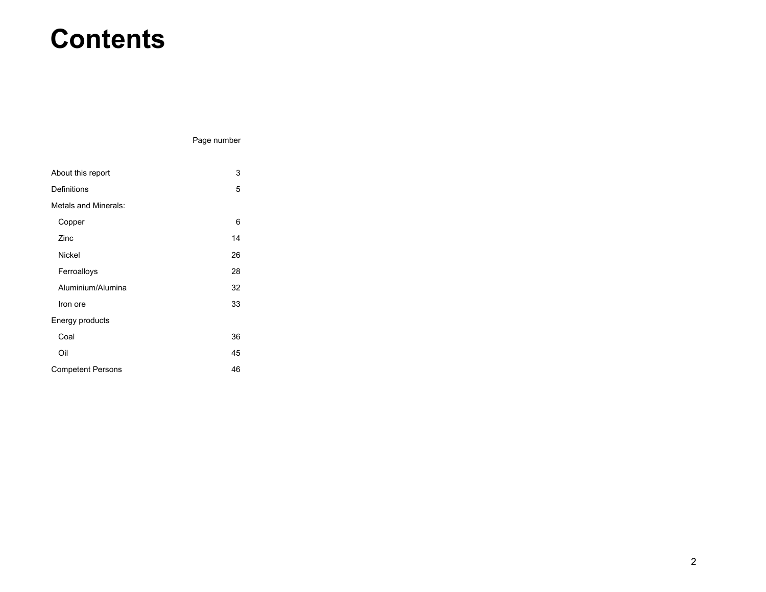# Contents

| | Page number |
|---|---|
| About this report | 3 |
| Definitions | 5 |
| Metals and Minerals: | |
| Copper | 6 |
| Zinc | 14 |
| Nickel | 26 |
| Ferroalloys | 28 |
| Aluminium/Alumina | 32 |
| Iron ore | 33 |
| Energy products | |
| Coal | 36 |
| Oil | 45 |
| Competent Persons | 46 |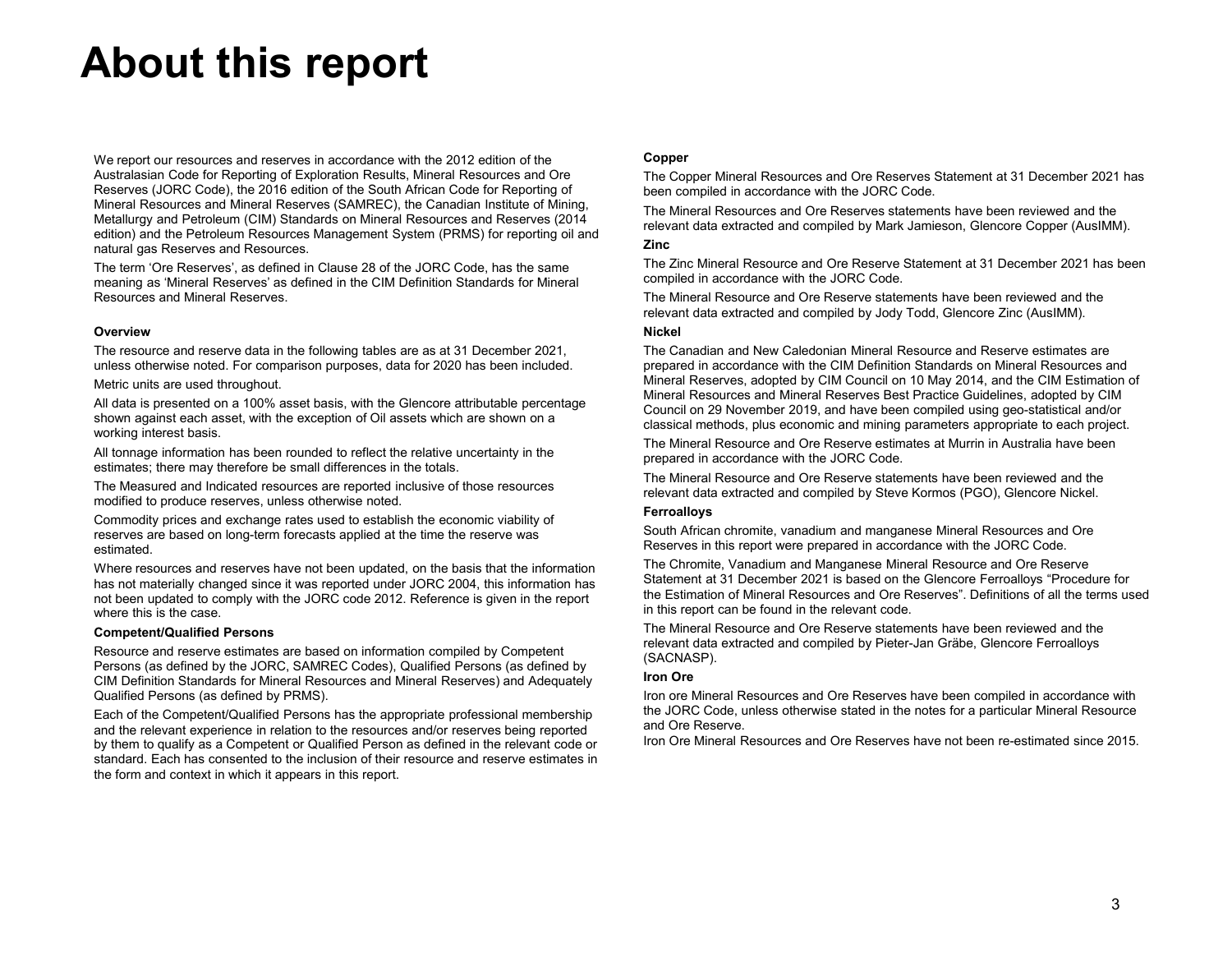# About this report

We report our resources and reserves in accordance with the 2012 edition of the Australasian Code for Reporting of Exploration Results, Mineral Resources and Ore Reserves (JORC Code), the 2016 edition of the South African Code for Reporting of Mineral Resources and Mineral Reserves (SAMREC), the Canadian Institute of Mining, Metallurgy and Petroleum (CIM) Standards on Mineral Resources and Reserves (2014 edition) and the Petroleum Resources Management System (PRMS) for reporting oil and natural gas Reserves and Resources.

The term 'Ore Reserves', as defined in Clause 28 of the JORC Code, has the same meaning as 'Mineral Reserves' as defined in the CIM Definition Standards for Mineral Resources and Mineral Reserves.

**Overview**

The resource and reserve data in the following tables are as at 31 December 2021, unless otherwise noted. For comparison purposes, data for 2020 has been included.

Metric units are used throughout.

All data is presented on a 100% asset basis, with the Glencore attributable percentage shown against each asset, with the exception of Oil assets which are shown on a working interest basis.

All tonnage information has been rounded to reflect the relative uncertainty in the estimates; there may therefore be small differences in the totals.

The Measured and Indicated resources are reported inclusive of those resources modified to produce reserves, unless otherwise noted.

Commodity prices and exchange rates used to establish the economic viability of reserves are based on long-term forecasts applied at the time the reserve was estimated.

Where resources and reserves have not been updated, on the basis that the information has not materially changed since it was reported under JORC 2004, this information has not been updated to comply with the JORC code 2012. Reference is given in the report where this is the case.

**Competent/Qualified Persons**

Resource and reserve estimates are based on information compiled by Competent Persons (as defined by the JORC, SAMREC Codes), Qualified Persons (as defined by CIM Definition Standards for Mineral Resources and Mineral Reserves) and Adequately Qualified Persons (as defined by PRMS).

Each of the Competent/Qualified Persons has the appropriate professional membership and the relevant experience in relation to the resources and/or reserves being reported by them to qualify as a Competent or Qualified Person as defined in the relevant code or standard. Each has consented to the inclusion of their resource and reserve estimates in the form and context in which it appears in this report.

**Copper**

The Copper Mineral Resources and Ore Reserves Statement at 31 December 2021 has been compiled in accordance with the JORC Code.

The Mineral Resources and Ore Reserves statements have been reviewed and the relevant data extracted and compiled by Mark Jamieson, Glencore Copper (AusIMM).

**Zinc**

The Zinc Mineral Resource and Ore Reserve Statement at 31 December 2021 has been compiled in accordance with the JORC Code.

The Mineral Resource and Ore Reserve statements have been reviewed and the relevant data extracted and compiled by Jody Todd, Glencore Zinc (AusIMM).

**Nickel**

The Canadian and New Caledonian Mineral Resource and Reserve estimates are prepared in accordance with the CIM Definition Standards on Mineral Resources and Mineral Reserves, adopted by CIM Council on 10 May 2014, and the CIM Estimation of Mineral Resources and Mineral Reserves Best Practice Guidelines, adopted by CIM Council on 29 November 2019, and have been compiled using geo-statistical and/or classical methods, plus economic and mining parameters appropriate to each project.

The Mineral Resource and Ore Reserve estimates at Murrin in Australia have been prepared in accordance with the JORC Code.

The Mineral Resource and Ore Reserve statements have been reviewed and the relevant data extracted and compiled by Steve Kormos (PGO), Glencore Nickel.

**Ferroalloys**

South African chromite, vanadium and manganese Mineral Resources and Ore Reserves in this report were prepared in accordance with the JORC Code.

The Chromite, Vanadium and Manganese Mineral Resource and Ore Reserve Statement at 31 December 2021 is based on the Glencore Ferroalloys "Procedure for the Estimation of Mineral Resources and Ore Reserves". Definitions of all the terms used in this report can be found in the relevant code.

The Mineral Resource and Ore Reserve statements have been reviewed and the relevant data extracted and compiled by Pieter-Jan Gräbe, Glencore Ferroalloys (SACNASP).

**Iron Ore**

Iron ore Mineral Resources and Ore Reserves have been compiled in accordance with the JORC Code, unless otherwise stated in the notes for a particular Mineral Resource and Ore Reserve.

Iron Ore Mineral Resources and Ore Reserves have not been re-estimated since 2015.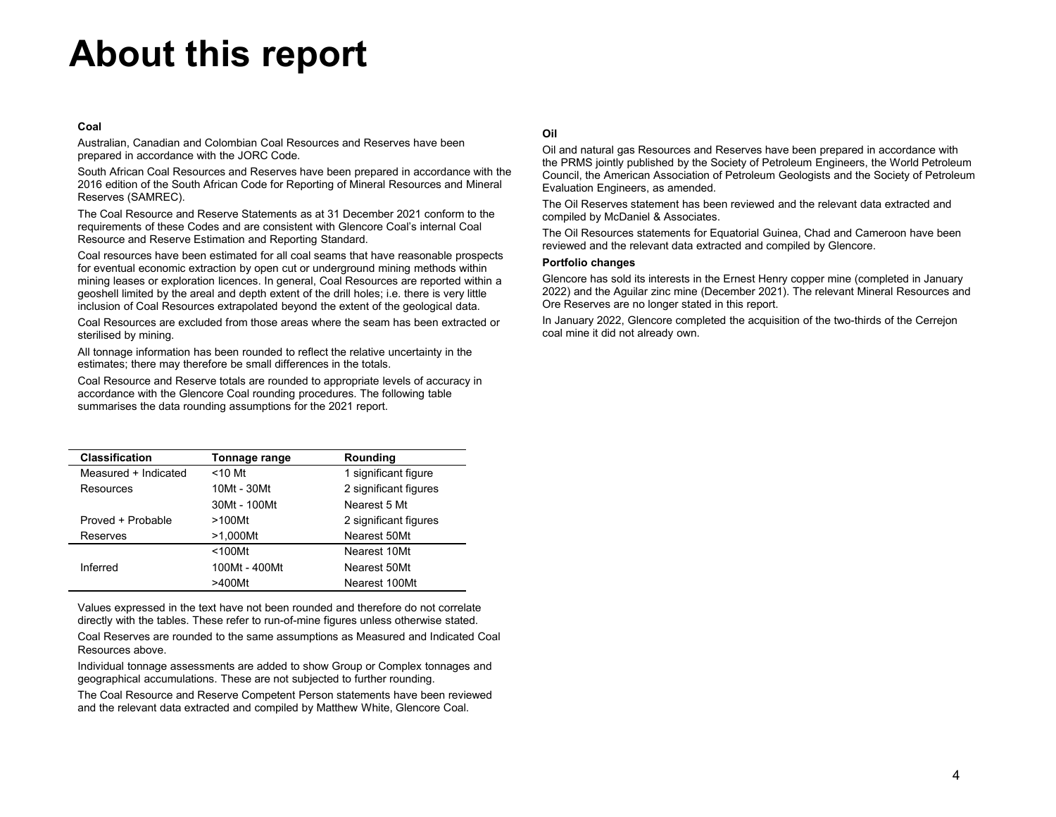# About this report

### Coal

Australian, Canadian and Colombian Coal Resources and Reserves have been prepared in accordance with the JORC Code.

South African Coal Resources and Reserves have been prepared in accordance with the 2016 edition of the South African Code for Reporting of Mineral Resources and Mineral Reserves (SAMREC).

The Coal Resource and Reserve Statements as at 31 December 2021 conform to the requirements of these Codes and are consistent with Glencore Coal's internal Coal Resource and Reserve Estimation and Reporting Standard.

Coal resources have been estimated for all coal seams that have reasonable prospects for eventual economic extraction by open cut or underground mining methods within mining leases or exploration licences. In general, Coal Resources are reported within a geoshell limited by the areal and depth extent of the drill holes; i.e. there is very little inclusion of Coal Resources extrapolated beyond the extent of the geological data.

Coal Resources are excluded from those areas where the seam has been extracted or sterilised by mining.

All tonnage information has been rounded to reflect the relative uncertainty in the estimates; there may therefore be small differences in the totals.

Coal Resource and Reserve totals are rounded to appropriate levels of accuracy in accordance with the Glencore Coal rounding procedures. The following table summarises the data rounding assumptions for the 2021 report.

| Classification | Tonnage range | Rounding |
|---|---|---|
| Measured + Indicated | <10 Mt | 1 significant figure |
| Resources | 10Mt - 30Mt | 2 significant figures |
| | 30Mt - 100Mt | Nearest 5 Mt |
| Proved + Probable | >100Mt | 2 significant figures |
| Reserves | >1,000Mt | Nearest 50Mt |
| | <100Mt | Nearest 10Mt |
| Inferred | 100Mt - 400Mt | Nearest 50Mt |
| | >400Mt | Nearest 100Mt |

Values expressed in the text have not been rounded and therefore do not correlate directly with the tables. These refer to run-of-mine figures unless otherwise stated.

Coal Reserves are rounded to the same assumptions as Measured and Indicated Coal Resources above.

Individual tonnage assessments are added to show Group or Complex tonnages and geographical accumulations. These are not subjected to further rounding.

The Coal Resource and Reserve Competent Person statements have been reviewed and the relevant data extracted and compiled by Matthew White, Glencore Coal.

### Oil

Oil and natural gas Resources and Reserves have been prepared in accordance with the PRMS jointly published by the Society of Petroleum Engineers, the World Petroleum Council, the American Association of Petroleum Geologists and the Society of Petroleum Evaluation Engineers, as amended.

The Oil Reserves statement has been reviewed and the relevant data extracted and compiled by McDaniel & Associates.

The Oil Resources statements for Equatorial Guinea, Chad and Cameroon have been reviewed and the relevant data extracted and compiled by Glencore.

### Portfolio changes

Glencore has sold its interests in the Ernest Henry copper mine (completed in January 2022) and the Aguilar zinc mine (December 2021). The relevant Mineral Resources and Ore Reserves are no longer stated in this report.

In January 2022, Glencore completed the acquisition of the two-thirds of the Cerrejon coal mine it did not already own.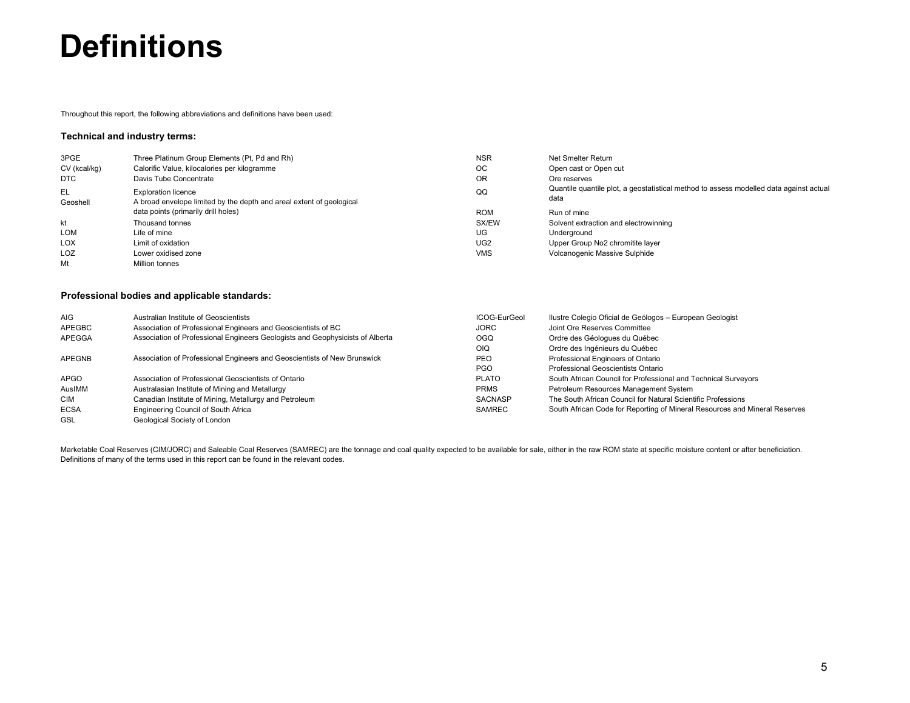# Definitions

Throughout this report, the following abbreviations and definitions have been used:

### Technical and industry terms:

| | |
|---|---|
| 3PGE | Three Platinum Group Elements (Pt, Pd and Rh) |
| CV (kcal/kg) | Calorific Value, kilocalories per kilogramme |
| DTC | Davis Tube Concentrate |
| EL | Exploration licence |
| Geoshell | A broad envelope limited by the depth and areal extent of geological data points (primarily drill holes) |
| kt | Thousand tonnes |
| LOM | Life of mine |
| LOX | Limit of oxidation |
| LOZ | Lower oxidised zone |
| Mt | Million tonnes |
| NSR | Net Smelter Return |
| OC | Open cast or Open cut |
| OR | Ore reserves |
| QQ | Quantile quantile plot, a geostatistical method to assess modelled data against actual data |
| ROM | Run of mine |
| SX/EW | Solvent extraction and electrowinning |
| UG | Underground |
| UG2 | Upper Group No2 chromitite layer |
| VMS | Volcanogenic Massive Sulphide |

### Professional bodies and applicable standards:

| | |
|---|---|
| AIG | Australian Institute of Geoscientists |
| APEGBC | Association of Professional Engineers and Geoscientists of BC |
| APEGGA | Association of Professional Engineers Geologists and Geophysicists of Alberta |
| APEGNB | Association of Professional Engineers and Geoscientists of New Brunswick |
| APGO | Association of Professional Geoscientists of Ontario |
| AusIMM | Australasian Institute of Mining and Metallurgy |
| CIM | Canadian Institute of Mining, Metallurgy and Petroleum |
| ECSA | Engineering Council of South Africa |
| GSL | Geological Society of London |
| ICOG-EurGeol | Ilustre Colegio Oficial de Geólogos – European Geologist |
| JORC | Joint Ore Reserves Committee |
| OGQ | Ordre des Géologues du Québec |
| OIQ | Ordre des Ingénieurs du Québec |
| PEO | Professional Engineers of Ontario |
| PGO | Professional Geoscientists Ontario |
| PLATO | South African Council for Professional and Technical Surveyors |
| PRMS | Petroleum Resources Management System |
| SACNASP | The South African Council for Natural Scientific Professions |
| SAMREC | South African Code for Reporting of Mineral Resources and Mineral Reserves |

Marketable Coal Reserves (CIM/JORC) and Saleable Coal Reserves (SAMREC) are the tonnage and coal quality expected to be available for sale, either in the raw ROM state at specific moisture content or after beneficiation.
Definitions of many of the terms used in this report can be found in the relevant codes.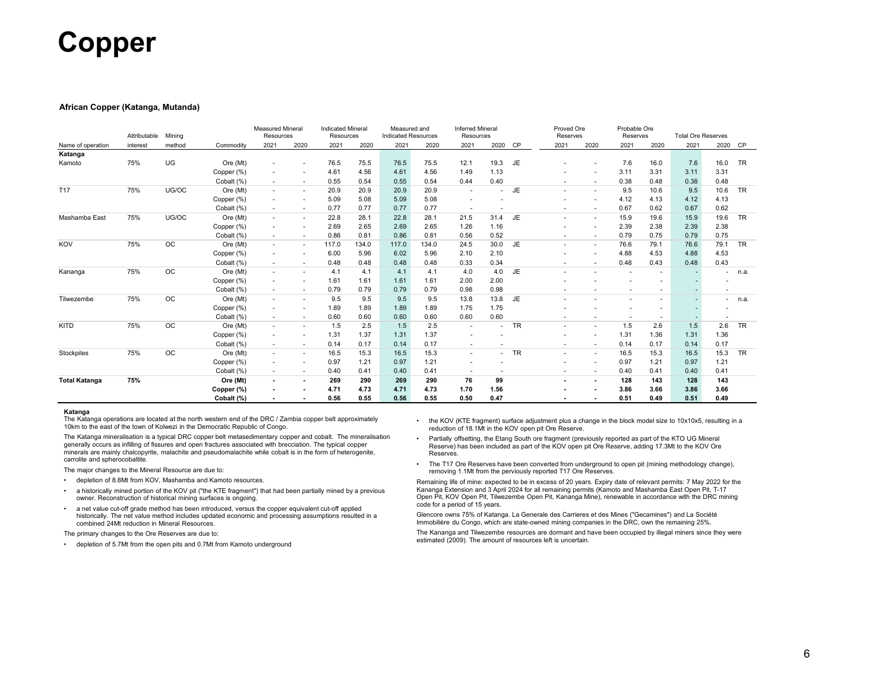# Copper

### African Copper (Katanga, Mutanda)

| Name of operation | Attributable interest | Mining method | Commodity | Measured Mineral Resources 2021 | Measured Mineral Resources 2020 | Indicated Mineral Resources 2021 | Indicated Mineral Resources 2020 | Measured and Indicated Resources 2021 | Measured and Indicated Resources 2020 | Inferred Mineral Resources 2021 | Inferred Mineral Resources 2020 | CP | Proved Ore Reserves 2021 | Proved Ore Reserves 2020 | Probable Ore Reserves 2021 | Probable Ore Reserves 2020 | Total Ore Reserves 2021 | Total Ore Reserves 2020 | CP |
|---|---|---|---|---|---|---|---|---|---|---|---|---|---|---|---|---|---|---|---|
| **Katanga** | | | | | | | | | | | | | | | | | | | |
| Kamoto | 75% | UG | Ore (Mt) | - | - | 76.5 | 75.5 | 76.5 | 75.5 | 12.1 | 19.3 | JE | - | - | 7.6 | 16.0 | 7.6 | 16.0 | TR |
| | | | Copper (%) | - | - | 4.61 | 4.56 | 4.61 | 4.56 | 1.49 | 1.13 | | - | - | 3.11 | 3.31 | 3.11 | 3.31 | |
| | | | Cobalt (%) | - | - | 0.55 | 0.54 | 0.55 | 0.54 | 0.44 | 0.40 | | - | - | 0.38 | 0.48 | 0.38 | 0.48 | |
| T17 | 75% | UG/OC | Ore (Mt) | - | - | 20.9 | 20.9 | 20.9 | 20.9 | - | - | JE | - | - | 9.5 | 10.6 | 9.5 | 10.6 | TR |
| | | | Copper (%) | - | - | 5.09 | 5.08 | 5.09 | 5.08 | - | - | | - | - | 4.12 | 4.13 | 4.12 | 4.13 | |
| | | | Cobalt (%) | - | - | 0.77 | 0.77 | 0.77 | 0.77 | - | - | | - | - | 0.67 | 0.62 | 0.67 | 0.62 | |
| Mashamba East | 75% | UG/OC | Ore (Mt) | - | - | 22.8 | 28.1 | 22.8 | 28.1 | 21.5 | 31.4 | JE | - | - | 15.9 | 19.6 | 15.9 | 19.6 | TR |
| | | | Copper (%) | - | - | 2.69 | 2.65 | 2.69 | 2.65 | 1.26 | 1.16 | | - | - | 2.39 | 2.38 | 2.39 | 2.38 | |
| | | | Cobalt (%) | - | - | 0.86 | 0.81 | 0.86 | 0.81 | 0.56 | 0.52 | | - | - | 0.79 | 0.75 | 0.79 | 0.75 | |
| KOV | 75% | OC | Ore (Mt) | - | - | 117.0 | 134.0 | 117.0 | 134.0 | 24.5 | 30.0 | JE | - | - | 76.6 | 79.1 | 76.6 | 79.1 | TR |
| | | | Copper (%) | - | - | 6.00 | 5.96 | 6.02 | 5.96 | 2.10 | 2.10 | | - | - | 4.88 | 4.53 | 4.88 | 4.53 | |
| | | | Cobalt (%) | - | - | 0.48 | 0.48 | 0.48 | 0.48 | 0.33 | 0.34 | | - | - | 0.48 | 0.43 | 0.48 | 0.43 | |
| Kananga | 75% | OC | Ore (Mt) | - | - | 4.1 | 4.1 | 4.1 | 4.1 | 4.0 | 4.0 | JE | - | - | - | - | - | - | n.a. |
| | | | Copper (%) | - | - | 1.61 | 1.61 | 1.61 | 1.61 | 2.00 | 2.00 | | - | - | - | - | - | - | |
| | | | Cobalt (%) | - | - | 0.79 | 0.79 | 0.79 | 0.79 | 0.98 | 0.98 | | - | - | - | - | - | - | |
| Tilwezembe | 75% | OC | Ore (Mt) | - | - | 9.5 | 9.5 | 9.5 | 9.5 | 13.8 | 13.8 | JE | - | - | - | - | - | - | n.a. |
| | | | Copper (%) | - | - | 1.89 | 1.89 | 1.89 | 1.89 | 1.75 | 1.75 | | - | - | - | - | - | - | |
| | | | Cobalt (%) | - | - | 0.60 | 0.60 | 0.60 | 0.60 | 0.60 | 0.60 | | - | - | - | - | - | - | |
| KITD | 75% | OC | Ore (Mt) | - | - | 1.5 | 2.5 | 1.5 | 2.5 | - | - | TR | - | - | 1.5 | 2.6 | 1.5 | 2.6 | TR |
| | | | Copper (%) | - | - | 1.31 | 1.37 | 1.31 | 1.37 | - | - | | - | - | 1.31 | 1.36 | 1.31 | 1.36 | |
| | | | Cobalt (%) | - | - | 0.14 | 0.17 | 0.14 | 0.17 | - | - | | - | - | 0.14 | 0.17 | 0.14 | 0.17 | |
| Stockpiles | 75% | OC | Ore (Mt) | - | - | 16.5 | 15.3 | 16.5 | 15.3 | - | - | TR | - | - | 16.5 | 15.3 | 16.5 | 15.3 | TR |
| | | | Copper (%) | - | - | 0.97 | 1.21 | 0.97 | 1.21 | - | - | | - | - | 0.97 | 1.21 | 0.97 | 1.21 | |
| | | | Cobalt (%) | - | - | 0.40 | 0.41 | 0.40 | 0.41 | - | - | | - | - | 0.40 | 0.41 | 0.40 | 0.41 | |
| **Total Katanga** | **75%** | | **Ore (Mt)** | **-** | **-** | **269** | **290** | **269** | **290** | **76** | **99** | | **-** | **-** | **128** | **143** | **128** | **143** | |
| | | | **Copper (%)** | **-** | **-** | **4.71** | **4.73** | **4.71** | **4.73** | **1.70** | **1.56** | | **-** | **-** | **3.86** | **3.66** | **3.86** | **3.66** | |
| | | | **Cobalt (%)** | **-** | **-** | **0.56** | **0.55** | **0.56** | **0.55** | **0.50** | **0.47** | | **-** | **-** | **0.51** | **0.49** | **0.51** | **0.49** | |

**Katanga**

The Katanga operations are located at the north western end of the DRC / Zambia copper belt approximately 10km to the east of the town of Kolwezi in the Democratic Republic of Congo.

The Katanga mineralisation is a typical DRC copper belt metasedimentary copper and cobalt. The mineralisation generally occurs as infilling of fissures and open fractures associated with brecciation. The typical copper minerals are mainly chalcopyrite, malachite and pseudomalachite while cobalt is in the form of heterogenite, carrolite and spherocobaltite.

The major changes to the Mineral Resource are due to:

- depletion of 8.8Mt from KOV, Mashamba and Kamoto resources.
- a historically mined portion of the KOV pit ("the KTE fragment") that had been partially mined by a previous owner. Reconstruction of historical mining surfaces is ongoing.
- a net value cut-off grade method has been introduced, versus the copper equivalent cut-off applied historically. The net value method includes updated economic and processing assumptions resulted in a combined 24Mt reduction in Mineral Resources.

The primary changes to the Ore Reserves are due to:

- depletion of 5.7Mt from the open pits and 0.7Mt from Kamoto underground
- the KOV (KTE fragment) surface adjustment plus a change in the block model size to 10x10x5, resulting in a reduction of 18.1Mt in the KOV open pit Ore Reserve.
- Partially offsetting, the Etang South ore fragment (previously reported as part of the KTO UG Mineral Reserve) has been included as part of the KOV open pit Ore Reserve, adding 17.3Mt to the KOV Ore Reserves.
- The T17 Ore Reserves have been converted from underground to open pit (mining methodology change), removing 1.1Mt from the perviously reported T17 Ore Reserves.

Remaining life of mine: expected to be in excess of 20 years. Expiry date of relevant permits: 7 May 2022 for the Kananga Extension and 3 April 2024 for all remaining permits (Kamoto and Mashamba East Open Pit, T-17 Open Pit, KOV Open Pit, Tilwezembe Open Pit, Kananga Mine), renewable in accordance with the DRC mining code for a period of 15 years.

Glencore owns 75% of Katanga. La Generale des Carrieres et des Mines ("Gecamines") and La Société Immobilière du Congo, which are state-owned mining companies in the DRC, own the remaining 25%.

The Kananga and Tilwezembe resources are dormant and have been occupied by illegal miners since they were estimated (2009). The amount of resources left is uncertain.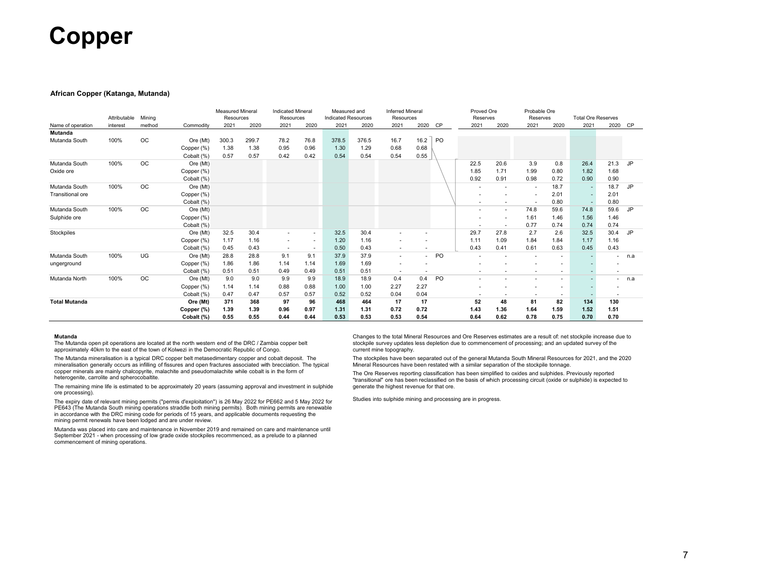# Copper

**African Copper (Katanga, Mutanda)**

| Name of operation | Attributable interest | Mining method | Commodity | Measured Mineral Resources 2021 | Measured Mineral Resources 2020 | Indicated Mineral Resources 2021 | Indicated Mineral Resources 2020 | Measured and Indicated Resources 2021 | Measured and Indicated Resources 2020 | Inferred Mineral Resources 2021 | Inferred Mineral Resources 2020 | CP | Proved Ore Reserves 2021 | Proved Ore Reserves 2020 | Probable Ore Reserves 2021 | Probable Ore Reserves 2020 | Total Ore Reserves 2021 | Total Ore Reserves 2020 | CP |
|---|---|---|---|---|---|---|---|---|---|---|---|---|---|---|---|---|---|---|---|
| **Mutanda** | | | | | | | | | | | | | | | | | | | |
| Mutanda South | 100% | OC | Ore (Mt) | 300.3 | 299.7 | 78.2 | 76.8 | 378.5 | 376.5 | 16.7 | 16.2 | PO | | | | | | | |
| | | | Copper (%) | 1.38 | 1.38 | 0.95 | 0.96 | 1.30 | 1.29 | 0.68 | 0.68 | | | | | | | | |
| | | | Cobalt (%) | 0.57 | 0.57 | 0.42 | 0.42 | 0.54 | 0.54 | 0.54 | 0.55 | | | | | | | | |
| Mutanda South Oxide ore | 100% | OC | Ore (Mt) | | | | | | | | | | 22.5 | 20.6 | 3.9 | 0.8 | 26.4 | 21.3 | JP |
| | | | Copper (%) | | | | | | | | | | 1.85 | 1.71 | 1.99 | 0.80 | 1.82 | 1.68 | |
| | | | Cobalt (%) | | | | | | | | | | 0.92 | 0.91 | 0.98 | 0.72 | 0.90 | 0.90 | |
| Mutanda South Transitional ore | 100% | OC | Ore (Mt) | | | | | | | | | | - | - | - | 18.7 | - | 18.7 | JP |
| | | | Copper (%) | | | | | | | | | | - | - | - | 2.01 | - | 2.01 | |
| | | | Cobalt (%) | | | | | | | | | | - | - | - | 0.80 | - | 0.80 | |
| Mutanda South Sulphide ore | 100% | OC | Ore (Mt) | | | | | | | | | | - | - | 74.8 | 59.6 | 74.8 | 59.6 | JP |
| | | | Copper (%) | | | | | | | | | | - | - | 1.61 | 1.46 | 1.56 | 1.46 | |
| | | | Cobalt (%) | | | | | | | | | | - | - | 0.77 | 0.74 | 0.74 | 0.74 | |
| Stockpiles | | | Ore (Mt) | 32.5 | 30.4 | - | - | 32.5 | 30.4 | - | - | | 29.7 | 27.8 | 2.7 | 2.6 | 32.5 | 30.4 | JP |
| | | | Copper (%) | 1.17 | 1.16 | - | - | 1.20 | 1.16 | - | - | | 1.11 | 1.09 | 1.84 | 1.84 | 1.17 | 1.16 | |
| | | | Cobalt (%) | 0.45 | 0.43 | - | - | 0.50 | 0.43 | - | - | | 0.43 | 0.41 | 0.61 | 0.63 | 0.45 | 0.43 | |
| Mutanda South ungerground | 100% | UG | Ore (Mt) | 28.8 | 28.8 | 9.1 | 9.1 | 37.9 | 37.9 | - | - | PO | - | - | - | - | - | - | n.a |
| | | | Copper (%) | 1.86 | 1.86 | 1.14 | 1.14 | 1.69 | 1.69 | - | - | | - | - | - | - | - | - | |
| | | | Cobalt (%) | 0.51 | 0.51 | 0.49 | 0.49 | 0.51 | 0.51 | - | - | | - | - | - | - | - | - | |
| Mutanda North | 100% | OC | Ore (Mt) | 9.0 | 9.0 | 9.9 | 9.9 | 18.9 | 18.9 | 0.4 | 0.4 | PO | - | - | - | - | - | - | n.a |
| | | | Copper (%) | 1.14 | 1.14 | 0.88 | 0.88 | 1.00 | 1.00 | 2.27 | 2.27 | | - | - | - | - | - | - | |
| | | | Cobalt (%) | 0.47 | 0.47 | 0.57 | 0.57 | 0.52 | 0.52 | 0.04 | 0.04 | | - | - | - | - | - | - | |
| **Total Mutanda** | | | **Ore (Mt)** | **371** | **368** | **97** | **96** | **468** | **464** | **17** | **17** | | **52** | **48** | **81** | **82** | **134** | **130** | |
| | | | **Copper (%)** | **1.39** | **1.39** | **0.96** | **0.97** | **1.31** | **1.31** | **0.72** | **0.72** | | **1.43** | **1.36** | **1.64** | **1.59** | **1.52** | **1.51** | |
| | | | **Cobalt (%)** | **0.55** | **0.55** | **0.44** | **0.44** | **0.53** | **0.53** | **0.53** | **0.54** | | **0.64** | **0.62** | **0.78** | **0.75** | **0.70** | **0.70** | |

**Mutanda**

The Mutanda open pit operations are located at the north western end of the DRC / Zambia copper belt approximately 40km to the east of the town of Kolwezi in the Democratic Republic of Congo.

The Mutanda mineralisation is a typical DRC copper belt metasedimentary copper and cobalt deposit. The mineralisation generally occurs as infilling of fissures and open fractures associated with brecciation. The typical copper minerals are mainly chalcopyrite, malachite and pseudomalachite while cobalt is in the form of heterogenite, carrolite and spherocobaltite.

The remaining mine life is estimated to be approximately 20 years (assuming approval and investment in sulphide ore processing).

The expiry date of relevant mining permits ("permis d'exploitation") is 26 May 2022 for PE662 and 5 May 2022 for PE643 (The Mutanda South mining operations straddle both mining permits). Both mining permits are renewable in accordance with the DRC mining code for periods of 15 years, and applicable documents requesting the mining permit renewals have been lodged and are under review.

Mutanda was placed into care and maintenance in November 2019 and remained on care and maintenance until September 2021 - when processing of low grade oxide stockpiles recommenced, as a prelude to a planned commencement of mining operations.

Changes to the total Mineral Resources and Ore Reserves estimates are a result of: net stockpile increase due to stockpile survey updates less depletion due to commencement of processing; and an updated survey of the current mine topography.

The stockpiles have been separated out of the general Mutanda South Mineral Resources for 2021, and the 2020 Mineral Resources have been restated with a similar separation of the stockpile tonnage.

The Ore Reserves reporting classification has been simplified to oxides and sulphides. Previously reported "transitional" ore has been reclassified on the basis of which processing circuit (oxide or sulphide) is expected to generate the highest revenue for that ore.

Studies into sulphide mining and processing are in progress.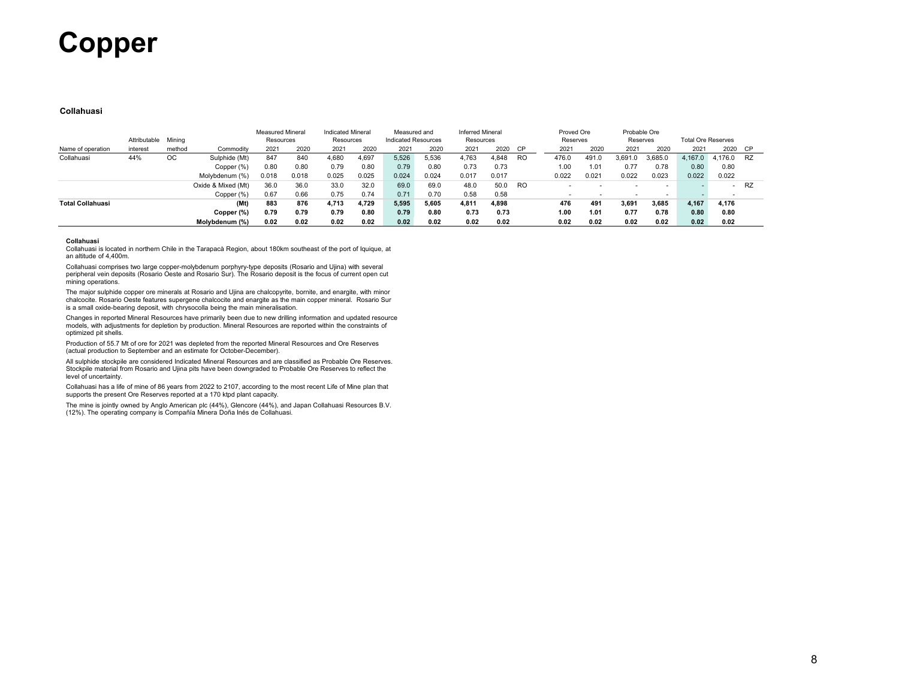# Copper

### Collahuasi

| Name of operation | Attributable interest | Mining method | Commodity | Measured Mineral Resources | | Indicated Mineral Resources | | Measured and Indicated Resources | | Inferred Mineral Resources | | | Proved Ore Reserves | | Probable Ore Reserves | | Total Ore Reserves | | |
|---|---|---|---|---|---|---|---|---|---|---|---|---|---|---|---|---|---|---|---|
| | | | | 2021 | 2020 | 2021 | 2020 | 2021 | 2020 | 2021 | 2020 | CP | 2021 | 2020 | 2021 | 2020 | 2021 | 2020 | CP |
| Collahuasi | 44% | OC | Sulphide (Mt) | 847 | 840 | 4,680 | 4,697 | 5,526 | 5,536 | 4,763 | 4,848 | RO | 476.0 | 491.0 | 3,691.0 | 3,685.0 | 4,167.0 | 4,176.0 | RZ |
| | | | Copper (%) | 0.80 | 0.80 | 0.79 | 0.80 | 0.79 | 0.80 | 0.73 | 0.73 | | 1.00 | 1.01 | 0.77 | 0.78 | 0.80 | 0.80 | |
| | | | Molybdenum (%) | 0.018 | 0.018 | 0.025 | 0.025 | 0.024 | 0.024 | 0.017 | 0.017 | | 0.022 | 0.021 | 0.022 | 0.023 | 0.022 | 0.022 | |
| | | | Oxide & Mixed (Mt) | 36.0 | 36.0 | 33.0 | 32.0 | 69.0 | 69.0 | 48.0 | 50.0 | RO | - | - | - | - | - | - | RZ |
| | | | Copper (%) | 0.67 | 0.66 | 0.75 | 0.74 | 0.71 | 0.70 | 0.58 | 0.58 | | - | - | - | - | - | - | |
| **Total Collahuasi** | | | **(Mt)** | **883** | **876** | **4,713** | **4,729** | **5,595** | **5,605** | **4,811** | **4,898** | | **476** | **491** | **3,691** | **3,685** | **4,167** | **4,176** | |
| | | | **Copper (%)** | **0.79** | **0.79** | **0.79** | **0.80** | **0.79** | **0.80** | **0.73** | **0.73** | | **1.00** | **1.01** | **0.77** | **0.78** | **0.80** | **0.80** | |
| | | | **Molybdenum (%)** | **0.02** | **0.02** | **0.02** | **0.02** | **0.02** | **0.02** | **0.02** | **0.02** | | **0.02** | **0.02** | **0.02** | **0.02** | **0.02** | **0.02** | |

**Collahuasi**

Collahuasi is located in northern Chile in the Tarapacà Region, about 180km southeast of the port of Iquique, at an altitude of 4,400m.

Collahuasi comprises two large copper-molybdenum porphyry-type deposits (Rosario and Ujina) with several peripheral vein deposits (Rosario Oeste and Rosario Sur). The Rosario deposit is the focus of current open cut mining operations.

The major sulphide copper ore minerals at Rosario and Ujina are chalcopyrite, bornite, and enargite, with minor chalcocite. Rosario Oeste features supergene chalcocite and enargite as the main copper mineral. Rosario Sur is a small oxide-bearing deposit, with chrysocolla being the main mineralisation.

Changes in reported Mineral Resources have primarily been due to new drilling information and updated resource models, with adjustments for depletion by production. Mineral Resources are reported within the constraints of optimized pit shells.

Production of 55.7 Mt of ore for 2021 was depleted from the reported Mineral Resources and Ore Reserves (actual production to September and an estimate for October-December).

All sulphide stockpile are considered Indicated Mineral Resources and are classified as Probable Ore Reserves. Stockpile material from Rosario and Ujina pits have been downgraded to Probable Ore Reserves to reflect the level of uncertainty.

Collahuasi has a life of mine of 86 years from 2022 to 2107, according to the most recent Life of Mine plan that supports the present Ore Reserves reported at a 170 ktpd plant capacity.

The mine is jointly owned by Anglo American plc (44%), Glencore (44%), and Japan Collahuasi Resources B.V. (12%). The operating company is Compañía Minera Doña Inés de Collahuasi.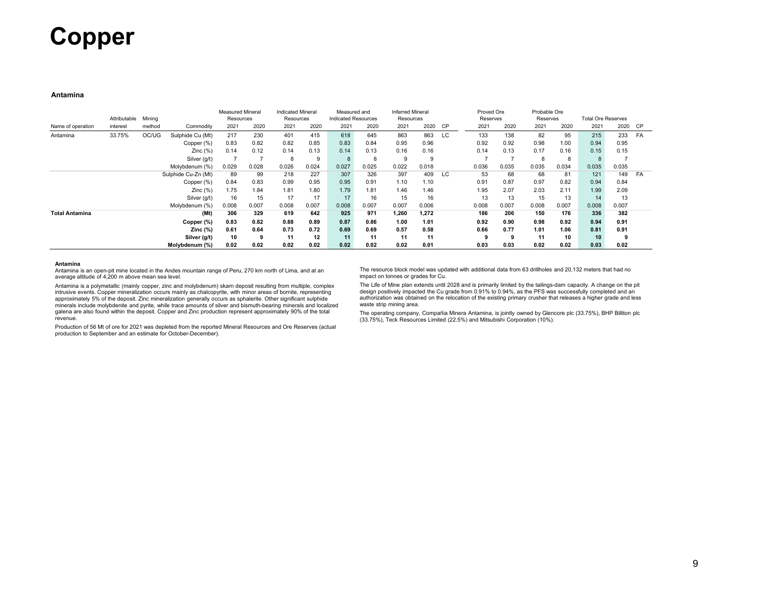# Copper

### Antamina

| Name of operation | Attributable interest | Mining method | Commodity | Measured Mineral Resources | | Indicated Mineral Resources | | Measured and Indicated Resources | | Inferred Mineral Resources | | | Proved Ore Reserves | | Probable Ore Reserves | | Total Ore Reserves | | |
|---|---|---|---|---|---|---|---|---|---|---|---|---|---|---|---|---|---|---|---|
| | | | | 2021 | 2020 | 2021 | 2020 | 2021 | 2020 | 2021 | 2020 | CP | 2021 | 2020 | 2021 | 2020 | 2021 | 2020 | CP |
| Antamina | 33.75% | OC/UG | Sulphide Cu (Mt) | 217 | 230 | 401 | 415 | 618 | 645 | 863 | 863 | LC | 133 | 138 | 82 | 95 | 215 | 233 | FA |
| | | | Copper (%) | 0.83 | 0.82 | 0.82 | 0.85 | 0.83 | 0.84 | 0.95 | 0.96 | | 0.92 | 0.92 | 0.98 | 1.00 | 0.94 | 0.95 | |
| | | | Zinc (%) | 0.14 | 0.12 | 0.14 | 0.13 | 0.14 | 0.13 | 0.16 | 0.16 | | 0.14 | 0.13 | 0.17 | 0.16 | 0.15 | 0.15 | |
| | | | Silver (g/t) | 7 | 7 | 8 | 9 | 8 | 8 | 9 | 9 | | 7 | 7 | 8 | 8 | 8 | 7 | |
| | | | Molybdenum (%) | 0.029 | 0.028 | 0.026 | 0.024 | 0.027 | 0.025 | 0.022 | 0.018 | | 0.036 | 0.035 | 0.035 | 0.034 | 0.035 | 0.035 | |
| | | | Sulphide Cu-Zn (Mt) | 89 | 99 | 218 | 227 | 307 | 326 | 397 | 409 | LC | 53 | 68 | 68 | 81 | 121 | 149 | FA |
| | | | Copper (%) | 0.84 | 0.83 | 0.99 | 0.95 | 0.95 | 0.91 | 1.10 | 1.10 | | 0.91 | 0.87 | 0.97 | 0.82 | 0.94 | 0.84 | |
| | | | Zinc (%) | 1.75 | 1.84 | 1.81 | 1.80 | 1.79 | 1.81 | 1.46 | 1.46 | | 1.95 | 2.07 | 2.03 | 2.11 | 1.99 | 2.09 | |
| | | | Silver (g/t) | 16 | 15 | 17 | 17 | 17 | 16 | 15 | 16 | | 13 | 13 | 15 | 13 | 14 | 13 | |
| | | | Molybdenum (%) | 0.008 | 0.007 | 0.008 | 0.007 | 0.008 | 0.007 | 0.007 | 0.006 | | 0.008 | 0.007 | 0.008 | 0.007 | 0.008 | 0.007 | |
| **Total Antamina** | | | **(Mt)** | **306** | **329** | **619** | **642** | **925** | **971** | **1,260** | **1,272** | | **186** | **206** | **150** | **176** | **336** | **382** | |
| | | | **Copper (%)** | **0.83** | **0.82** | **0.88** | **0.89** | **0.87** | **0.86** | **1.00** | **1.01** | | **0.92** | **0.90** | **0.98** | **0.92** | **0.94** | **0.91** | |
| | | | **Zinc (%)** | **0.61** | **0.64** | **0.73** | **0.72** | **0.69** | **0.69** | **0.57** | **0.58** | | **0.66** | **0.77** | **1.01** | **1.06** | **0.81** | **0.91** | |
| | | | **Silver (g/t)** | **10** | **9** | **11** | **12** | **11** | **11** | **11** | **11** | | **9** | **9** | **11** | **10** | **10** | **9** | |
| | | | **Molybdenum (%)** | **0.02** | **0.02** | **0.02** | **0.02** | **0.02** | **0.02** | **0.02** | **0.01** | | **0.03** | **0.03** | **0.02** | **0.02** | **0.03** | **0.02** | |

**Antamina**

Antamina is an open-pit mine located in the Andes mountain range of Peru, 270 km north of Lima, and at an average altitude of 4,200 m above mean sea level.

Antamina is a polymetallic (mainly copper, zinc and molybdenum) skarn deposit resulting from multiple, complex intrusive events. Copper mineralization occurs mainly as chalcopyrite, with minor areas of bornite, representing approximately 5% of the deposit. Zinc mineralization generally occurs as sphalerite. Other significant sulphide minerals include molybdenite and pyrite, while trace amounts of silver and bismuth-bearing minerals and localized galena are also found within the deposit. Copper and Zinc production represent approximately 90% of the total revenue.

Production of 56 Mt of ore for 2021 was depleted from the reported Mineral Resources and Ore Reserves (actual production to September and an estimate for October-December).

The resource block model was updated with additional data from 63 drillholes and 20,132 meters that had no impact on tonnes or grades for Cu.

The Life of Mine plan extends until 2028 and is primarily limited by the tailings-dam capacity. A change on the pit design positively impacted the Cu grade from 0.91% to 0.94%, as the PFS was successfully completed and an authorization was obtained on the relocation of the existing primary crusher that releases a higher grade and less waste strip mining area.

The operating company, Compañia Minera Antamina, is jointly owned by Glencore plc (33.75%), BHP Billiton plc (33.75%), Teck Resources Limited (22.5%) and Mitsubishi Corporation (10%).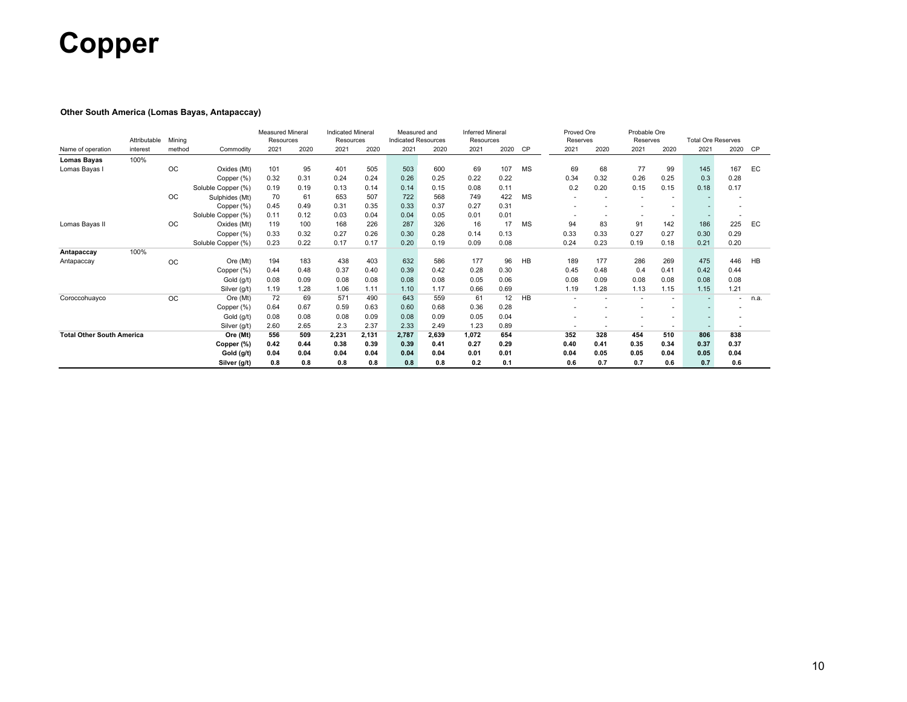# Copper

### Other South America (Lomas Bayas, Antapaccay)

| Name of operation | Attributable interest | Mining method | Commodity | Measured Mineral Resources | | Indicated Mineral Resources | | Measured and Indicated Resources | | Inferred Mineral Resources | | | Proved Ore Reserves | | Probable Ore Reserves | | Total Ore Reserves | | |
|---|---|---|---|---|---|---|---|---|---|---|---|---|---|---|---|---|---|---|---|
| | | | | 2021 | 2020 | 2021 | 2020 | 2021 | 2020 | 2021 | 2020 | CP | 2021 | 2020 | 2021 | 2020 | 2021 | 2020 | CP |
| **Lomas Bayas** | 100% | | | | | | | | | | | | | | | | | | |
| Lomas Bayas I | | OC | Oxides (Mt) | 101 | 95 | 401 | 505 | 503 | 600 | 69 | 107 | MS | 69 | 68 | 77 | 99 | 145 | 167 | EC |
| | | | Copper (%) | 0.32 | 0.31 | 0.24 | 0.24 | 0.26 | 0.25 | 0.22 | 0.22 | | 0.34 | 0.32 | 0.26 | 0.25 | 0.3 | 0.28 | |
| | | | Soluble Copper (%) | 0.19 | 0.19 | 0.13 | 0.14 | 0.14 | 0.15 | 0.08 | 0.11 | | 0.2 | 0.20 | 0.15 | 0.15 | 0.18 | 0.17 | |
| | | OC | Sulphides (Mt) | 70 | 61 | 653 | 507 | 722 | 568 | 749 | 422 | MS | - | - | - | - | - | - | |
| | | | Copper (%) | 0.45 | 0.49 | 0.31 | 0.35 | 0.33 | 0.37 | 0.27 | 0.31 | | - | - | - | - | - | - | |
| | | | Soluble Copper (%) | 0.11 | 0.12 | 0.03 | 0.04 | 0.04 | 0.05 | 0.01 | 0.01 | | - | - | - | - | - | - | |
| Lomas Bayas II | | OC | Oxides (Mt) | 119 | 100 | 168 | 226 | 287 | 326 | 16 | 17 | MS | 94 | 83 | 91 | 142 | 186 | 225 | EC |
| | | | Copper (%) | 0.33 | 0.32 | 0.27 | 0.26 | 0.30 | 0.28 | 0.14 | 0.13 | | 0.33 | 0.33 | 0.27 | 0.27 | 0.30 | 0.29 | |
| | | | Soluble Copper (%) | 0.23 | 0.22 | 0.17 | 0.17 | 0.20 | 0.19 | 0.09 | 0.08 | | 0.24 | 0.23 | 0.19 | 0.18 | 0.21 | 0.20 | |
| **Antapaccay** | 100% | | | | | | | | | | | | | | | | | | |
| Antapaccay | | OC | Ore (Mt) | 194 | 183 | 438 | 403 | 632 | 586 | 177 | 96 | HB | 189 | 177 | 286 | 269 | 475 | 446 | HB |
| | | | Copper (%) | 0.44 | 0.48 | 0.37 | 0.40 | 0.39 | 0.42 | 0.28 | 0.30 | | 0.45 | 0.48 | 0.4 | 0.41 | 0.42 | 0.44 | |
| | | | Gold (g/t) | 0.08 | 0.09 | 0.08 | 0.08 | 0.08 | 0.08 | 0.05 | 0.06 | | 0.08 | 0.09 | 0.08 | 0.08 | 0.08 | 0.08 | |
| | | | Silver (g/t) | 1.19 | 1.28 | 1.06 | 1.11 | 1.10 | 1.17 | 0.66 | 0.69 | | 1.19 | 1.28 | 1.13 | 1.15 | 1.15 | 1.21 | |
| Coroccohuayco | | OC | Ore (Mt) | 72 | 69 | 571 | 490 | 643 | 559 | 61 | 12 | HB | - | - | - | - | - | - | n.a. |
| | | | Copper (%) | 0.64 | 0.67 | 0.59 | 0.63 | 0.60 | 0.68 | 0.36 | 0.28 | | - | - | - | - | - | - | |
| | | | Gold (g/t) | 0.08 | 0.08 | 0.08 | 0.09 | 0.08 | 0.09 | 0.05 | 0.04 | | - | - | - | - | - | - | |
| | | | Silver (g/t) | 2.60 | 2.65 | 2.3 | 2.37 | 2.33 | 2.49 | 1.23 | 0.89 | | - | - | - | - | - | - | |
| **Total Other South America** | | | **Ore (Mt)** | **556** | **509** | **2,231** | **2,131** | **2,787** | **2,639** | **1,072** | **654** | | **352** | **328** | **454** | **510** | **806** | **838** | |
| | | | **Copper (%)** | **0.42** | **0.44** | **0.38** | **0.39** | **0.39** | **0.41** | **0.27** | **0.29** | | **0.40** | **0.41** | **0.35** | **0.34** | **0.37** | **0.37** | |
| | | | **Gold (g/t)** | **0.04** | **0.04** | **0.04** | **0.04** | **0.04** | **0.04** | **0.01** | **0.01** | | **0.04** | **0.05** | **0.05** | **0.04** | **0.05** | **0.04** | |
| | | | **Silver (g/t)** | **0.8** | **0.8** | **0.8** | **0.8** | **0.8** | **0.8** | **0.2** | **0.1** | | **0.6** | **0.7** | **0.7** | **0.6** | **0.7** | **0.6** | |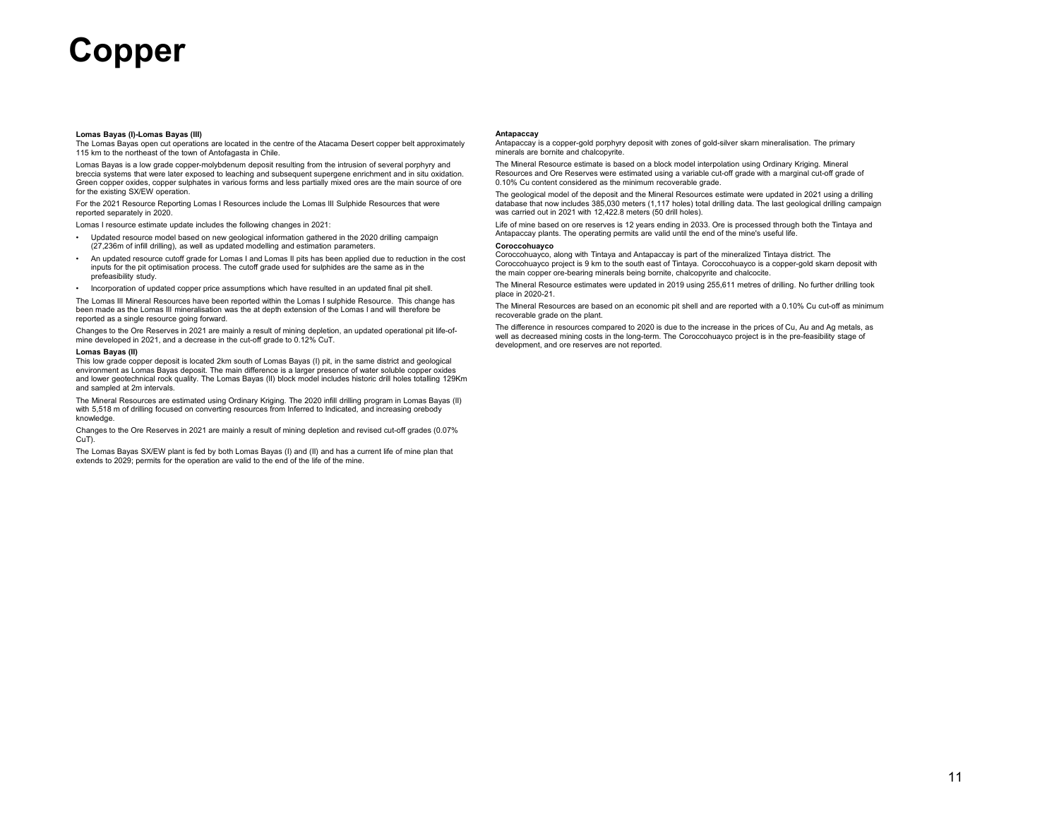# Copper

**Lomas Bayas (I)-Lomas Bayas (III)**

The Lomas Bayas open cut operations are located in the centre of the Atacama Desert copper belt approximately 115 km to the northeast of the town of Antofagasta in Chile.

Lomas Bayas is a low grade copper-molybdenum deposit resulting from the intrusion of several porphyry and breccia systems that were later exposed to leaching and subsequent supergene enrichment and in situ oxidation. Green copper oxides, copper sulphates in various forms and less partially mixed ores are the main source of ore for the existing SX/EW operation.

For the 2021 Resource Reporting Lomas I Resources include the Lomas III Sulphide Resources that were reported separately in 2020.

Lomas I resource estimate update includes the following changes in 2021:

- Updated resource model based on new geological information gathered in the 2020 drilling campaign (27,236m of infill drilling), as well as updated modelling and estimation parameters.
- An updated resource cutoff grade for Lomas I and Lomas II pits has been applied due to reduction in the cost inputs for the pit optimisation process. The cutoff grade used for sulphides are the same as in the prefeasibility study.
- Incorporation of updated copper price assumptions which have resulted in an updated final pit shell.

The Lomas III Mineral Resources have been reported within the Lomas I sulphide Resource. This change has been made as the Lomas III mineralisation was the at depth extension of the Lomas I and will therefore be reported as a single resource going forward.

Changes to the Ore Reserves in 2021 are mainly a result of mining depletion, an updated operational pit life-of-mine developed in 2021, and a decrease in the cut-off grade to 0.12% CuT.

**Lomas Bayas (II)**

This low grade copper deposit is located 2km south of Lomas Bayas (I) pit, in the same district and geological environment as Lomas Bayas deposit. The main difference is a larger presence of water soluble copper oxides and lower geotechnical rock quality. The Lomas Bayas (II) block model includes historic drill holes totalling 129Km and sampled at 2m intervals.

The Mineral Resources are estimated using Ordinary Kriging. The 2020 infill drilling program in Lomas Bayas (II) with 5,518 m of drilling focused on converting resources from Inferred to Indicated, and increasing orebody knowledge.

Changes to the Ore Reserves in 2021 are mainly a result of mining depletion and revised cut-off grades (0.07% CuT).

The Lomas Bayas SX/EW plant is fed by both Lomas Bayas (I) and (II) and has a current life of mine plan that extends to 2029; permits for the operation are valid to the end of the life of the mine.

**Antapaccay**

Antapaccay is a copper-gold porphyry deposit with zones of gold-silver skarn mineralisation. The primary minerals are bornite and chalcopyrite.

The Mineral Resource estimate is based on a block model interpolation using Ordinary Kriging. Mineral Resources and Ore Reserves were estimated using a variable cut-off grade with a marginal cut-off grade of 0.10% Cu content considered as the minimum recoverable grade.

The geological model of the deposit and the Mineral Resources estimate were updated in 2021 using a drilling database that now includes 385,030 meters (1,117 holes) total drilling data. The last geological drilling campaign was carried out in 2021 with 12,422.8 meters (50 drill holes).

Life of mine based on ore reserves is 12 years ending in 2033. Ore is processed through both the Tintaya and Antapaccay plants. The operating permits are valid until the end of the mine's useful life.

**Coroccohuayco**

Coroccohuayco, along with Tintaya and Antapaccay is part of the mineralized Tintaya district. The Coroccohuayco project is 9 km to the south east of Tintaya. Coroccohuayco is a copper-gold skarn deposit with the main copper ore-bearing minerals being bornite, chalcopyrite and chalcocite.

The Mineral Resource estimates were updated in 2019 using 255,611 metres of drilling. No further drilling took place in 2020-21.

The Mineral Resources are based on an economic pit shell and are reported with a 0.10% Cu cut-off as minimum recoverable grade on the plant.

The difference in resources compared to 2020 is due to the increase in the prices of Cu, Au and Ag metals, as well as decreased mining costs in the long-term. The Coroccohuayco project is in the pre-feasibility stage of development, and ore reserves are not reported.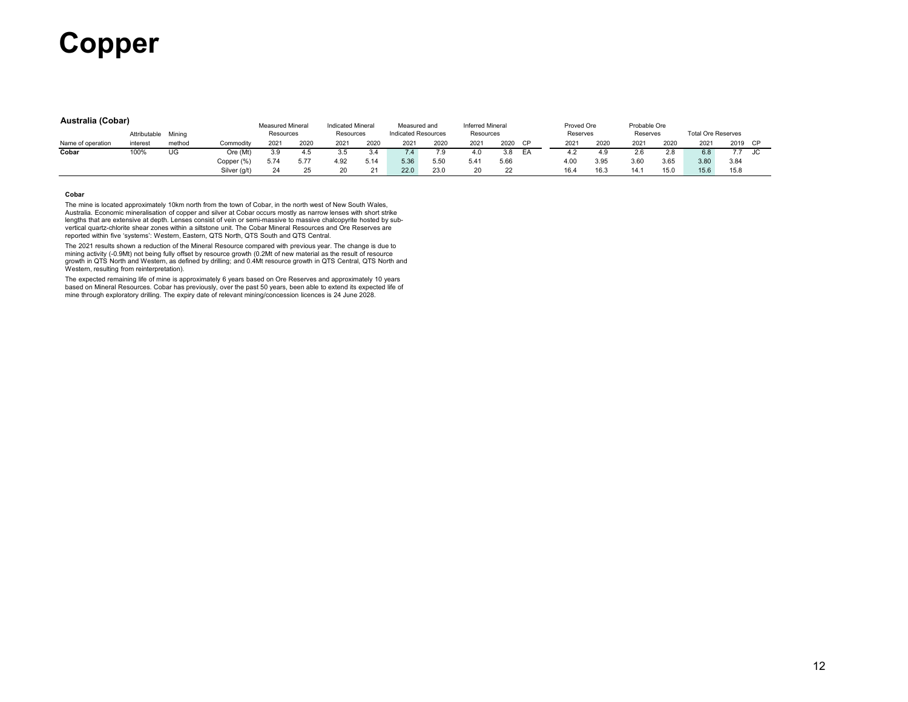# Copper

**Australia (Cobar)**

| Name of operation | Attributable interest | Mining method | Commodity | Measured Mineral Resources | | Indicated Mineral Resources | | Measured and Indicated Resources | | Inferred Mineral Resources | | | Proved Ore Reserves | | Probable Ore Reserves | | Total Ore Reserves | | |
|---|---|---|---|---|---|---|---|---|---|---|---|---|---|---|---|---|---|---|---|
| | | | | 2021 | 2020 | 2021 | 2020 | 2021 | 2020 | 2021 | 2020 | CP | 2021 | 2020 | 2021 | 2020 | 2021 | 2019 | CP |
| **Cobar** | 100% | UG | Ore (Mt) | 3.9 | 4.5 | 3.5 | 3.4 | 7.4 | 7.9 | 4.0 | 3.8 | EA | 4.2 | 4.9 | 2.6 | 2.8 | 6.8 | 7.7 | JC |
| | | | Copper (%) | 5.74 | 5.77 | 4.92 | 5.14 | 5.36 | 5.50 | 5.41 | 5.66 | | 4.00 | 3.95 | 3.60 | 3.65 | 3.80 | 3.84 | |
| | | | Silver (g/t) | 24 | 25 | 20 | 21 | 22.0 | 23.0 | 20 | 22 | | 16.4 | 16.3 | 14.1 | 15.0 | 15.6 | 15.8 | |

**Cobar**

The mine is located approximately 10km north from the town of Cobar, in the north west of New South Wales, Australia. Economic mineralisation of copper and silver at Cobar occurs mostly as narrow lenses with short strike lengths that are extensive at depth. Lenses consist of vein or semi-massive to massive chalcopyrite hosted by sub-vertical quartz-chlorite shear zones within a siltstone unit. The Cobar Mineral Resources and Ore Reserves are reported within five 'systems': Western, Eastern, QTS North, QTS South and QTS Central.

The 2021 results shown a reduction of the Mineral Resource compared with previous year. The change is due to mining activity (-0.9Mt) not being fully offset by resource growth (0.2Mt of new material as the result of resource growth in QTS North and Western, as defined by drilling; and 0.4Mt resource growth in QTS Central, QTS North and Western, resulting from reinterpretation).

The expected remaining life of mine is approximately 6 years based on Ore Reserves and approximately 10 years based on Mineral Resources. Cobar has previously, over the past 50 years, been able to extend its expected life of mine through exploratory drilling. The expiry date of relevant mining/concession licences is 24 June 2028.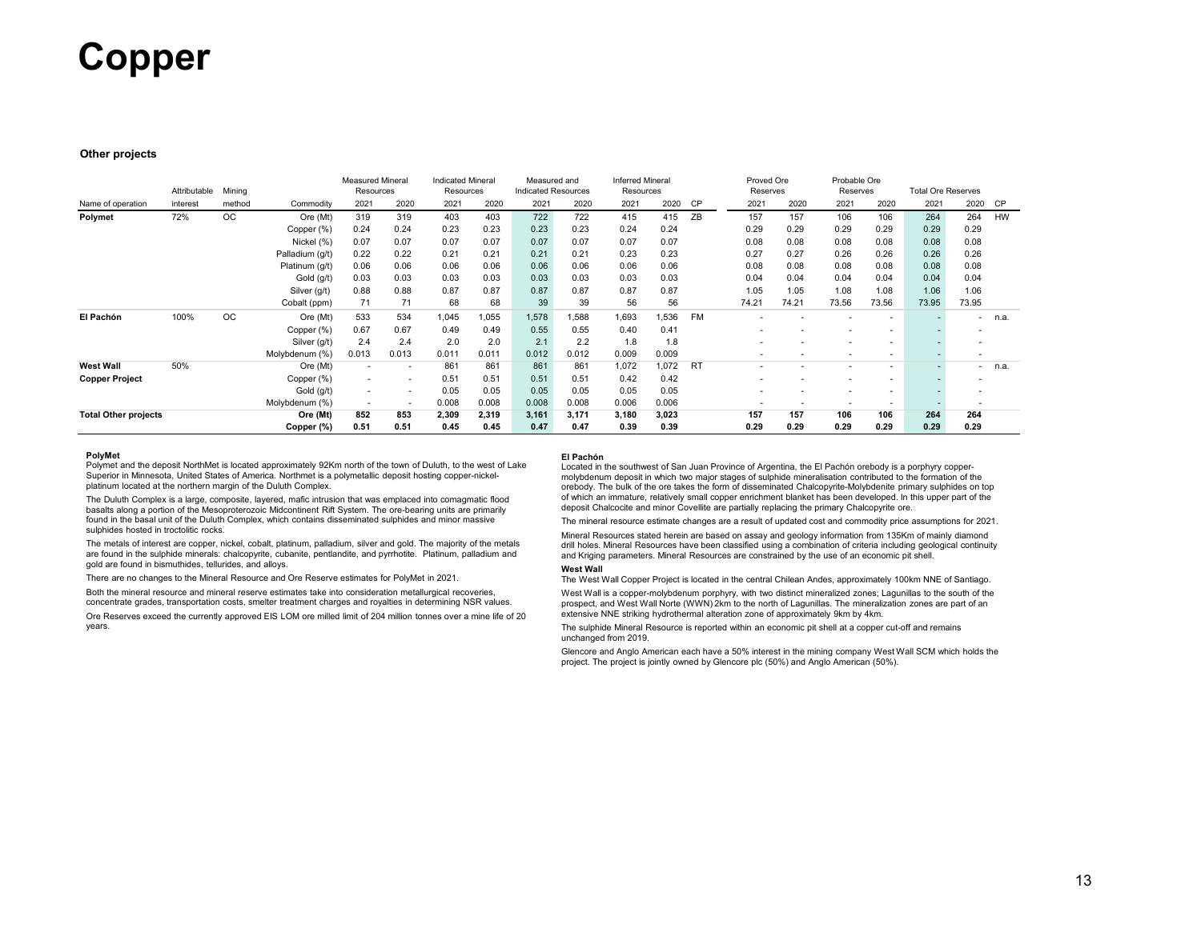# Copper

### Other projects

| Name of operation | Attributable interest | Mining method | Commodity | Measured Mineral Resources | | Indicated Mineral Resources | | Measured and Indicated Resources | | Inferred Mineral Resources | | | Proved Ore Reserves | | Probable Ore Reserves | | Total Ore Reserves | | |
|---|---|---|---|---|---|---|---|---|---|---|---|---|---|---|---|---|---|---|---|
| | | | | 2021 | 2020 | 2021 | 2020 | 2021 | 2020 | 2021 | 2020 | CP | 2021 | 2020 | 2021 | 2020 | 2021 | 2020 | CP |
| **Polymet** | 72% | OC | Ore (Mt) | 319 | 319 | 403 | 403 | 722 | 722 | 415 | 415 | ZB | 157 | 157 | 106 | 106 | 264 | 264 | HW |
| | | | Copper (%) | 0.24 | 0.24 | 0.23 | 0.23 | 0.23 | 0.23 | 0.24 | 0.24 | | 0.29 | 0.29 | 0.29 | 0.29 | 0.29 | 0.29 | |
| | | | Nickel (%) | 0.07 | 0.07 | 0.07 | 0.07 | 0.07 | 0.07 | 0.07 | 0.07 | | 0.08 | 0.08 | 0.08 | 0.08 | 0.08 | 0.08 | |
| | | | Palladium (g/t) | 0.22 | 0.22 | 0.21 | 0.21 | 0.21 | 0.21 | 0.23 | 0.23 | | 0.27 | 0.27 | 0.26 | 0.26 | 0.26 | 0.26 | |
| | | | Platinum (g/t) | 0.06 | 0.06 | 0.06 | 0.06 | 0.06 | 0.06 | 0.06 | 0.06 | | 0.08 | 0.08 | 0.08 | 0.08 | 0.08 | 0.08 | |
| | | | Gold (g/t) | 0.03 | 0.03 | 0.03 | 0.03 | 0.03 | 0.03 | 0.03 | 0.03 | | 0.04 | 0.04 | 0.04 | 0.04 | 0.04 | 0.04 | |
| | | | Silver (g/t) | 0.88 | 0.88 | 0.87 | 0.87 | 0.87 | 0.87 | 0.87 | 0.87 | | 1.05 | 1.05 | 1.08 | 1.08 | 1.06 | 1.06 | |
| | | | Cobalt (ppm) | 71 | 71 | 68 | 68 | 39 | 39 | 56 | 56 | | 74.21 | 74.21 | 73.56 | 73.56 | 73.95 | 73.95 | |
| **El Pachón** | 100% | OC | Ore (Mt) | 533 | 534 | 1,045 | 1,055 | 1,578 | 1,588 | 1,693 | 1,536 | FM | - | - | - | - | - | - | n.a. |
| | | | Copper (%) | 0.67 | 0.67 | 0.49 | 0.49 | 0.55 | 0.55 | 0.40 | 0.41 | | - | - | - | - | - | - | |
| | | | Silver (g/t) | 2.4 | 2.4 | 2.0 | 2.0 | 2.1 | 2.2 | 1.8 | 1.8 | | - | - | - | - | - | - | |
| | | | Molybdenum (%) | 0.013 | 0.013 | 0.011 | 0.011 | 0.012 | 0.012 | 0.009 | 0.009 | | - | - | - | - | - | - | |
| **West Wall Copper Project** | 50% | | Ore (Mt) | - | - | 861 | 861 | 861 | 861 | 1,072 | 1,072 | RT | - | - | - | - | - | - | n.a. |
| | | | Copper (%) | - | - | 0.51 | 0.51 | 0.51 | 0.51 | 0.42 | 0.42 | | - | - | - | - | - | - | |
| | | | Gold (g/t) | - | - | 0.05 | 0.05 | 0.05 | 0.05 | 0.05 | 0.05 | | - | - | - | - | - | - | |
| | | | Molybdenum (%) | - | - | 0.008 | 0.008 | 0.008 | 0.008 | 0.006 | 0.006 | | - | - | - | - | - | - | |
| **Total Other projects** | | | **Ore (Mt)** | **852** | **853** | **2,309** | **2,319** | **3,161** | **3,171** | **3,180** | **3,023** | | **157** | **157** | **106** | **106** | **264** | **264** | |
| | | | **Copper (%)** | **0.51** | **0.51** | **0.45** | **0.45** | **0.47** | **0.47** | **0.39** | **0.39** | | **0.29** | **0.29** | **0.29** | **0.29** | **0.29** | **0.29** | |

**PolyMet**

Polymet and the deposit NorthMet is located approximately 92Km north of the town of Duluth, to the west of Lake Superior in Minnesota, United States of America. Northmet is a polymetallic deposit hosting copper-nickel-platinum located at the northern margin of the Duluth Complex.

The Duluth Complex is a large, composite, layered, mafic intrusion that was emplaced into comagmatic flood basalts along a portion of the Mesoproterozoic Midcontinent Rift System. The ore-bearing units are primarily found in the basal unit of the Duluth Complex, which contains disseminated sulphides and minor massive sulphides hosted in troctolitic rocks.

The metals of interest are copper, nickel, cobalt, platinum, palladium, silver and gold. The majority of the metals are found in the sulphide minerals: chalcopyrite, cubanite, pentlandite, and pyrrhotite. Platinum, palladium and gold are found in bismuthides, tellurides, and alloys.

There are no changes to the Mineral Resource and Ore Reserve estimates for PolyMet in 2021.

Both the mineral resource and mineral reserve estimates take into consideration metallurgical recoveries, concentrate grades, transportation costs, smelter treatment charges and royalties in determining NSR values.

Ore Reserves exceed the currently approved EIS LOM ore milled limit of 204 million tonnes over a mine life of 20 years.

**El Pachón**

Located in the southwest of San Juan Province of Argentina, the El Pachón orebody is a porphyry copper-molybdenum deposit in which two major stages of sulphide mineralisation contributed to the formation of the orebody. The bulk of the ore takes the form of disseminated Chalcopyrite-Molybdenite primary sulphides on top of which an immature, relatively small copper enrichment blanket has been developed. In this upper part of the deposit Chalcocite and minor Covellite are partially replacing the primary Chalcopyrite ore.

The mineral resource estimate changes are a result of updated cost and commodity price assumptions for 2021.

Mineral Resources stated herein are based on assay and geology information from 135Km of mainly diamond drill holes. Mineral Resources have been classified using a combination of criteria including geological continuity and Kriging parameters. Mineral Resources are constrained by the use of an economic pit shell.

**West Wall**

The West Wall Copper Project is located in the central Chilean Andes, approximately 100km NNE of Santiago.

West Wall is a copper-molybdenum porphyry, with two distinct mineralized zones; Lagunillas to the south of the prospect, and West Wall Norte (WWN) 2km to the north of Lagunillas. The mineralization zones are part of an extensive NNE striking hydrothermal alteration zone of approximately 9km by 4km.

The sulphide Mineral Resource is reported within an economic pit shell at a copper cut-off and remains unchanged from 2019.

Glencore and Anglo American each have a 50% interest in the mining company West Wall SCM which holds the project. The project is jointly owned by Glencore plc (50%) and Anglo American (50%).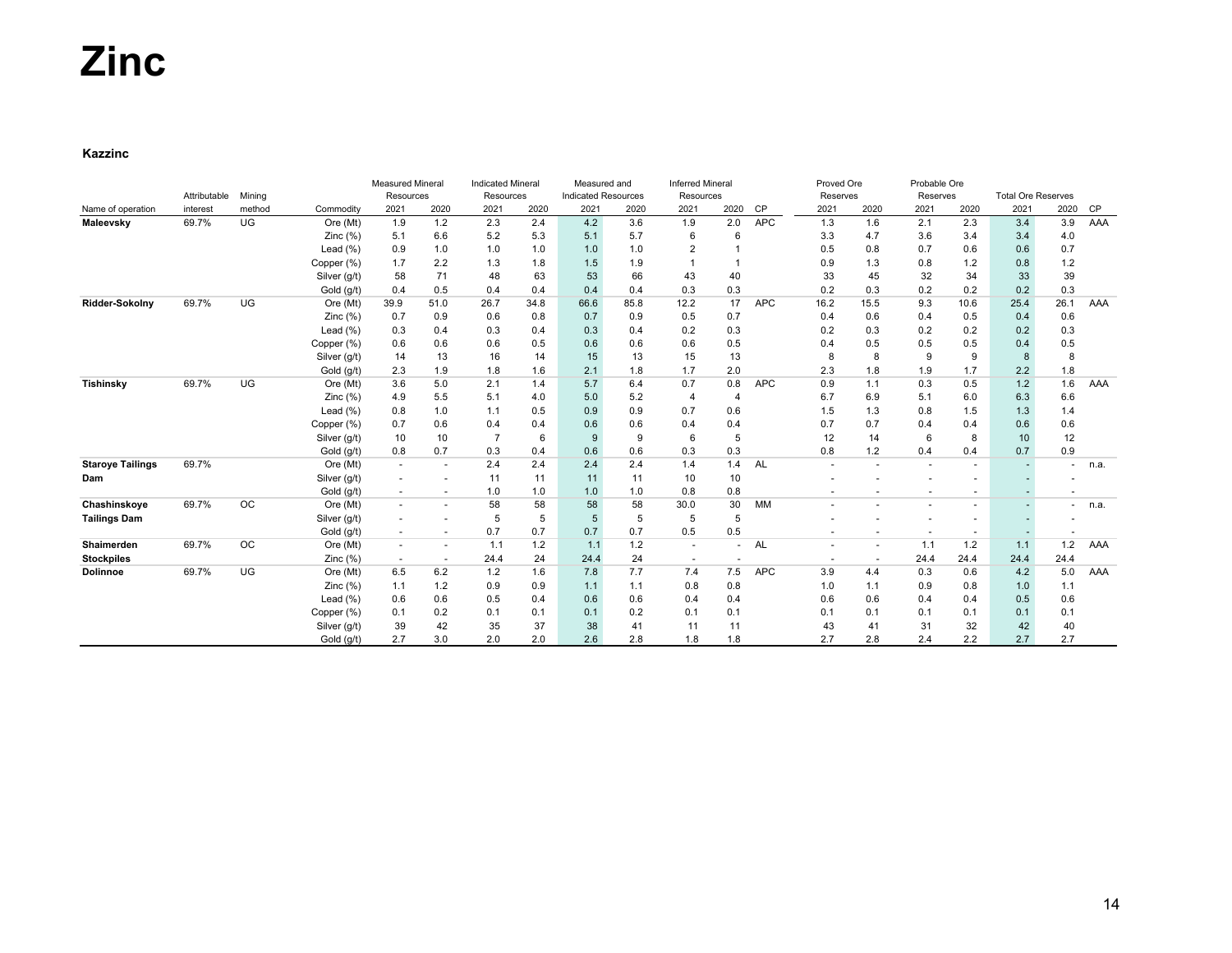# Zinc

### Kazzinc

| Name of operation | Attributable interest | Mining method | Commodity | Measured Mineral Resources | | Indicated Mineral Resources | | Measured and Indicated Resources | | Inferred Mineral Resources | | | Proved Ore Reserves | | Probable Ore Reserves | | Total Ore Reserves | | |
|---|---|---|---|---|---|---|---|---|---|---|---|---|---|---|---|---|---|---|---|
| | | | | 2021 | 2020 | 2021 | 2020 | 2021 | 2020 | 2021 | 2020 | CP | 2021 | 2020 | 2021 | 2020 | 2021 | 2020 | CP |
| **Maleevsky** | 69.7% | UG | Ore (Mt) | 1.9 | 1.2 | 2.3 | 2.4 | 4.2 | 3.6 | 1.9 | 2.0 | APC | 1.3 | 1.6 | 2.1 | 2.3 | 3.4 | 3.9 | AAA |
| | | | Zinc (%) | 5.1 | 6.6 | 5.2 | 5.3 | 5.1 | 5.7 | 6 | 6 | | 3.3 | 4.7 | 3.6 | 3.4 | 3.4 | 4.0 | |
| | | | Lead (%) | 0.9 | 1.0 | 1.0 | 1.0 | 1.0 | 1.0 | 2 | 1 | | 0.5 | 0.8 | 0.7 | 0.6 | 0.6 | 0.7 | |
| | | | Copper (%) | 1.7 | 2.2 | 1.3 | 1.8 | 1.5 | 1.9 | 1 | 1 | | 0.9 | 1.3 | 0.8 | 1.2 | 0.8 | 1.2 | |
| | | | Silver (g/t) | 58 | 71 | 48 | 63 | 53 | 66 | 43 | 40 | | 33 | 45 | 32 | 34 | 33 | 39 | |
| | | | Gold (g/t) | 0.4 | 0.5 | 0.4 | 0.4 | 0.4 | 0.4 | 0.3 | 0.3 | | 0.2 | 0.3 | 0.2 | 0.2 | 0.2 | 0.3 | |
| **Ridder-Sokolny** | 69.7% | UG | Ore (Mt) | 39.9 | 51.0 | 26.7 | 34.8 | 66.6 | 85.8 | 12.2 | 17 | APC | 16.2 | 15.5 | 9.3 | 10.6 | 25.4 | 26.1 | AAA |
| | | | Zinc (%) | 0.7 | 0.9 | 0.6 | 0.8 | 0.7 | 0.9 | 0.5 | 0.7 | | 0.4 | 0.6 | 0.4 | 0.5 | 0.4 | 0.6 | |
| | | | Lead (%) | 0.3 | 0.4 | 0.3 | 0.4 | 0.3 | 0.4 | 0.2 | 0.3 | | 0.2 | 0.3 | 0.2 | 0.2 | 0.2 | 0.3 | |
| | | | Copper (%) | 0.6 | 0.6 | 0.6 | 0.5 | 0.6 | 0.6 | 0.6 | 0.5 | | 0.4 | 0.5 | 0.5 | 0.5 | 0.4 | 0.5 | |
| | | | Silver (g/t) | 14 | 13 | 16 | 14 | 15 | 13 | 15 | 13 | | 8 | 8 | 9 | 9 | 8 | 8 | |
| | | | Gold (g/t) | 2.3 | 1.9 | 1.8 | 1.6 | 2.1 | 1.8 | 1.7 | 2.0 | | 2.3 | 1.8 | 1.9 | 1.7 | 2.2 | 1.8 | |
| **Tishinsky** | 69.7% | UG | Ore (Mt) | 3.6 | 5.0 | 2.1 | 1.4 | 5.7 | 6.4 | 0.7 | 0.8 | APC | 0.9 | 1.1 | 0.3 | 0.5 | 1.2 | 1.6 | AAA |
| | | | Zinc (%) | 4.9 | 5.5 | 5.1 | 4.0 | 5.0 | 5.2 | 4 | 4 | | 6.7 | 6.9 | 5.1 | 6.0 | 6.3 | 6.6 | |
| | | | Lead (%) | 0.8 | 1.0 | 1.1 | 0.5 | 0.9 | 0.9 | 0.7 | 0.6 | | 1.5 | 1.3 | 0.8 | 1.5 | 1.3 | 1.4 | |
| | | | Copper (%) | 0.7 | 0.6 | 0.4 | 0.4 | 0.6 | 0.6 | 0.4 | 0.4 | | 0.7 | 0.7 | 0.4 | 0.4 | 0.6 | 0.6 | |
| | | | Silver (g/t) | 10 | 10 | 7 | 6 | 9 | 9 | 6 | 5 | | 12 | 14 | 6 | 8 | 10 | 12 | |
| | | | Gold (g/t) | 0.8 | 0.7 | 0.3 | 0.4 | 0.6 | 0.6 | 0.3 | 0.3 | | 0.8 | 1.2 | 0.4 | 0.4 | 0.7 | 0.9 | |
| **Staroye Tailings Dam** | 69.7% | | Ore (Mt) | - | - | 2.4 | 2.4 | 2.4 | 2.4 | 1.4 | 1.4 | AL | - | - | - | - | - | - | n.a. |
| | | | Silver (g/t) | - | - | 11 | 11 | 11 | 11 | 10 | 10 | | - | - | - | - | - | - | |
| | | | Gold (g/t) | - | - | 1.0 | 1.0 | 1.0 | 1.0 | 0.8 | 0.8 | | - | - | - | - | - | - | |
| **Chashinskoye Tailings Dam** | 69.7% | OC | Ore (Mt) | - | - | 58 | 58 | 58 | 58 | 30.0 | 30 | MM | - | - | - | - | - | - | n.a. |
| | | | Silver (g/t) | - | - | 5 | 5 | 5 | 5 | 5 | 5 | | - | - | - | - | - | - | |
| | | | Gold (g/t) | - | - | 0.7 | 0.7 | 0.7 | 0.7 | 0.5 | 0.5 | | - | - | - | - | - | - | |
| **Shaimerden Stockpiles** | 69.7% | OC | Ore (Mt) | - | - | 1.1 | 1.2 | 1.1 | 1.2 | - | - | AL | - | - | 1.1 | 1.2 | 1.1 | 1.2 | AAA |
| | | | Zinc (%) | - | - | 24.4 | 24 | 24.4 | 24 | - | - | | - | - | 24.4 | 24.4 | 24.4 | 24.4 | |
| **Dolinnoe** | 69.7% | UG | Ore (Mt) | 6.5 | 6.2 | 1.2 | 1.6 | 7.8 | 7.7 | 7.4 | 7.5 | APC | 3.9 | 4.4 | 0.3 | 0.6 | 4.2 | 5.0 | AAA |
| | | | Zinc (%) | 1.1 | 1.2 | 0.9 | 0.9 | 1.1 | 1.1 | 0.8 | 0.8 | | 1.0 | 1.1 | 0.9 | 0.8 | 1.0 | 1.1 | |
| | | | Lead (%) | 0.6 | 0.6 | 0.5 | 0.4 | 0.6 | 0.6 | 0.4 | 0.4 | | 0.6 | 0.6 | 0.4 | 0.4 | 0.5 | 0.6 | |
| | | | Copper (%) | 0.1 | 0.2 | 0.1 | 0.1 | 0.1 | 0.2 | 0.1 | 0.1 | | 0.1 | 0.1 | 0.1 | 0.1 | 0.1 | 0.1 | |
| | | | Silver (g/t) | 39 | 42 | 35 | 37 | 38 | 41 | 11 | 11 | | 43 | 41 | 31 | 32 | 42 | 40 | |
| | | | Gold (g/t) | 2.7 | 3.0 | 2.0 | 2.0 | 2.6 | 2.8 | 1.8 | 1.8 | | 2.7 | 2.8 | 2.4 | 2.2 | 2.7 | 2.7 | |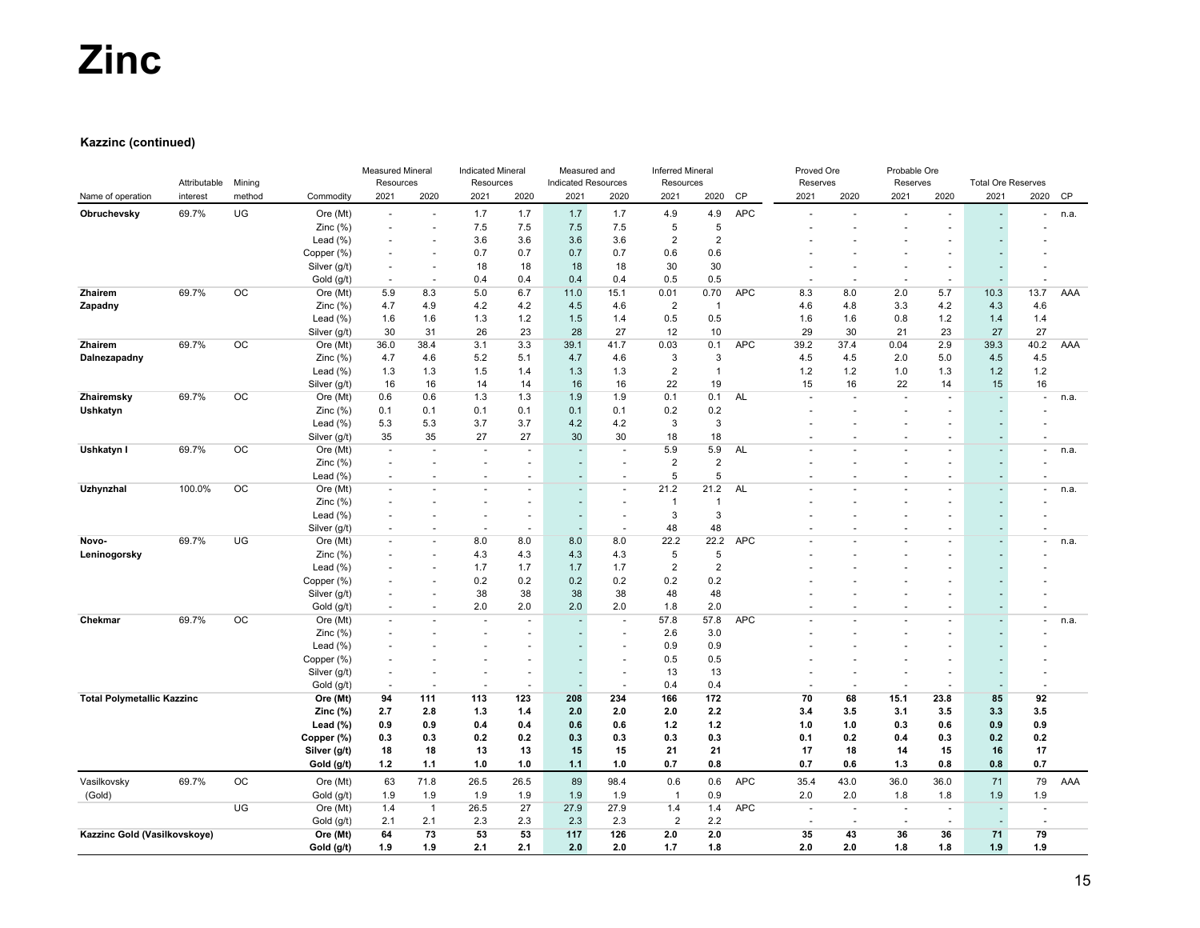# Zinc

### Kazzinc (continued)

| Name of operation | Attributable interest | Mining method | Commodity | Measured Mineral Resources 2021 | Measured Mineral Resources 2020 | Indicated Mineral Resources 2021 | Indicated Mineral Resources 2020 | Measured and Indicated Resources 2021 | Measured and Indicated Resources 2020 | Inferred Mineral Resources 2021 | Inferred Mineral Resources 2020 | CP | Proved Ore Reserves 2021 | Proved Ore Reserves 2020 | Probable Ore Reserves 2021 | Probable Ore Reserves 2020 | Total Ore Reserves 2021 | Total Ore Reserves 2020 | CP |
|---|---|---|---|---|---|---|---|---|---|---|---|---|---|---|---|---|---|---|---|
| **Obruchevsky** | 69.7% | UG | Ore (Mt) | - | - | 1.7 | 1.7 | 1.7 | 1.7 | 4.9 | 4.9 | APC | - | - | - | - | - | - | n.a. |
| | | | Zinc (%) | - | - | 7.5 | 7.5 | 7.5 | 7.5 | 5 | 5 | | - | - | - | - | - | - | |
| | | | Lead (%) | - | - | 3.6 | 3.6 | 3.6 | 3.6 | 2 | 2 | | - | - | - | - | - | - | |
| | | | Copper (%) | - | - | 0.7 | 0.7 | 0.7 | 0.7 | 0.6 | 0.6 | | - | - | - | - | - | - | |
| | | | Silver (g/t) | - | - | 18 | 18 | 18 | 18 | 30 | 30 | | - | - | - | - | - | - | |
| | | | Gold (g/t) | - | - | 0.4 | 0.4 | 0.4 | 0.4 | 0.5 | 0.5 | | - | - | - | - | - | - | |
| **Zhairem Zapadny** | 69.7% | OC | Ore (Mt) | 5.9 | 8.3 | 5.0 | 6.7 | 11.0 | 15.1 | 0.01 | 0.70 | APC | 8.3 | 8.0 | 2.0 | 5.7 | 10.3 | 13.7 | AAA |
| | | | Zinc (%) | 4.7 | 4.9 | 4.2 | 4.2 | 4.5 | 4.6 | 2 | 1 | | 4.6 | 4.8 | 3.3 | 4.2 | 4.3 | 4.6 | |
| | | | Lead (%) | 1.6 | 1.6 | 1.3 | 1.2 | 1.5 | 1.4 | 0.5 | 0.5 | | 1.6 | 1.6 | 0.8 | 1.2 | 1.4 | 1.4 | |
| | | | Silver (g/t) | 30 | 31 | 26 | 23 | 28 | 27 | 12 | 10 | | 29 | 30 | 21 | 23 | 27 | 27 | |
| **Zhairem Dalnezapadny** | 69.7% | OC | Ore (Mt) | 36.0 | 38.4 | 3.1 | 3.3 | 39.1 | 41.7 | 0.03 | 0.1 | APC | 39.2 | 37.4 | 0.04 | 2.9 | 39.3 | 40.2 | AAA |
| | | | Zinc (%) | 4.7 | 4.6 | 5.2 | 5.1 | 4.7 | 4.6 | 3 | 3 | | 4.5 | 4.5 | 2.0 | 5.0 | 4.5 | 4.5 | |
| | | | Lead (%) | 1.3 | 1.3 | 1.5 | 1.4 | 1.3 | 1.3 | 2 | 1 | | 1.2 | 1.2 | 1.0 | 1.3 | 1.2 | 1.2 | |
| | | | Silver (g/t) | 16 | 16 | 14 | 14 | 16 | 16 | 22 | 19 | | 15 | 16 | 22 | 14 | 15 | 16 | |
| **Zhairemsky Ushkatyn** | 69.7% | OC | Ore (Mt) | 0.6 | 0.6 | 1.3 | 1.3 | 1.9 | 1.9 | 0.1 | 0.1 | AL | - | - | - | - | - | - | n.a. |
| | | | Zinc (%) | 0.1 | 0.1 | 0.1 | 0.1 | 0.1 | 0.1 | 0.2 | 0.2 | | - | - | - | - | - | - | |
| | | | Lead (%) | 5.3 | 5.3 | 3.7 | 3.7 | 4.2 | 4.2 | 3 | 3 | | - | - | - | - | - | - | |
| | | | Silver (g/t) | 35 | 35 | 27 | 27 | 30 | 30 | 18 | 18 | | - | - | - | - | - | - | |
| **Ushkatyn I** | 69.7% | OC | Ore (Mt) | - | - | - | - | - | - | 5.9 | 5.9 | AL | - | - | - | - | - | - | n.a. |
| | | | Zinc (%) | - | - | - | - | - | - | 2 | 2 | | - | - | - | - | - | - | |
| | | | Lead (%) | - | - | - | - | - | - | 5 | 5 | | - | - | - | - | - | - | |
| **Uzhynzhal** | 100.0% | OC | Ore (Mt) | - | - | - | - | - | - | 21.2 | 21.2 | AL | - | - | - | - | - | - | n.a. |
| | | | Zinc (%) | - | - | - | - | - | - | 1 | 1 | | - | - | - | - | - | - | |
| | | | Lead (%) | - | - | - | - | - | - | 3 | 3 | | - | - | - | - | - | - | |
| | | | Silver (g/t) | - | - | - | - | - | - | 48 | 48 | | - | - | - | - | - | - | |
| **Novo-Leninogorsky** | 69.7% | UG | Ore (Mt) | - | - | 8.0 | 8.0 | 8.0 | 8.0 | 22.2 | 22.2 | APC | - | - | - | - | - | - | n.a. |
| | | | Zinc (%) | - | - | 4.3 | 4.3 | 4.3 | 4.3 | 5 | 5 | | - | - | - | - | - | - | |
| | | | Lead (%) | - | - | 1.7 | 1.7 | 1.7 | 1.7 | 2 | 2 | | - | - | - | - | - | - | |
| | | | Copper (%) | - | - | 0.2 | 0.2 | 0.2 | 0.2 | 0.2 | 0.2 | | - | - | - | - | - | - | |
| | | | Silver (g/t) | - | - | 38 | 38 | 38 | 38 | 48 | 48 | | - | - | - | - | - | - | |
| | | | Gold (g/t) | - | - | 2.0 | 2.0 | 2.0 | 2.0 | 1.8 | 2.0 | | - | - | - | - | - | - | |
| **Chekmar** | 69.7% | OC | Ore (Mt) | - | - | - | - | - | - | 57.8 | 57.8 | APC | - | - | - | - | - | - | n.a. |
| | | | Zinc (%) | - | - | - | - | - | - | 2.6 | 3.0 | | - | - | - | - | - | - | |
| | | | Lead (%) | - | - | - | - | - | - | 0.9 | 0.9 | | - | - | - | - | - | - | |
| | | | Copper (%) | - | - | - | - | - | - | 0.5 | 0.5 | | - | - | - | - | - | - | |
| | | | Silver (g/t) | - | - | - | - | - | - | 13 | 13 | | - | - | - | - | - | - | |
| | | | Gold (g/t) | - | - | - | - | - | - | 0.4 | 0.4 | | - | - | - | - | - | - | |
| **Total Polymetallic Kazzinc** | | | **Ore (Mt)** | **94** | **111** | **113** | **123** | **208** | **234** | **166** | **172** | | **70** | **68** | **15.1** | **23.8** | **85** | **92** | |
| | | | **Zinc (%)** | **2.7** | **2.8** | **1.3** | **1.4** | **2.0** | **2.0** | **2.0** | **2.2** | | **3.4** | **3.5** | **3.1** | **3.5** | **3.3** | **3.5** | |
| | | | **Lead (%)** | **0.9** | **0.9** | **0.4** | **0.4** | **0.6** | **0.6** | **1.2** | **1.2** | | **1.0** | **1.0** | **0.3** | **0.6** | **0.9** | **0.9** | |
| | | | **Copper (%)** | **0.3** | **0.3** | **0.2** | **0.2** | **0.3** | **0.3** | **0.3** | **0.3** | | **0.1** | **0.2** | **0.4** | **0.3** | **0.2** | **0.2** | |
| | | | **Silver (g/t)** | **18** | **18** | **13** | **13** | **15** | **15** | **21** | **21** | | **17** | **18** | **14** | **15** | **16** | **17** | |
| | | | **Gold (g/t)** | **1.2** | **1.1** | **1.0** | **1.0** | **1.1** | **1.0** | **0.7** | **0.8** | | **0.7** | **0.6** | **1.3** | **0.8** | **0.8** | **0.7** | |
| Vasilkovsky (Gold) | 69.7% | OC | Ore (Mt) | 63 | 71.8 | 26.5 | 26.5 | 89 | 98.4 | 0.6 | 0.6 | APC | 35.4 | 43.0 | 36.0 | 36.0 | 71 | 79 | AAA |
| | | | Gold (g/t) | 1.9 | 1.9 | 1.9 | 1.9 | 1.9 | 1.9 | 1 | 0.9 | | 2.0 | 2.0 | 1.8 | 1.8 | 1.9 | 1.9 | |
| | | UG | Ore (Mt) | 1.4 | 1 | 26.5 | 27 | 27.9 | 27.9 | 1.4 | 1.4 | APC | - | - | - | - | - | - | |
| | | | Gold (g/t) | 2.1 | 2.1 | 2.3 | 2.3 | 2.3 | 2.3 | 2 | 2.2 | | - | - | - | - | - | - | |
| **Kazzinc Gold (Vasilkovskoye)** | | | **Ore (Mt)** | **64** | **73** | **53** | **53** | **117** | **126** | **2.0** | **2.0** | | **35** | **43** | **36** | **36** | **71** | **79** | |
| | | | **Gold (g/t)** | **1.9** | **1.9** | **2.1** | **2.1** | **2.0** | **2.0** | **1.7** | **1.8** | | **2.0** | **2.0** | **1.8** | **1.8** | **1.9** | **1.9** | |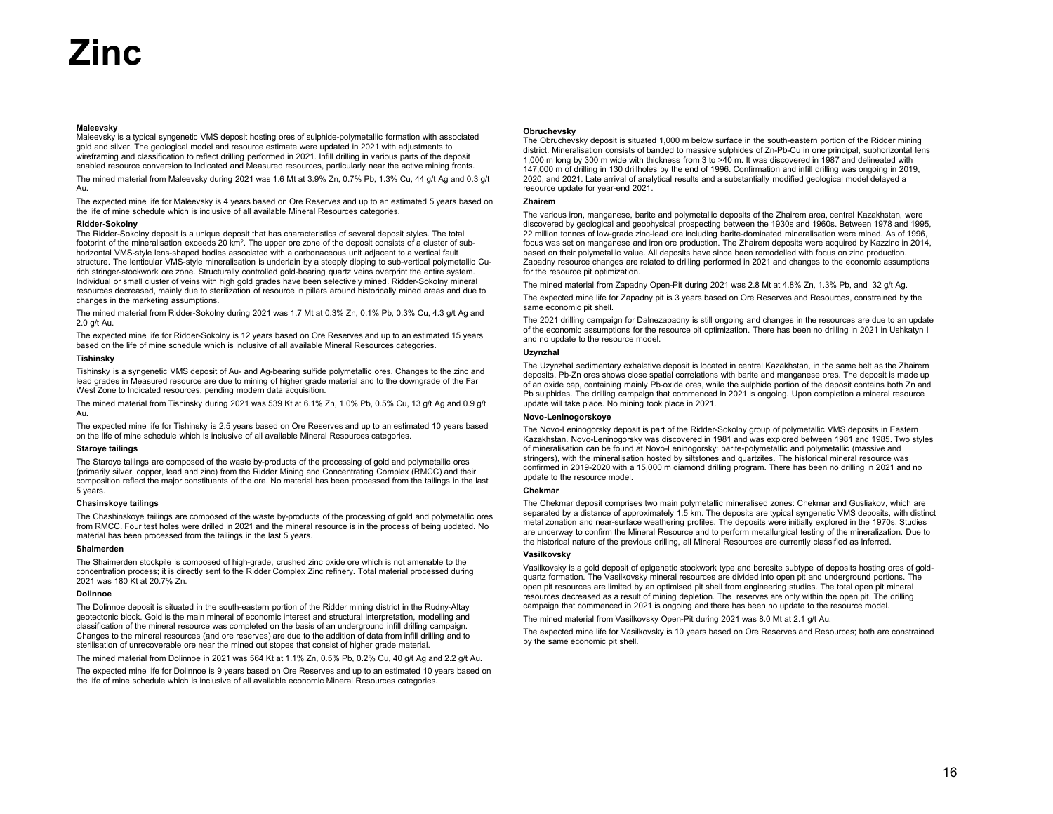# Zinc

### Maleevsky

Maleevsky is a typical syngenetic VMS deposit hosting ores of sulphide-polymetallic formation with associated gold and silver. The geological model and resource estimate were updated in 2021 with adjustments to wireframing and classification to reflect drilling performed in 2021. Infill drilling in various parts of the deposit enabled resource conversion to Indicated and Measured resources, particularly near the active mining fronts.

The mined material from Maleevsky during 2021 was 1.6 Mt at 3.9% Zn, 0.7% Pb, 1.3% Cu, 44 g/t Ag and 0.3 g/t Au.

The expected mine life for Maleevsky is 4 years based on Ore Reserves and up to an estimated 5 years based on the life of mine schedule which is inclusive of all available Mineral Resources categories.

### Ridder-Sokolny

The Ridder-Sokolny deposit is a unique deposit that has characteristics of several deposit styles. The total footprint of the mineralisation exceeds 20 km$^2$. The upper ore zone of the deposit consists of a cluster of sub-horizontal VMS-style lens-shaped bodies associated with a carbonaceous unit adjacent to a vertical fault structure. The lenticular VMS-style mineralisation is underlain by a steeply dipping to sub-vertical polymetallic Cu-rich stringer-stockwork ore zone. Structurally controlled gold-bearing quartz veins overprint the entire system. Individual or small cluster of veins with high gold grades have been selectively mined. Ridder-Sokolny mineral resources decreased, mainly due to sterilization of resource in pillars around historically mined areas and due to changes in the marketing assumptions.

The mined material from Ridder-Sokolny during 2021 was 1.7 Mt at 0.3% Zn, 0.1% Pb, 0.3% Cu, 4.3 g/t Ag and 2.0 g/t Au.

The expected mine life for Ridder-Sokolny is 12 years based on Ore Reserves and up to an estimated 15 years based on the life of mine schedule which is inclusive of all available Mineral Resources categories.

### Tishinsky

Tishinsky is a syngenetic VMS deposit of Au- and Ag-bearing sulfide polymetallic ores. Changes to the zinc and lead grades in Measured resource are due to mining of higher grade material and to the downgrade of the Far West Zone to Indicated resources, pending modern data acquisition.

The mined material from Tishinsky during 2021 was 539 Kt at 6.1% Zn, 1.0% Pb, 0.5% Cu, 13 g/t Ag and 0.9 g/t Au.

The expected mine life for Tishinsky is 2.5 years based on Ore Reserves and up to an estimated 10 years based on the life of mine schedule which is inclusive of all available Mineral Resources categories.

### Staroye tailings

The Staroye tailings are composed of the waste by-products of the processing of gold and polymetallic ores (primarily silver, copper, lead and zinc) from the Ridder Mining and Concentrating Complex (RMCC) and their composition reflect the major constituents of the ore. No material has been processed from the tailings in the last 5 years.

### Chasinskoye tailings

The Chashinskoye tailings are composed of the waste by-products of the processing of gold and polymetallic ores from RMCC. Four test holes were drilled in 2021 and the mineral resource is in the process of being updated. No material has been processed from the tailings in the last 5 years.

### Shaimerden

The Shaimerden stockpile is composed of high-grade, crushed zinc oxide ore which is not amenable to the concentration process; it is directly sent to the Ridder Complex Zinc refinery. Total material processed during 2021 was 180 Kt at 20.7% Zn.

### Dolinnoe

The Dolinnoe deposit is situated in the south-eastern portion of the Ridder mining district in the Rudny-Altay geotectonic block. Gold is the main mineral of economic interest and structural interpretation, modelling and classification of the mineral resource was completed on the basis of an underground infill drilling campaign. Changes to the mineral resources (and ore reserves) are due to the addition of data from infill drilling and to sterilisation of unrecoverable ore near the mined out stopes that consist of higher grade material.

The mined material from Dolinnoe in 2021 was 564 Kt at 1.1% Zn, 0.5% Pb, 0.2% Cu, 40 g/t Ag and 2.2 g/t Au.

The expected mine life for Dolinnoe is 9 years based on Ore Reserves and up to an estimated 10 years based on the life of mine schedule which is inclusive of all available economic Mineral Resources categories.

### Obruchevsky

The Obruchevsky deposit is situated 1,000 m below surface in the south-eastern portion of the Ridder mining district. Mineralisation consists of banded to massive sulphides of Zn-Pb-Cu in one principal, subhorizontal lens 1,000 m long by 300 m wide with thickness from 3 to >40 m. It was discovered in 1987 and delineated with 147,000 m of drilling in 130 drillholes by the end of 1996. Confirmation and infill drilling was ongoing in 2019, 2020, and 2021. Late arrival of analytical results and a substantially modified geological model delayed a resource update for year-end 2021.

### Zhairem

The various iron, manganese, barite and polymetallic deposits of the Zhairem area, central Kazakhstan, were discovered by geological and geophysical prospecting between the 1930s and 1960s. Between 1978 and 1995, 22 million tonnes of low-grade zinc-lead ore including barite-dominated mineralisation were mined. As of 1996, focus was set on manganese and iron ore production. The Zhairem deposits were acquired by Kazzinc in 2014, based on their polymetallic value. All deposits have since been remodelled with focus on zinc production. Zapadny resource changes are related to drilling performed in 2021 and changes to the economic assumptions for the resource pit optimization.

The mined material from Zapadny Open-Pit during 2021 was 2.8 Mt at 4.8% Zn, 1.3% Pb, and 32 g/t Ag.

The expected mine life for Zapadny pit is 3 years based on Ore Reserves and Resources, constrained by the same economic pit shell.

The 2021 drilling campaign for Dalnezapadny is still ongoing and changes in the resources are due to an update of the economic assumptions for the resource pit optimization. There has been no drilling in 2021 in Ushkatyn I and no update to the resource model.

### Uzynzhal

The Uzynzhal sedimentary exhalative deposit is located in central Kazakhstan, in the same belt as the Zhairem deposits. Pb-Zn ores shows close spatial correlations with barite and manganese ores. The deposit is made up of an oxide cap, containing mainly Pb-oxide ores, while the sulphide portion of the deposit contains both Zn and Pb sulphides. The drilling campaign that commenced in 2021 is ongoing. Upon completion a mineral resource update will take place. No mining took place in 2021.

### Novo-Leninogorskoye

The Novo-Leninogorsky deposit is part of the Ridder-Sokolny group of polymetallic VMS deposits in Eastern Kazakhstan. Novo-Leninogorsky was discovered in 1981 and was explored between 1981 and 1985. Two styles of mineralisation can be found at Novo-Leninogorsky: barite-polymetallic and polymetallic (massive and stringers), with the mineralisation hosted by siltstones and quartzites. The historical mineral resource was confirmed in 2019-2020 with a 15,000 m diamond drilling program. There has been no drilling in 2021 and no update to the resource model.

### Chekmar

The Chekmar deposit comprises two main polymetallic mineralised zones: Chekmar and Gusliakov, which are separated by a distance of approximately 1.5 km. The deposits are typical syngenetic VMS deposits, with distinct metal zonation and near-surface weathering profiles. The deposits were initially explored in the 1970s. Studies are underway to confirm the Mineral Resource and to perform metallurgical testing of the mineralization. Due to the historical nature of the previous drilling, all Mineral Resources are currently classified as Inferred.

### Vasilkovsky

Vasilkovsky is a gold deposit of epigenetic stockwork type and beresite subtype of deposits hosting ores of gold-quartz formation. The Vasilkovsky mineral resources are divided into open pit and underground portions. The open pit resources are limited by an optimised pit shell from engineering studies. The total open pit mineral resources decreased as a result of mining depletion. The reserves are only within the open pit. The drilling campaign that commenced in 2021 is ongoing and there has been no update to the resource model.

The mined material from Vasilkovsky Open-Pit during 2021 was 8.0 Mt at 2.1 g/t Au.

The expected mine life for Vasilkovsky is 10 years based on Ore Reserves and Resources; both are constrained by the same economic pit shell.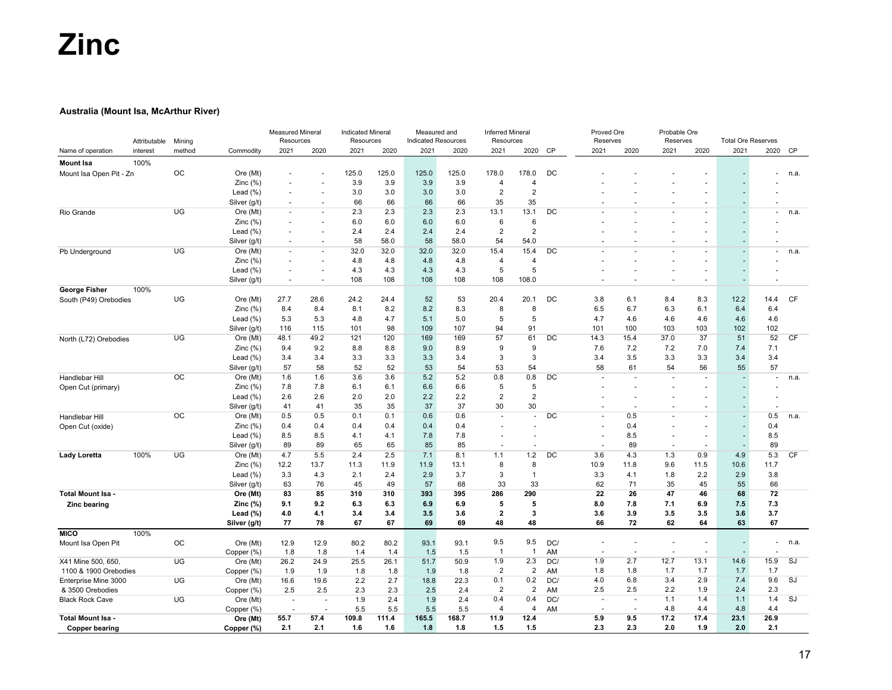# Zinc

### Australia (Mount Isa, McArthur River)

| Name of operation | Attributable interest | Mining method | Commodity | Measured Mineral Resources | | Indicated Mineral Resources | | Measured and Indicated Resources | | Inferred Mineral Resources | | CP | Proved Ore Reserves | | Probable Ore Reserves | | Total Ore Reserves | | CP |
|---|---|---|---|---|---|---|---|---|---|---|---|---|---|---|---|---|---|---|---|
| | | | | 2021 | 2020 | 2021 | 2020 | 2021 | 2020 | 2021 | 2020 | | 2021 | 2020 | 2021 | 2020 | 2021 | 2020 | |
| **Mount Isa** | 100% | | | | | | | | | | | | | | | | | | |
| Mount Isa Open Pit - Zn | | OC | Ore (Mt) | - | - | 125.0 | 125.0 | 125.0 | 125.0 | 178.0 | 178.0 | DC | - | - | - | - | - | - | n.a. |
| | | | Zinc (%) | - | - | 3.9 | 3.9 | 3.9 | 3.9 | 4 | 4 | | - | - | - | - | - | - | |
| | | | Lead (%) | - | - | 3.0 | 3.0 | 3.0 | 3.0 | 2 | 2 | | - | - | - | - | - | - | |
| | | | Silver (g/t) | - | - | 66 | 66 | 66 | 66 | 35 | 35 | | - | - | - | - | - | - | |
| Rio Grande | | UG | Ore (Mt) | - | - | 2.3 | 2.3 | 2.3 | 2.3 | 13.1 | 13.1 | DC | - | - | - | - | - | - | n.a. |
| | | | Zinc (%) | - | - | 6.0 | 6.0 | 6.0 | 6.0 | 6 | 6 | | - | - | - | - | - | - | |
| | | | Lead (%) | - | - | 2.4 | 2.4 | 2.4 | 2.4 | 2 | 2 | | - | - | - | - | - | - | |
| | | | Silver (g/t) | - | - | 58 | 58.0 | 58 | 58.0 | 54 | 54.0 | | - | - | - | - | - | - | |
| Pb Underground | | UG | Ore (Mt) | - | - | 32.0 | 32.0 | 32.0 | 32.0 | 15.4 | 15.4 | DC | - | - | - | - | - | - | n.a. |
| | | | Zinc (%) | - | - | 4.8 | 4.8 | 4.8 | 4.8 | 4 | 4 | | - | - | - | - | - | - | |
| | | | Lead (%) | - | - | 4.3 | 4.3 | 4.3 | 4.3 | 5 | 5 | | - | - | - | - | - | - | |
| | | | Silver (g/t) | - | - | 108 | 108 | 108 | 108 | 108 | 108.0 | | - | - | - | - | - | - | |
| **George Fisher** | 100% | | | | | | | | | | | | | | | | | | |
| South (P49) Orebodies | | UG | Ore (Mt) | 27.7 | 28.6 | 24.2 | 24.4 | 52 | 53 | 20.4 | 20.1 | DC | 3.8 | 6.1 | 8.4 | 8.3 | 12.2 | 14.4 | CF |
| | | | Zinc (%) | 8.4 | 8.4 | 8.1 | 8.2 | 8.2 | 8.3 | 8 | 8 | | 6.5 | 6.7 | 6.3 | 6.1 | 6.4 | 6.4 | |
| | | | Lead (%) | 5.3 | 5.3 | 4.8 | 4.7 | 5.1 | 5.0 | 5 | 5 | | 4.7 | 4.6 | 4.6 | 4.6 | 4.6 | 4.6 | |
| | | | Silver (g/t) | 116 | 115 | 101 | 98 | 109 | 107 | 94 | 91 | | 101 | 100 | 103 | 103 | 102 | 102 | |
| North (L72) Orebodies | | UG | Ore (Mt) | 48.1 | 49.2 | 121 | 120 | 169 | 169 | 57 | 61 | DC | 14.3 | 15.4 | 37.0 | 37 | 51 | 52 | CF |
| | | | Zinc (%) | 9.4 | 9.2 | 8.8 | 8.8 | 9.0 | 8.9 | 9 | 9 | | 7.6 | 7.2 | 7.2 | 7.0 | 7.4 | 7.1 | |
| | | | Lead (%) | 3.4 | 3.4 | 3.3 | 3.3 | 3.3 | 3.4 | 3 | 3 | | 3.4 | 3.5 | 3.3 | 3.3 | 3.4 | 3.4 | |
| | | | Silver (g/t) | 57 | 58 | 52 | 52 | 53 | 54 | 53 | 54 | | 58 | 61 | 54 | 56 | 55 | 57 | |
| Handlebar Hill Open Cut (primary) | | OC | Ore (Mt) | 1.6 | 1.6 | 3.6 | 3.6 | 5.2 | 5.2 | 0.8 | 0.8 | DC | - | - | - | - | - | - | n.a. |
| | | | Zinc (%) | 7.8 | 7.8 | 6.1 | 6.1 | 6.6 | 6.6 | 5 | 5 | | - | - | - | - | - | - | |
| | | | Lead (%) | 2.6 | 2.6 | 2.0 | 2.0 | 2.2 | 2.2 | 2 | 2 | | - | - | - | - | - | - | |
| | | | Silver (g/t) | 41 | 41 | 35 | 35 | 37 | 37 | 30 | 30 | | - | - | - | - | - | - | |
| Handlebar Hill Open Cut (oxide) | | OC | Ore (Mt) | 0.5 | 0.5 | 0.1 | 0.1 | 0.6 | 0.6 | - | - | DC | - | 0.5 | - | - | - | 0.5 | n.a. |
| | | | Zinc (%) | 0.4 | 0.4 | 0.4 | 0.4 | 0.4 | 0.4 | - | - | | - | 0.4 | - | - | - | 0.4 | |
| | | | Lead (%) | 8.5 | 8.5 | 4.1 | 4.1 | 7.8 | 7.8 | - | - | | - | 8.5 | - | - | - | 8.5 | |
| | | | Silver (g/t) | 89 | 89 | 65 | 65 | 85 | 85 | - | - | | - | 89 | - | - | - | 89 | |
| **Lady Loretta** | 100% | UG | Ore (Mt) | 4.7 | 5.5 | 2.4 | 2.5 | 7.1 | 8.1 | 1.1 | 1.2 | DC | 3.6 | 4.3 | 1.3 | 0.9 | 4.9 | 5.3 | CF |
| | | | Zinc (%) | 12.2 | 13.7 | 11.3 | 11.9 | 11.9 | 13.1 | 8 | 8 | | 10.9 | 11.8 | 9.6 | 11.5 | 10.6 | 11.7 | |
| | | | Lead (%) | 3.3 | 4.3 | 2.1 | 2.4 | 2.9 | 3.7 | 3 | 1 | | 3.3 | 4.1 | 1.8 | 2.2 | 2.9 | 3.8 | |
| | | | Silver (g/t) | 63 | 76 | 45 | 49 | 57 | 68 | 33 | 33 | | 62 | 71 | 35 | 45 | 55 | 66 | |
| **Total Mount Isa - Zinc bearing** | | | **Ore (Mt)** | **83** | **85** | **310** | **310** | **393** | **395** | **286** | **290** | | **22** | **26** | **47** | **46** | **68** | **72** | |
| | | | **Zinc (%)** | **9.1** | **9.2** | **6.3** | **6.3** | **6.9** | **6.9** | **5** | **5** | | **8.0** | **7.8** | **7.1** | **6.9** | **7.5** | **7.3** | |
| | | | **Lead (%)** | **4.0** | **4.1** | **3.4** | **3.4** | **3.5** | **3.6** | **2** | **3** | | **3.6** | **3.9** | **3.5** | **3.5** | **3.6** | **3.7** | |
| | | | **Silver (g/t)** | **77** | **78** | **67** | **67** | **69** | **69** | **48** | **48** | | **66** | **72** | **62** | **64** | **63** | **67** | |
| **MICO** | 100% | | | | | | | | | | | | | | | | | | |
| Mount Isa Open Pit | | OC | Ore (Mt) | 12.9 | 12.9 | 80.2 | 80.2 | 93.1 | 93.1 | 9.5 | 9.5 | DC/AM | - | - | - | - | - | - | n.a. |
| | | | Copper (%) | 1.8 | 1.8 | 1.4 | 1.4 | 1.5 | 1.5 | 1 | 1 | | - | - | - | - | - | - | |
| X41 Mine 500, 650, 1100 & 1900 Orebodies | | UG | Ore (Mt) | 26.2 | 24.9 | 25.5 | 26.1 | 51.7 | 50.9 | 1.9 | 2.3 | DC/AM | 1.9 | 2.7 | 12.7 | 13.1 | 14.6 | 15.9 | SJ |
| | | | Copper (%) | 1.9 | 1.9 | 1.8 | 1.8 | 1.9 | 1.8 | 2 | 2 | | 1.8 | 1.8 | 1.7 | 1.7 | 1.7 | 1.7 | |
| Enterprise Mine 3000 & 3500 Orebodies | | UG | Ore (Mt) | 16.6 | 19.6 | 2.2 | 2.7 | 18.8 | 22.3 | 0.1 | 0.2 | DC/AM | 4.0 | 6.8 | 3.4 | 2.9 | 7.4 | 9.6 | SJ |
| | | | Copper (%) | 2.5 | 2.5 | 2.3 | 2.3 | 2.5 | 2.4 | 2 | 2 | | 2.5 | 2.5 | 2.2 | 1.9 | 2.4 | 2.3 | |
| Black Rock Cave | | UG | Ore (Mt) | - | - | 1.9 | 2.4 | 1.9 | 2.4 | 0.4 | 0.4 | DC/AM | - | - | 1.1 | 1.4 | 1.1 | 1.4 | SJ |
| | | | Copper (%) | - | - | 5.5 | 5.5 | 5.5 | 5.5 | 4 | 4 | | - | - | 4.8 | 4.4 | 4.8 | 4.4 | |
| **Total Mount Isa - Copper bearing** | | | **Ore (Mt)** | **55.7** | **57.4** | **109.8** | **111.4** | **165.5** | **168.7** | **11.9** | **12.4** | | **5.9** | **9.5** | **17.2** | **17.4** | **23.1** | **26.9** | |
| | | | **Copper (%)** | **2.1** | **2.1** | **1.6** | **1.6** | **1.8** | **1.8** | **1.5** | **1.5** | | **2.3** | **2.3** | **2.0** | **1.9** | **2.0** | **2.1** | |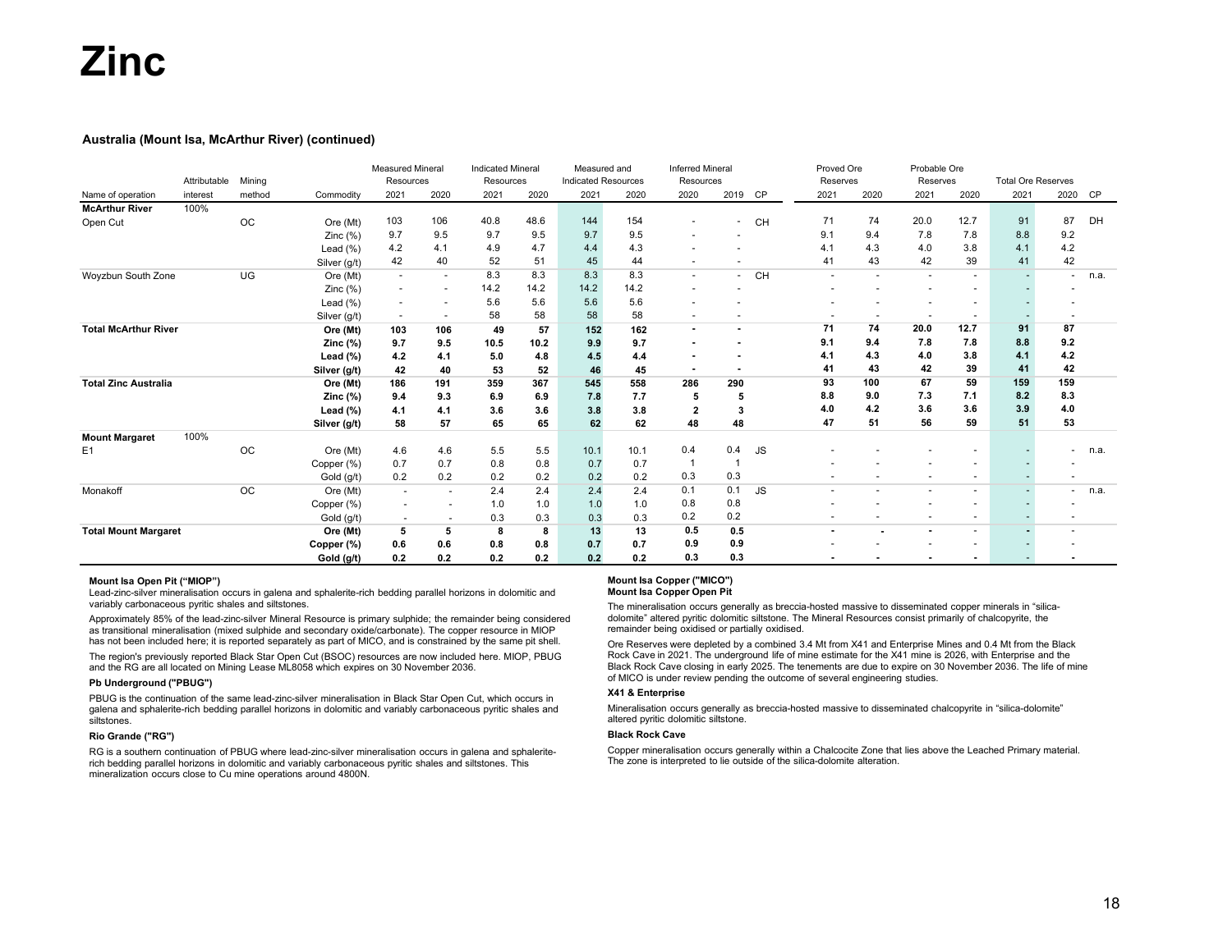# Zinc

### Australia (Mount Isa, McArthur River) (continued)

| Name of operation | Attributable interest | Mining method | Commodity | Measured Mineral Resources 2021 | 2020 | Indicated Mineral Resources 2021 | 2020 | Measured and Indicated Resources 2021 | 2020 | Inferred Mineral Resources 2020 | 2019 | CP | Proved Ore Reserves 2021 | 2020 | Probable Ore Reserves 2021 | 2020 | Total Ore Reserves 2021 | 2020 | CP |
|---|---|---|---|---|---|---|---|---|---|---|---|---|---|---|---|---|---|---|---|
| **McArthur River** | 100% | | | | | | | | | | | | | | | | | | |
| Open Cut | | OC | Ore (Mt) | 103 | 106 | 40.8 | 48.6 | 144 | 154 | - | - | CH | 71 | 74 | 20.0 | 12.7 | 91 | 87 | DH |
| | | | Zinc (%) | 9.7 | 9.5 | 9.7 | 9.5 | 9.7 | 9.5 | - | - | | 9.1 | 9.4 | 7.8 | 7.8 | 8.8 | 9.2 | |
| | | | Lead (%) | 4.2 | 4.1 | 4.9 | 4.7 | 4.4 | 4.3 | - | - | | 4.1 | 4.3 | 4.0 | 3.8 | 4.1 | 4.2 | |
| | | | Silver (g/t) | 42 | 40 | 52 | 51 | 45 | 44 | - | - | | 41 | 43 | 42 | 39 | 41 | 42 | |
| Woyzbun South Zone | | UG | Ore (Mt) | - | - | 8.3 | 8.3 | 8.3 | 8.3 | - | - | CH | - | - | - | - | - | - | n.a. |
| | | | Zinc (%) | - | - | 14.2 | 14.2 | 14.2 | 14.2 | - | - | | - | - | - | - | - | - | |
| | | | Lead (%) | - | - | 5.6 | 5.6 | 5.6 | 5.6 | - | - | | - | - | - | - | - | - | |
| | | | Silver (g/t) | - | - | 58 | 58 | 58 | 58 | - | - | | - | - | - | - | - | - | |
| **Total McArthur River** | | | **Ore (Mt)** | **103** | **106** | **49** | **57** | **152** | **162** | **-** | **-** | | **71** | **74** | **20.0** | **12.7** | **91** | **87** | |
| | | | **Zinc (%)** | **9.7** | **9.5** | **10.5** | **10.2** | **9.9** | **9.7** | **-** | **-** | | **9.1** | **9.4** | **7.8** | **7.8** | **8.8** | **9.2** | |
| | | | **Lead (%)** | **4.2** | **4.1** | **5.0** | **4.8** | **4.5** | **4.4** | **-** | **-** | | **4.1** | **4.3** | **4.0** | **3.8** | **4.1** | **4.2** | |
| | | | **Silver (g/t)** | **42** | **40** | **53** | **52** | **46** | **45** | **-** | **-** | | **41** | **43** | **42** | **39** | **41** | **42** | |
| **Total Zinc Australia** | | | **Ore (Mt)** | **186** | **191** | **359** | **367** | **545** | **558** | **286** | **290** | | **93** | **100** | **67** | **59** | **159** | **159** | |
| | | | **Zinc (%)** | **9.4** | **9.3** | **6.9** | **6.9** | **7.8** | **7.7** | **5** | **5** | | **8.8** | **9.0** | **7.3** | **7.1** | **8.2** | **8.3** | |
| | | | **Lead (%)** | **4.1** | **4.1** | **3.6** | **3.6** | **3.8** | **3.8** | **2** | **3** | | **4.0** | **4.2** | **3.6** | **3.6** | **3.9** | **4.0** | |
| | | | **Silver (g/t)** | **58** | **57** | **65** | **65** | **62** | **62** | **48** | **48** | | **47** | **51** | **56** | **59** | **51** | **53** | |
| **Mount Margaret** | 100% | | | | | | | | | | | | | | | | | | |
| E1 | | OC | Ore (Mt) | 4.6 | 4.6 | 5.5 | 5.5 | 10.1 | 10.1 | 0.4 | 0.4 | JS | - | - | - | - | - | - | n.a. |
| | | | Copper (%) | 0.7 | 0.7 | 0.8 | 0.8 | 0.7 | 0.7 | 1 | 1 | | - | - | - | - | - | - | |
| | | | Gold (g/t) | 0.2 | 0.2 | 0.2 | 0.2 | 0.2 | 0.2 | 0.3 | 0.3 | | - | - | - | - | - | - | |
| Monakoff | | OC | Ore (Mt) | - | - | 2.4 | 2.4 | 2.4 | 2.4 | 0.1 | 0.1 | JS | - | - | - | - | - | - | n.a. |
| | | | Copper (%) | - | - | 1.0 | 1.0 | 1.0 | 1.0 | 0.8 | 0.8 | | - | - | - | - | - | - | |
| | | | Gold (g/t) | - | - | 0.3 | 0.3 | 0.3 | 0.3 | 0.2 | 0.2 | | - | - | - | - | - | - | |
| **Total Mount Margaret** | | | **Ore (Mt)** | **5** | **5** | **8** | **8** | **13** | **13** | **0.5** | **0.5** | | **-** | **-** | **-** | - | - | - | |
| | | | **Copper (%)** | **0.6** | **0.6** | **0.8** | **0.8** | **0.7** | **0.7** | **0.9** | **0.9** | | - | - | - | - | - | - | |
| | | | **Gold (g/t)** | **0.2** | **0.2** | **0.2** | **0.2** | **0.2** | **0.2** | **0.3** | **0.3** | | **-** | **-** | **-** | **-** | - | **-** | |

#### Mount Isa Open Pit ("MIOP")

Lead-zinc-silver mineralisation occurs in galena and sphalerite-rich bedding parallel horizons in dolomitic and variably carbonaceous pyritic shales and siltstones.

Approximately 85% of the lead-zinc-silver Mineral Resource is primary sulphide; the remainder being considered as transitional mineralisation (mixed sulphide and secondary oxide/carbonate). The copper resource in MIOP has not been included here; it is reported separately as part of MICO, and is constrained by the same pit shell.

The region's previously reported Black Star Open Cut (BSOC) resources are now included here. MIOP, PBUG and the RG are all located on Mining Lease ML8058 which expires on 30 November 2036.

#### Pb Underground ("PBUG")

PBUG is the continuation of the same lead-zinc-silver mineralisation in Black Star Open Cut, which occurs in galena and sphalerite-rich bedding parallel horizons in dolomitic and variably carbonaceous pyritic shales and siltstones.

#### Rio Grande ("RG")

RG is a southern continuation of PBUG where lead-zinc-silver mineralisation occurs in galena and sphalerite-rich bedding parallel horizons in dolomitic and variably carbonaceous pyritic shales and siltstones. This mineralization occurs close to Cu mine operations around 4800N.

#### Mount Isa Copper ("MICO")
#### Mount Isa Copper Open Pit

The mineralisation occurs generally as breccia-hosted massive to disseminated copper minerals in "silica-dolomite" altered pyritic dolomitic siltstone. The Mineral Resources consist primarily of chalcopyrite, the remainder being oxidised or partially oxidised.

Ore Reserves were depleted by a combined 3.4 Mt from X41 and Enterprise Mines and 0.4 Mt from the Black Rock Cave in 2021. The underground life of mine estimate for the X41 mine is 2026, with Enterprise and the Black Rock Cave closing in early 2025. The tenements are due to expire on 30 November 2036. The life of mine of MICO is under review pending the outcome of several engineering studies.

#### X41 & Enterprise

Mineralisation occurs generally as breccia-hosted massive to disseminated chalcopyrite in "silica-dolomite" altered pyritic dolomitic siltstone.

#### Black Rock Cave

Copper mineralisation occurs generally within a Chalcocite Zone that lies above the Leached Primary material. The zone is interpreted to lie outside of the silica-dolomite alteration.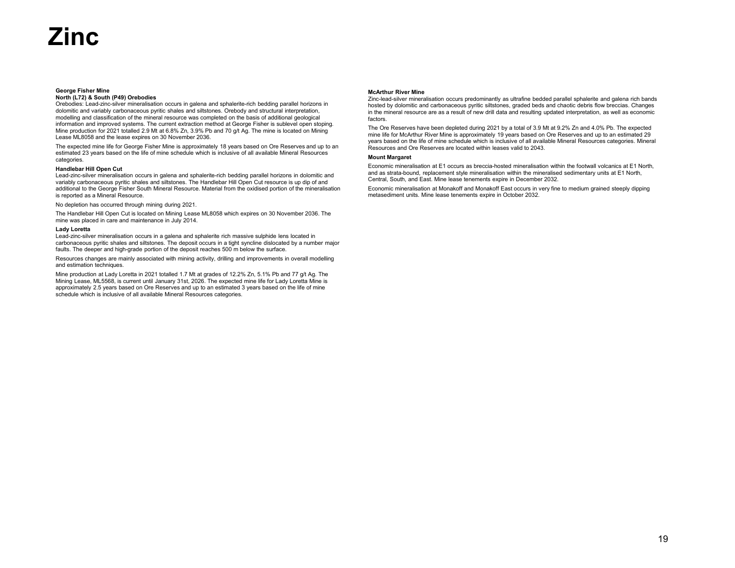# Zinc

**George Fisher Mine**

**North (L72) & South (P49) Orebodies**

Orebodies: Lead-zinc-silver mineralisation occurs in galena and sphalerite-rich bedding parallel horizons in dolomitic and variably carbonaceous pyritic shales and siltstones. Orebody and structural interpretation, modelling and classification of the mineral resource was completed on the basis of additional geological information and improved systems. The current extraction method at George Fisher is sublevel open stoping. Mine production for 2021 totalled 2.9 Mt at 6.8% Zn, 3.9% Pb and 70 g/t Ag. The mine is located on Mining Lease ML8058 and the lease expires on 30 November 2036.

The expected mine life for George Fisher Mine is approximately 18 years based on Ore Reserves and up to an estimated 23 years based on the life of mine schedule which is inclusive of all available Mineral Resources categories.

**Handlebar Hill Open Cut**

Lead-zinc-silver mineralisation occurs in galena and sphalerite-rich bedding parallel horizons in dolomitic and variably carbonaceous pyritic shales and siltstones. The Handlebar Hill Open Cut resource is up dip of and additional to the George Fisher South Mineral Resource. Material from the oxidised portion of the mineralisation is reported as a Mineral Resource.

No depletion has occurred through mining during 2021.

The Handlebar Hill Open Cut is located on Mining Lease ML8058 which expires on 30 November 2036. The mine was placed in care and maintenance in July 2014.

**Lady Loretta**

Lead-zinc-silver mineralisation occurs in a galena and sphalerite rich massive sulphide lens located in carbonaceous pyritic shales and siltstones. The deposit occurs in a tight syncline dislocated by a number major faults. The deeper and high-grade portion of the deposit reaches 500 m below the surface.

Resources changes are mainly associated with mining activity, drilling and improvements in overall modelling and estimation techniques.

Mine production at Lady Loretta in 2021 totalled 1.7 Mt at grades of 12.2% Zn, 5.1% Pb and 77 g/t Ag. The Mining Lease, ML5568, is current until January 31st, 2026. The expected mine life for Lady Loretta Mine is approximately 2.5 years based on Ore Reserves and up to an estimated 3 years based on the life of mine schedule which is inclusive of all available Mineral Resources categories.

**McArthur River Mine**

Zinc-lead-silver mineralisation occurs predominantly as ultrafine bedded parallel sphalerite and galena rich bands hosted by dolomitic and carbonaceous pyritic siltstones, graded beds and chaotic debris flow breccias. Changes in the mineral resource are as a result of new drill data and resulting updated interpretation, as well as economic factors.

The Ore Reserves have been depleted during 2021 by a total of 3.9 Mt at 9.2% Zn and 4.0% Pb. The expected mine life for McArthur River Mine is approximately 19 years based on Ore Reserves and up to an estimated 29 years based on the life of mine schedule which is inclusive of all available Mineral Resources categories. Mineral Resources and Ore Reserves are located within leases valid to 2043.

**Mount Margaret**

Economic mineralisation at E1 occurs as breccia-hosted mineralisation within the footwall volcanics at E1 North, and as strata-bound, replacement style mineralisation within the mineralised sedimentary units at E1 North, Central, South, and East. Mine lease tenements expire in December 2032.

Economic mineralisation at Monakoff and Monakoff East occurs in very fine to medium grained steeply dipping metasediment units. Mine lease tenements expire in October 2032.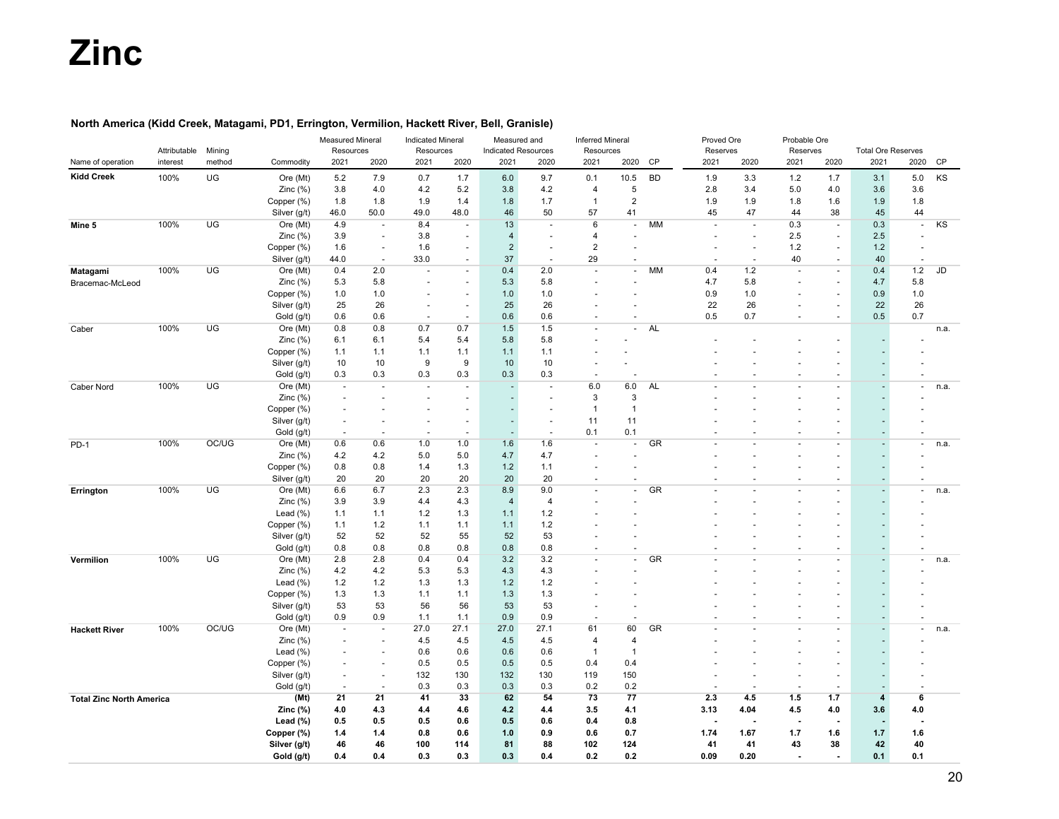# Zinc

**North America (Kidd Creek, Matagami, PD1, Errington, Vermilion, Hackett River, Bell, Granisle)**

| Name of operation | Attributable interest | Mining method | Commodity | Measured Mineral Resources 2021 | Measured Mineral Resources 2020 | Indicated Mineral Resources 2021 | Indicated Mineral Resources 2020 | Measured and Indicated Resources 2021 | Measured and Indicated Resources 2020 | Inferred Mineral Resources 2021 | Inferred Mineral Resources 2020 | CP | Proved Ore Reserves 2021 | Proved Ore Reserves 2020 | Probable Ore Reserves 2021 | Probable Ore Reserves 2020 | Total Ore Reserves 2021 | Total Ore Reserves 2020 | CP |
|---|---|---|---|---|---|---|---|---|---|---|---|---|---|---|---|---|---|---|---|
| **Kidd Creek** | 100% | UG | Ore (Mt) | 5.2 | 7.9 | 0.7 | 1.7 | 6.0 | 9.7 | 0.1 | 10.5 | BD | 1.9 | 3.3 | 1.2 | 1.7 | 3.1 | 5.0 | KS |
| | | | Zinc (%) | 3.8 | 4.0 | 4.2 | 5.2 | 3.8 | 4.2 | 4 | 5 | | 2.8 | 3.4 | 5.0 | 4.0 | 3.6 | 3.6 | |
| | | | Copper (%) | 1.8 | 1.8 | 1.9 | 1.4 | 1.8 | 1.7 | 1 | 2 | | 1.9 | 1.9 | 1.8 | 1.6 | 1.9 | 1.8 | |
| | | | Silver (g/t) | 46.0 | 50.0 | 49.0 | 48.0 | 46 | 50 | 57 | 41 | | 45 | 47 | 44 | 38 | 45 | 44 | |
| **Mine 5** | 100% | UG | Ore (Mt) | 4.9 | - | 8.4 | - | 13 | - | 6 | - | MM | - | - | 0.3 | - | 0.3 | - | KS |
| | | | Zinc (%) | 3.9 | - | 3.8 | - | 4 | - | 4 | - | | - | - | 2.5 | - | 2.5 | - | |
| | | | Copper (%) | 1.6 | - | 1.6 | - | 2 | - | 2 | - | | - | - | 1.2 | - | 1.2 | - | |
| | | | Silver (g/t) | 44.0 | - | 33.0 | - | 37 | - | 29 | - | | - | - | 40 | - | 40 | - | |
| **Matagami** Bracemac-McLeod | 100% | UG | Ore (Mt) | 0.4 | 2.0 | - | - | 0.4 | 2.0 | - | - | MM | 0.4 | 1.2 | - | - | 0.4 | 1.2 | JD |
| | | | Zinc (%) | 5.3 | 5.8 | - | - | 5.3 | 5.8 | - | - | | 4.7 | 5.8 | - | - | 4.7 | 5.8 | |
| | | | Copper (%) | 1.0 | 1.0 | - | - | 1.0 | 1.0 | - | - | | 0.9 | 1.0 | - | - | 0.9 | 1.0 | |
| | | | Silver (g/t) | 25 | 26 | - | - | 25 | 26 | - | - | | 22 | 26 | - | - | 22 | 26 | |
| | | | Gold (g/t) | 0.6 | 0.6 | - | - | 0.6 | 0.6 | - | - | | 0.5 | 0.7 | - | - | 0.5 | 0.7 | |
| Caber | 100% | UG | Ore (Mt) | 0.8 | 0.8 | 0.7 | 0.7 | 1.5 | 1.5 | - | - | AL | | | | | | | n.a. |
| | | | Zinc (%) | 6.1 | 6.1 | 5.4 | 5.4 | 5.8 | 5.8 | - | - | | - | - | - | - | - | - | |
| | | | Copper (%) | 1.1 | 1.1 | 1.1 | 1.1 | 1.1 | 1.1 | - | - | | - | - | - | - | - | - | |
| | | | Silver (g/t) | 10 | 10 | 9 | 9 | 10 | 10 | - | - | | - | - | - | - | - | - | |
| | | | Gold (g/t) | 0.3 | 0.3 | 0.3 | 0.3 | 0.3 | 0.3 | - | - | | - | - | - | - | - | - | |
| Caber Nord | 100% | UG | Ore (Mt) | - | - | - | - | - | - | 6.0 | 6.0 | AL | - | - | - | - | - | - | n.a. |
| | | | Zinc (%) | - | - | - | - | - | - | 3 | 3 | | - | - | - | - | - | - | |
| | | | Copper (%) | - | - | - | - | - | - | 1 | 1 | | - | - | - | - | - | - | |
| | | | Silver (g/t) | - | - | - | - | - | - | 11 | 11 | | - | - | - | - | - | - | |
| | | | Gold (g/t) | - | - | - | - | - | - | 0.1 | 0.1 | | - | - | - | - | - | - | |
| PD-1 | 100% | OC/UG | Ore (Mt) | 0.6 | 0.6 | 1.0 | 1.0 | 1.6 | 1.6 | - | - | GR | - | - | - | - | - | - | n.a. |
| | | | Zinc (%) | 4.2 | 4.2 | 5.0 | 5.0 | 4.7 | 4.7 | - | - | | - | - | - | - | - | - | |
| | | | Copper (%) | 0.8 | 0.8 | 1.4 | 1.3 | 1.2 | 1.1 | - | - | | - | - | - | - | - | - | |
| | | | Silver (g/t) | 20 | 20 | 20 | 20 | 20 | 20 | - | - | | - | - | - | - | - | - | |
| **Errington** | 100% | UG | Ore (Mt) | 6.6 | 6.7 | 2.3 | 2.3 | 8.9 | 9.0 | - | - | GR | - | - | - | - | - | - | n.a. |
| | | | Zinc (%) | 3.9 | 3.9 | 4.4 | 4.3 | 4 | 4 | - | - | | - | - | - | - | - | - | |
| | | | Lead (%) | 1.1 | 1.1 | 1.2 | 1.3 | 1.1 | 1.2 | - | - | | - | - | - | - | - | - | |
| | | | Copper (%) | 1.1 | 1.2 | 1.1 | 1.1 | 1.1 | 1.2 | - | - | | - | - | - | - | - | - | |
| | | | Silver (g/t) | 52 | 52 | 52 | 55 | 52 | 53 | - | - | | - | - | - | - | - | - | |
| | | | Gold (g/t) | 0.8 | 0.8 | 0.8 | 0.8 | 0.8 | 0.8 | - | - | | - | - | - | - | - | - | |
| **Vermilion** | 100% | UG | Ore (Mt) | 2.8 | 2.8 | 0.4 | 0.4 | 3.2 | 3.2 | - | - | GR | - | - | - | - | - | - | n.a. |
| | | | Zinc (%) | 4.2 | 4.2 | 5.3 | 5.3 | 4.3 | 4.3 | - | - | | - | - | - | - | - | - | |
| | | | Lead (%) | 1.2 | 1.2 | 1.3 | 1.3 | 1.2 | 1.2 | - | - | | - | - | - | - | - | - | |
| | | | Copper (%) | 1.3 | 1.3 | 1.1 | 1.1 | 1.3 | 1.3 | - | - | | - | - | - | - | - | - | |
| | | | Silver (g/t) | 53 | 53 | 56 | 56 | 53 | 53 | - | - | | - | - | - | - | - | - | |
| | | | Gold (g/t) | 0.9 | 0.9 | 1.1 | 1.1 | 0.9 | 0.9 | - | - | | - | - | - | - | - | - | |
| **Hackett River** | 100% | OC/UG | Ore (Mt) | - | - | 27.0 | 27.1 | 27.0 | 27.1 | 61 | 60 | GR | - | - | - | - | - | - | n.a. |
| | | | Zinc (%) | - | - | 4.5 | 4.5 | 4.5 | 4.5 | 4 | 4 | | - | - | - | - | - | - | |
| | | | Lead (%) | - | - | 0.6 | 0.6 | 0.6 | 0.6 | 1 | 1 | | - | - | - | - | - | - | |
| | | | Copper (%) | - | - | 0.5 | 0.5 | 0.5 | 0.5 | 0.4 | 0.4 | | - | - | - | - | - | - | |
| | | | Silver (g/t) | - | - | 132 | 130 | 132 | 130 | 119 | 150 | | - | - | - | - | - | - | |
| | | | Gold (g/t) | - | - | 0.3 | 0.3 | 0.3 | 0.3 | 0.2 | 0.2 | | - | - | - | - | - | - | |
| **Total Zinc North America** | | | **(Mt)** | **21** | **21** | **41** | **33** | **62** | **54** | **73** | **77** | | **2.3** | **4.5** | **1.5** | **1.7** | **4** | **6** | |
| | | | **Zinc (%)** | **4.0** | **4.3** | **4.4** | **4.6** | **4.2** | **4.4** | **3.5** | **4.1** | | **3.13** | **4.04** | **4.5** | **4.0** | **3.6** | **4.0** | |
| | | | **Lead (%)** | **0.5** | **0.5** | **0.5** | **0.6** | **0.5** | **0.6** | **0.4** | **0.8** | | **-** | **-** | **-** | **-** | **-** | **-** | |
| | | | **Copper (%)** | **1.4** | **1.4** | **0.8** | **0.6** | **1.0** | **0.9** | **0.6** | **0.7** | | **1.74** | **1.67** | **1.7** | **1.6** | **1.7** | **1.6** | |
| | | | **Silver (g/t)** | **46** | **46** | **100** | **114** | **81** | **88** | **102** | **124** | | **41** | **41** | **43** | **38** | **42** | **40** | |
| | | | **Gold (g/t)** | **0.4** | **0.4** | **0.3** | **0.3** | **0.3** | **0.4** | **0.2** | **0.2** | | **0.09** | **0.20** | **-** | **-** | **0.1** | **0.1** | |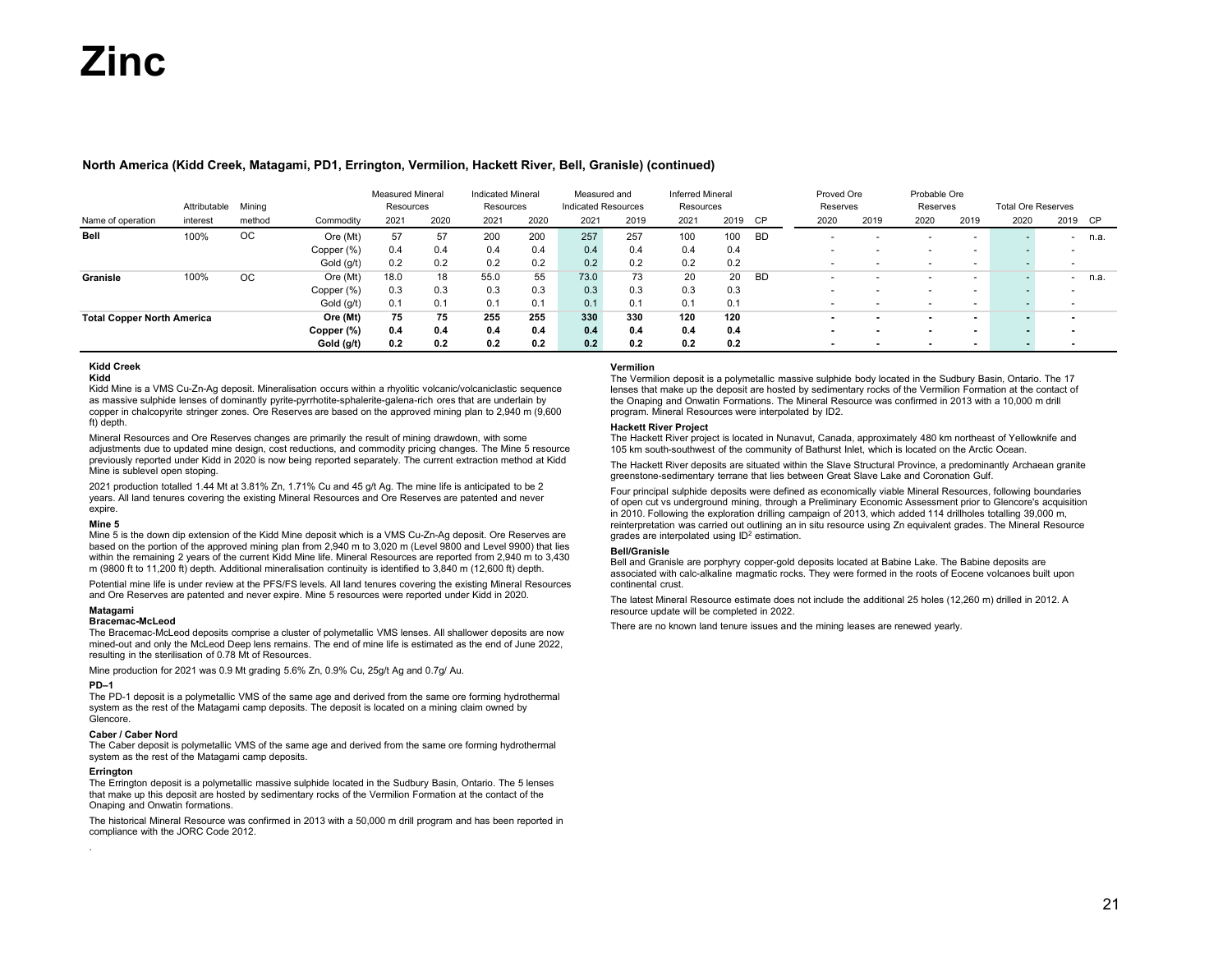# Zinc

**North America (Kidd Creek, Matagami, PD1, Errington, Vermilion, Hackett River, Bell, Granisle) (continued)**

| Name of operation | Attributable interest | Mining method | Commodity | Measured Mineral Resources 2021 | 2020 | Indicated Mineral Resources 2021 | 2020 | Measured and Indicated Resources 2021 | 2019 | Inferred Mineral Resources 2021 | 2019 | CP | Proved Ore Reserves 2020 | 2019 | Probable Ore Reserves 2020 | 2019 | Total Ore Reserves 2020 | 2019 | CP |
|---|---|---|---|---|---|---|---|---|---|---|---|---|---|---|---|---|---|---|---|
| **Bell** | 100% | OC | Ore (Mt) | 57 | 57 | 200 | 200 | 257 | 257 | 100 | 100 | BD | - | - | - | - | - | - | n.a. |
| | | | Copper (%) | 0.4 | 0.4 | 0.4 | 0.4 | 0.4 | 0.4 | 0.4 | 0.4 | | - | - | - | - | - | - | |
| | | | Gold (g/t) | 0.2 | 0.2 | 0.2 | 0.2 | 0.2 | 0.2 | 0.2 | 0.2 | | - | - | - | - | - | - | |
| **Granisle** | 100% | OC | Ore (Mt) | 18.0 | 18 | 55.0 | 55 | 73.0 | 73 | 20 | 20 | BD | - | - | - | - | - | - | n.a. |
| | | | Copper (%) | 0.3 | 0.3 | 0.3 | 0.3 | 0.3 | 0.3 | 0.3 | 0.3 | | - | - | - | - | - | - | |
| | | | Gold (g/t) | 0.1 | 0.1 | 0.1 | 0.1 | 0.1 | 0.1 | 0.1 | 0.1 | | - | - | - | - | - | - | |
| **Total Copper North America** | | | **Ore (Mt)** | **75** | **75** | **255** | **255** | **330** | **330** | **120** | **120** | | **-** | **-** | **-** | **-** | **-** | **-** | |
| | | | **Copper (%)** | **0.4** | **0.4** | **0.4** | **0.4** | **0.4** | **0.4** | **0.4** | **0.4** | | **-** | **-** | **-** | **-** | **-** | **-** | |
| | | | **Gold (g/t)** | **0.2** | **0.2** | **0.2** | **0.2** | **0.2** | **0.2** | **0.2** | **0.2** | | **-** | **-** | **-** | **-** | **-** | **-** | |

**Kidd Creek**

**Kidd**

Kidd Mine is a VMS Cu-Zn-Ag deposit. Mineralisation occurs within a rhyolitic volcanic/volcaniclastic sequence as massive sulphide lenses of dominantly pyrite-pyrrhotite-sphalerite-galena-rich ores that are underlain by copper in chalcopyrite stringer zones. Ore Reserves are based on the approved mining plan to 2,940 m (9,600 ft) depth.

Mineral Resources and Ore Reserves changes are primarily the result of mining drawdown, with some adjustments due to updated mine design, cost reductions, and commodity pricing changes. The Mine 5 resource previously reported under Kidd in 2020 is now being reported separately. The current extraction method at Kidd Mine is sublevel open stoping.

2021 production totalled 1.44 Mt at 3.81% Zn, 1.71% Cu and 45 g/t Ag. The mine life is anticipated to be 2 years. All land tenures covering the existing Mineral Resources and Ore Reserves are patented and never expire.

**Mine 5**

Mine 5 is the down dip extension of the Kidd Mine deposit which is a VMS Cu-Zn-Ag deposit. Ore Reserves are based on the portion of the approved mining plan from 2,940 m to 3,020 m (Level 9800 and Level 9900) that lies within the remaining 2 years of the current Kidd Mine life. Mineral Resources are reported from 2,940 m to 3,430 m (9800 ft to 11,200 ft) depth. Additional mineralisation continuity is identified to 3,840 m (12,600 ft) depth.

Potential mine life is under review at the PFS/FS levels. All land tenures covering the existing Mineral Resources and Ore Reserves are patented and never expire. Mine 5 resources were reported under Kidd in 2020.

**Matagami**

**Bracemac-McLeod**

The Bracemac-McLeod deposits comprise a cluster of polymetallic VMS lenses. All shallower deposits are now mined-out and only the McLeod Deep lens remains. The end of mine life is estimated as the end of June 2022, resulting in the sterilisation of 0.78 Mt of Resources.

Mine production for 2021 was 0.9 Mt grading 5.6% Zn, 0.9% Cu, 25g/t Ag and 0.7g/ Au.

**PD–1**

The PD-1 deposit is a polymetallic VMS of the same age and derived from the same ore forming hydrothermal system as the rest of the Matagami camp deposits. The deposit is located on a mining claim owned by Glencore.

**Caber / Caber Nord**

The Caber deposit is polymetallic VMS of the same age and derived from the same ore forming hydrothermal system as the rest of the Matagami camp deposits.

**Errington**

The Errington deposit is a polymetallic massive sulphide located in the Sudbury Basin, Ontario. The 5 lenses that make up this deposit are hosted by sedimentary rocks of the Vermilion Formation at the contact of Onaping and Onwatin formations.

The historical Mineral Resource was confirmed in 2013 with a 50,000 m drill program and has been reported in compliance with the JORC Code 2012.

.

**Vermilion**

The Vermilion deposit is a polymetallic massive sulphide body located in the Sudbury Basin, Ontario. The 17 lenses that make up the deposit are hosted by sedimentary rocks of the Vermilion Formation at the contact of the Onaping and Onwatin Formations. The Mineral Resource was confirmed in 2013 with a 10,000 m drill program. Mineral Resources were interpolated by ID2.

**Hackett River Project**

The Hackett River project is located in Nunavut, Canada, approximately 480 km northeast of Yellowknife and 105 km south-southwest of the community of Bathurst Inlet, which is located on the Arctic Ocean.

The Hackett River deposits are situated within the Slave Structural Province, a predominantly Archaean granite greenstone-sedimentary terrane that lies between Great Slave Lake and Coronation Gulf.

Four principal sulphide deposits were defined as economically viable Mineral Resources, following boundaries of open cut vs underground mining, through a Preliminary Economic Assessment prior to Glencore's acquisition in 2010. Following the exploration drilling campaign of 2013, which added 114 drillholes totalling 39,000 m, reinterpretation was carried out outlining an in situ resource using Zn equivalent grades. The Mineral Resource grades are interpolated using $ID^2$ estimation.

**Bell/Granisle**

Bell and Granisle are porphyry copper-gold deposits located at Babine Lake. The Babine deposits are associated with calc-alkaline magmatic rocks. They were formed in the roots of Eocene volcanoes built upon continental crust.

The latest Mineral Resource estimate does not include the additional 25 holes (12,260 m) drilled in 2012. A resource update will be completed in 2022.

There are no known land tenure issues and the mining leases are renewed yearly.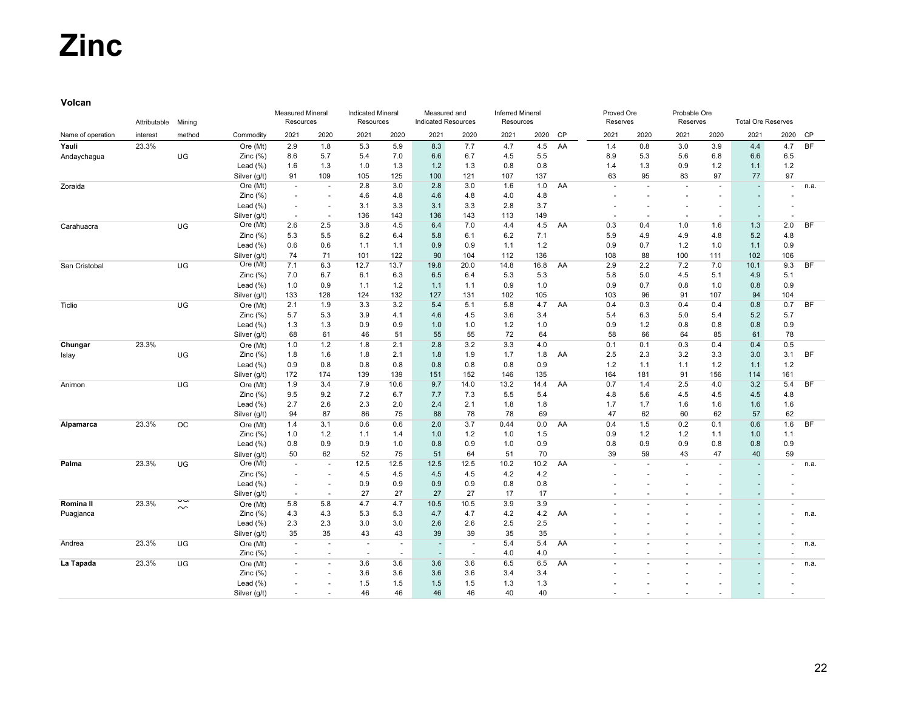# Zinc

### Volcan

| Name of operation | Attributable interest | Mining method | Commodity | Measured Mineral Resources 2021 | Measured Mineral Resources 2020 | Indicated Mineral Resources 2021 | Indicated Mineral Resources 2020 | Measured and Indicated Resources 2021 | Measured and Indicated Resources 2020 | Inferred Mineral Resources 2021 | Inferred Mineral Resources 2020 | CP | Proved Ore Reserves 2021 | Proved Ore Reserves 2020 | Probable Ore Reserves 2021 | Probable Ore Reserves 2020 | Total Ore Reserves 2021 | Total Ore Reserves 2020 | CP |
|---|---|---|---|---|---|---|---|---|---|---|---|---|---|---|---|---|---|---|---|
| **Yauli** | 23.3% | | Ore (Mt) | 2.9 | 1.8 | 5.3 | 5.9 | 8.3 | 7.7 | 4.7 | 4.5 | AA | 1.4 | 0.8 | 3.0 | 3.9 | 4.4 | 4.7 | BF |
| Andaychagua | | UG | Zinc (%) | 8.6 | 5.7 | 5.4 | 7.0 | 6.6 | 6.7 | 4.5 | 5.5 | | 8.9 | 5.3 | 5.6 | 6.8 | 6.6 | 6.5 | |
| | | | Lead (%) | 1.6 | 1.3 | 1.0 | 1.3 | 1.2 | 1.3 | 0.8 | 0.8 | | 1.4 | 1.3 | 0.9 | 1.2 | 1.1 | 1.2 | |
| | | | Silver (g/t) | 91 | 109 | 105 | 125 | 100 | 121 | 107 | 137 | | 63 | 95 | 83 | 97 | 77 | 97 | |
| Zoraida | | | Ore (Mt) | - | - | 2.8 | 3.0 | 2.8 | 3.0 | 1.6 | 1.0 | AA | - | - | - | - | - | - | n.a. |
| | | | Zinc (%) | - | - | 4.6 | 4.8 | 4.6 | 4.8 | 4.0 | 4.8 | | - | - | - | - | - | - | |
| | | | Lead (%) | - | - | 3.1 | 3.3 | 3.1 | 3.3 | 2.8 | 3.7 | | - | - | - | - | - | - | |
| | | | Silver (g/t) | - | - | 136 | 143 | 136 | 143 | 113 | 149 | | - | - | - | - | - | - | |
| Carahuacra | | UG | Ore (Mt) | 2.6 | 2.5 | 3.8 | 4.5 | 6.4 | 7.0 | 4.4 | 4.5 | AA | 0.3 | 0.4 | 1.0 | 1.6 | 1.3 | 2.0 | BF |
| | | | Zinc (%) | 5.3 | 5.5 | 6.2 | 6.4 | 5.8 | 6.1 | 6.2 | 7.1 | | 5.9 | 4.9 | 4.9 | 4.8 | 5.2 | 4.8 | |
| | | | Lead (%) | 0.6 | 0.6 | 1.1 | 1.1 | 0.9 | 0.9 | 1.1 | 1.2 | | 0.9 | 0.7 | 1.2 | 1.0 | 1.1 | 0.9 | |
| | | | Silver (g/t) | 74 | 71 | 101 | 122 | 90 | 104 | 112 | 136 | | 108 | 88 | 100 | 111 | 102 | 106 | |
| San Cristobal | | UG | Ore (Mt) | 7.1 | 6.3 | 12.7 | 13.7 | 19.8 | 20.0 | 14.8 | 16.8 | AA | 2.9 | 2.2 | 7.2 | 7.0 | 10.1 | 9.3 | BF |
| | | | Zinc (%) | 7.0 | 6.7 | 6.1 | 6.3 | 6.5 | 6.4 | 5.3 | 5.3 | | 5.8 | 5.0 | 4.5 | 5.1 | 4.9 | 5.1 | |
| | | | Lead (%) | 1.0 | 0.9 | 1.1 | 1.2 | 1.1 | 1.1 | 0.9 | 1.0 | | 0.9 | 0.7 | 0.8 | 1.0 | 0.8 | 0.9 | |
| | | | Silver (g/t) | 133 | 128 | 124 | 132 | 127 | 131 | 102 | 105 | | 103 | 96 | 91 | 107 | 94 | 104 | |
| Ticlio | | UG | Ore (Mt) | 2.1 | 1.9 | 3.3 | 3.2 | 5.4 | 5.1 | 5.8 | 4.7 | AA | 0.4 | 0.3 | 0.4 | 0.4 | 0.8 | 0.7 | BF |
| | | | Zinc (%) | 5.7 | 5.3 | 3.9 | 4.1 | 4.6 | 4.5 | 3.6 | 3.4 | | 5.4 | 6.3 | 5.0 | 5.4 | 5.2 | 5.7 | |
| | | | Lead (%) | 1.3 | 1.3 | 0.9 | 0.9 | 1.0 | 1.0 | 1.2 | 1.0 | | 0.9 | 1.2 | 0.8 | 0.8 | 0.8 | 0.9 | |
| | | | Silver (g/t) | 68 | 61 | 46 | 51 | 55 | 55 | 72 | 64 | | 58 | 66 | 64 | 85 | 61 | 78 | |
| **Chungar** | 23.3% | | Ore (Mt) | 1.0 | 1.2 | 1.8 | 2.1 | 2.8 | 3.2 | 3.3 | 4.0 | | 0.1 | 0.1 | 0.3 | 0.4 | 0.4 | 0.5 | |
| Islay | | UG | Zinc (%) | 1.8 | 1.6 | 1.8 | 2.1 | 1.8 | 1.9 | 1.7 | 1.8 | AA | 2.5 | 2.3 | 3.2 | 3.3 | 3.0 | 3.1 | BF |
| | | | Lead (%) | 0.9 | 0.8 | 0.8 | 0.8 | 0.8 | 0.8 | 0.8 | 0.9 | | 1.2 | 1.1 | 1.1 | 1.2 | 1.1 | 1.2 | |
| | | | Silver (g/t) | 172 | 174 | 139 | 139 | 151 | 152 | 146 | 135 | | 164 | 181 | 91 | 156 | 114 | 161 | |
| Animon | | UG | Ore (Mt) | 1.9 | 3.4 | 7.9 | 10.6 | 9.7 | 14.0 | 13.2 | 14.4 | AA | 0.7 | 1.4 | 2.5 | 4.0 | 3.2 | 5.4 | BF |
| | | | Zinc (%) | 9.5 | 9.2 | 7.2 | 6.7 | 7.7 | 7.3 | 5.5 | 5.4 | | 4.8 | 5.6 | 4.5 | 4.5 | 4.5 | 4.8 | |
| | | | Lead (%) | 2.7 | 2.6 | 2.3 | 2.0 | 2.4 | 2.1 | 1.8 | 1.8 | | 1.7 | 1.7 | 1.6 | 1.6 | 1.6 | 1.6 | |
| | | | Silver (g/t) | 94 | 87 | 86 | 75 | 88 | 78 | 78 | 69 | | 47 | 62 | 60 | 62 | 57 | 62 | |
| **Alpamarca** | 23.3% | OC | Ore (Mt) | 1.4 | 3.1 | 0.6 | 0.6 | 2.0 | 3.7 | 0.44 | 0.0 | AA | 0.4 | 1.5 | 0.2 | 0.1 | 0.6 | 1.6 | BF |
| | | | Zinc (%) | 1.0 | 1.2 | 1.1 | 1.4 | 1.0 | 1.2 | 1.0 | 1.5 | | 0.9 | 1.2 | 1.2 | 1.1 | 1.0 | 1.1 | |
| | | | Lead (%) | 0.8 | 0.9 | 0.9 | 1.0 | 0.8 | 0.9 | 1.0 | 0.9 | | 0.8 | 0.9 | 0.9 | 0.8 | 0.8 | 0.9 | |
| | | | Silver (g/t) | 50 | 62 | 52 | 75 | 51 | 64 | 51 | 70 | | 39 | 59 | 43 | 47 | 40 | 59 | |
| **Palma** | 23.3% | UG | Ore (Mt) | - | - | 12.5 | 12.5 | 12.5 | 12.5 | 10.2 | 10.2 | AA | - | - | - | - | - | - | n.a. |
| | | | Zinc (%) | - | - | 4.5 | 4.5 | 4.5 | 4.5 | 4.2 | 4.2 | | - | - | - | - | - | - | |
| | | | Lead (%) | - | - | 0.9 | 0.9 | 0.9 | 0.9 | 0.8 | 0.8 | | - | - | - | - | - | - | |
| | | | Silver (g/t) | - | - | 27 | 27 | 27 | 27 | 17 | 17 | | - | - | - | - | - | - | |
| **Romina II** | 23.3% | UG/OC | Ore (Mt) | 5.8 | 5.8 | 4.7 | 4.7 | 10.5 | 10.5 | 3.9 | 3.9 | | - | - | - | - | - | - | |
| Puagjanca | | | Zinc (%) | 4.3 | 4.3 | 5.3 | 5.3 | 4.7 | 4.7 | 4.2 | 4.2 | AA | - | - | - | - | - | - | n.a. |
| | | | Lead (%) | 2.3 | 2.3 | 3.0 | 3.0 | 2.6 | 2.6 | 2.5 | 2.5 | | - | - | - | - | - | - | |
| | | | Silver (g/t) | 35 | 35 | 43 | 43 | 39 | 39 | 35 | 35 | | - | - | - | - | - | - | |
| Andrea | 23.3% | UG | Ore (Mt) | - | - | - | - | - | - | 5.4 | 5.4 | AA | - | - | - | - | - | - | n.a. |
| | | | Zinc (%) | - | - | - | - | - | - | 4.0 | 4.0 | | - | - | - | - | - | - | |
| **La Tapada** | 23.3% | UG | Ore (Mt) | - | - | 3.6 | 3.6 | 3.6 | 3.6 | 6.5 | 6.5 | AA | - | - | - | - | - | - | n.a. |
| | | | Zinc (%) | - | - | 3.6 | 3.6 | 3.6 | 3.6 | 3.4 | 3.4 | | - | - | - | - | - | - | |
| | | | Lead (%) | - | - | 1.5 | 1.5 | 1.5 | 1.5 | 1.3 | 1.3 | | - | - | - | - | - | - | |
| | | | Silver (g/t) | - | - | 46 | 46 | 46 | 46 | 40 | 40 | | - | - | - | - | - | - | |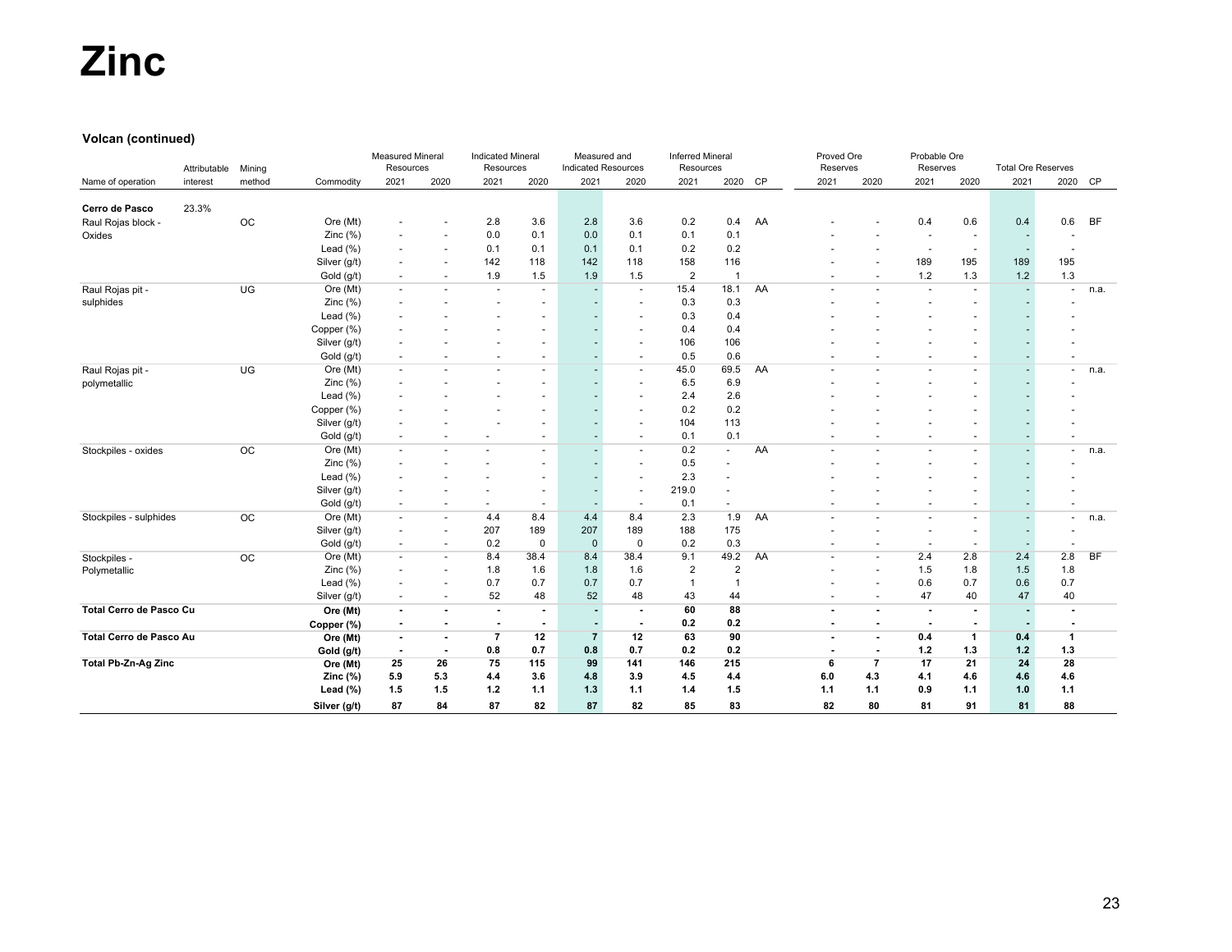# Zinc

### Volcan (continued)

| Name of operation | Attributable interest | Mining method | Commodity | Measured Mineral Resources | | Indicated Mineral Resources | | Measured and Indicated Resources | | Inferred Mineral Resources | | | Proved Ore Reserves | | Probable Ore Reserves | | Total Ore Reserves | | |
|---|---|---|---|---|---|---|---|---|---|---|---|---|---|---|---|---|---|---|---|
| | | | | 2021 | 2020 | 2021 | 2020 | 2021 | 2020 | 2021 | 2020 | CP | 2021 | 2020 | 2021 | 2020 | 2021 | 2020 | CP |
| **Cerro de Pasco** | 23.3% | | | | | | | | | | | | | | | | | | |
| Raul Rojas block - Oxides | | OC | Ore (Mt) | - | - | 2.8 | 3.6 | 2.8 | 3.6 | 0.2 | 0.4 | AA | - | - | 0.4 | 0.6 | 0.4 | 0.6 | BF |
| | | | Zinc (%) | - | - | 0.0 | 0.1 | 0.0 | 0.1 | 0.1 | 0.1 | | - | - | - | - | - | - | |
| | | | Lead (%) | - | - | 0.1 | 0.1 | 0.1 | 0.1 | 0.2 | 0.2 | | - | - | - | - | - | - | |
| | | | Silver (g/t) | - | - | 142 | 118 | 142 | 118 | 158 | 116 | | - | - | 189 | 195 | 189 | 195 | |
| | | | Gold (g/t) | - | - | 1.9 | 1.5 | 1.9 | 1.5 | 2 | 1 | | - | - | 1.2 | 1.3 | 1.2 | 1.3 | |
| Raul Rojas pit - sulphides | | UG | Ore (Mt) | - | - | - | - | - | - | 15.4 | 18.1 | AA | - | - | - | - | - | - | n.a. |
| | | | Zinc (%) | - | - | - | - | - | - | 0.3 | 0.3 | | - | - | - | - | - | - | |
| | | | Lead (%) | - | - | - | - | - | - | 0.3 | 0.4 | | - | - | - | - | - | - | |
| | | | Copper (%) | - | - | - | - | - | - | 0.4 | 0.4 | | - | - | - | - | - | - | |
| | | | Silver (g/t) | - | - | - | - | - | - | 106 | 106 | | - | - | - | - | - | - | |
| | | | Gold (g/t) | - | - | - | - | - | - | 0.5 | 0.6 | | - | - | - | - | - | - | |
| Raul Rojas pit - polymetallic | | UG | Ore (Mt) | - | - | - | - | - | - | 45.0 | 69.5 | AA | - | - | - | - | - | - | n.a. |
| | | | Zinc (%) | - | - | - | - | - | - | 6.5 | 6.9 | | - | - | - | - | - | - | |
| | | | Lead (%) | - | - | - | - | - | - | 2.4 | 2.6 | | - | - | - | - | - | - | |
| | | | Copper (%) | - | - | - | - | - | - | 0.2 | 0.2 | | - | - | - | - | - | - | |
| | | | Silver (g/t) | - | - | - | - | - | - | 104 | 113 | | - | - | - | - | - | - | |
| | | | Gold (g/t) | - | - | - | - | - | - | 0.1 | 0.1 | | - | - | - | - | - | - | |
| Stockpiles - oxides | | OC | Ore (Mt) | - | - | - | - | - | - | 0.2 | - | AA | - | - | - | - | - | - | n.a. |
| | | | Zinc (%) | - | - | - | - | - | - | 0.5 | - | | - | - | - | - | - | - | |
| | | | Lead (%) | - | - | - | - | - | - | 2.3 | - | | - | - | - | - | - | - | |
| | | | Silver (g/t) | - | - | - | - | - | - | 219.0 | - | | - | - | - | - | - | - | |
| | | | Gold (g/t) | - | - | - | - | - | - | 0.1 | - | | - | - | - | - | - | - | |
| Stockpiles - sulphides | | OC | Ore (Mt) | - | - | 4.4 | 8.4 | 4.4 | 8.4 | 2.3 | 1.9 | AA | - | - | - | - | - | - | n.a. |
| | | | Silver (g/t) | - | - | 207 | 189 | 207 | 189 | 188 | 175 | | - | - | - | - | - | - | |
| | | | Gold (g/t) | - | - | 0.2 | 0 | 0 | 0 | 0.2 | 0.3 | | - | - | - | - | - | - | |
| Stockpiles - Polymetallic | | OC | Ore (Mt) | - | - | 8.4 | 38.4 | 8.4 | 38.4 | 9.1 | 49.2 | AA | - | - | 2.4 | 2.8 | 2.4 | 2.8 | BF |
| | | | Zinc (%) | - | - | 1.8 | 1.6 | 1.8 | 1.6 | 2 | 2 | | - | - | 1.5 | 1.8 | 1.5 | 1.8 | |
| | | | Lead (%) | - | - | 0.7 | 0.7 | 0.7 | 0.7 | 1 | 1 | | - | - | 0.6 | 0.7 | 0.6 | 0.7 | |
| | | | Silver (g/t) | - | - | 52 | 48 | 52 | 48 | 43 | 44 | | - | - | 47 | 40 | 47 | 40 | |
| **Total Cerro de Pasco Cu** | | | **Ore (Mt)** | **-** | **-** | **-** | **-** | **-** | **-** | **60** | **88** | | **-** | **-** | **-** | **-** | **-** | **-** | |
| | | | **Copper (%)** | **-** | **-** | **-** | **-** | **-** | **-** | **0.2** | **0.2** | | **-** | **-** | **-** | **-** | **-** | **-** | |
| **Total Cerro de Pasco Au** | | | **Ore (Mt)** | **-** | **-** | **7** | **12** | **7** | **12** | **63** | **90** | | **-** | **-** | **0.4** | **1** | **0.4** | **1** | |
| | | | **Gold (g/t)** | **-** | **-** | **0.8** | **0.7** | **0.8** | **0.7** | **0.2** | **0.2** | | **-** | **-** | **1.2** | **1.3** | **1.2** | **1.3** | |
| **Total Pb-Zn-Ag Zinc** | | | **Ore (Mt)** | **25** | **26** | **75** | **115** | **99** | **141** | **146** | **215** | | **6** | **7** | **17** | **21** | **24** | **28** | |
| | | | **Zinc (%)** | **5.9** | **5.3** | **4.4** | **3.6** | **4.8** | **3.9** | **4.5** | **4.4** | | **6.0** | **4.3** | **4.1** | **4.6** | **4.6** | **4.6** | |
| | | | **Lead (%)** | **1.5** | **1.5** | **1.2** | **1.1** | **1.3** | **1.1** | **1.4** | **1.5** | | **1.1** | **1.1** | **0.9** | **1.1** | **1.0** | **1.1** | |
| | | | **Silver (g/t)** | **87** | **84** | **87** | **82** | **87** | **82** | **85** | **83** | | **82** | **80** | **81** | **91** | **81** | **88** | |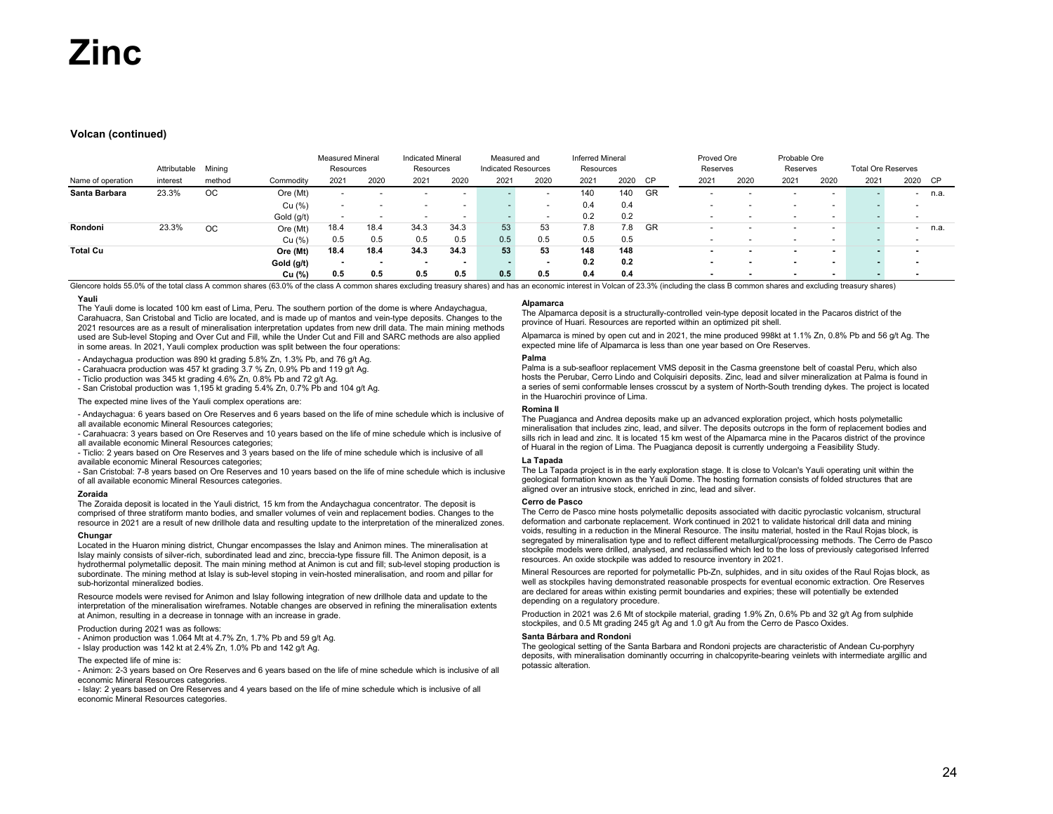# Zinc

### Volcan (continued)

| Name of operation | Attributable interest | Mining method | Commodity | Measured Mineral Resources 2021 | Measured Mineral Resources 2020 | Indicated Mineral Resources 2021 | Indicated Mineral Resources 2020 | Measured and Indicated Resources 2021 | Measured and Indicated Resources 2020 | Inferred Mineral Resources 2021 | Inferred Mineral Resources 2020 | CP | Proved Ore Reserves 2021 | Proved Ore Reserves 2020 | Probable Ore Reserves 2021 | Probable Ore Reserves 2020 | Total Ore Reserves 2021 | Total Ore Reserves 2020 | CP |
|---|---|---|---|---|---|---|---|---|---|---|---|---|---|---|---|---|---|---|---|
| **Santa Barbara** | 23.3% | OC | Ore (Mt) | - | - | - | - | - | - | 140 | 140 | GR | - | - | - | - | - | - | n.a. |
| | | | Cu (%) | - | - | - | - | - | - | 0.4 | 0.4 | | - | - | - | - | - | - | |
| | | | Gold (g/t) | - | - | - | - | - | - | 0.2 | 0.2 | | - | - | - | - | - | - | |
| **Rondoni** | 23.3% | OC | Ore (Mt) | 18.4 | 18.4 | 34.3 | 34.3 | 53 | 53 | 7.8 | 7.8 | GR | - | - | - | - | - | - | n.a. |
| | | | Cu (%) | 0.5 | 0.5 | 0.5 | 0.5 | 0.5 | 0.5 | 0.5 | 0.5 | | - | - | - | - | - | - | |
| **Total Cu** | | | **Ore (Mt)** | **18.4** | **18.4** | **34.3** | **34.3** | **53** | **53** | **148** | **148** | | **-** | **-** | **-** | **-** | **-** | **-** | |
| | | | **Gold (g/t)** | **-** | **-** | **-** | **-** | **-** | **-** | **0.2** | **0.2** | | **-** | **-** | **-** | **-** | **-** | **-** | |
| | | | **Cu (%)** | **0.5** | **0.5** | **0.5** | **0.5** | **0.5** | **0.5** | **0.4** | **0.4** | | **-** | **-** | **-** | **-** | **-** | **-** | |

Glencore holds 55.0% of the total class A common shares (63.0% of the class A common shares excluding treasury shares) and has an economic interest in Volcan of 23.3% (including the class B common shares and excluding treasury shares)

**Yauli**

The Yauli dome is located 100 km east of Lima, Peru. The southern portion of the dome is where Andaychagua, Carahuacra, San Cristobal and Ticlio are located, and is made up of mantos and vein-type deposits. Changes to the 2021 resources are as a result of mineralisation interpretation updates from new drill data. The main mining methods used are Sub-level Stoping and Over Cut and Fill, while the Under Cut and Fill and SARC methods are also applied in some areas. In 2021, Yauli complex production was split between the four operations:

- Andaychagua production was 890 kt grading 5.8% Zn, 1.3% Pb, and 76 g/t Ag.
- Carahuacra production was 457 kt grading 3.7 % Zn, 0.9% Pb and 119 g/t Ag.
- Ticlio production was 345 kt grading 4.6% Zn, 0.8% Pb and 72 g/t Ag.
- San Cristobal production was 1,195 kt grading 5.4% Zn, 0.7% Pb and 104 g/t Ag.

The expected mine lives of the Yauli complex operations are:

- Andaychagua: 6 years based on Ore Reserves and 6 years based on the life of mine schedule which is inclusive of all available economic Mineral Resources categories;
- Carahuacra: 3 years based on Ore Reserves and 10 years based on the life of mine schedule which is inclusive of all available economic Mineral Resources categories;
- Ticlio: 2 years based on Ore Reserves and 3 years based on the life of mine schedule which is inclusive of all available economic Mineral Resources categories;
- San Cristobal: 7-8 years based on Ore Reserves and 10 years based on the life of mine schedule which is inclusive of all available economic Mineral Resources categories.

**Zoraida**

The Zoraida deposit is located in the Yauli district, 15 km from the Andaychagua concentrator. The deposit is comprised of three stratiform manto bodies, and smaller volumes of vein and replacement bodies. Changes to the resource in 2021 are a result of new drillhole data and resulting update to the interpretation of the mineralized zones.

**Chungar**

Located in the Huaron mining district, Chungar encompasses the Islay and Animon mines. The mineralisation at Islay mainly consists of silver-rich, subordinated lead and zinc, breccia-type fissure fill. The Animon deposit, is a hydrothermal polymetallic deposit. The main mining method at Animon is cut and fill; sub-level stoping production is subordinate. The mining method at Islay is sub-level stoping in vein-hosted mineralisation, and room and pillar for sub-horizontal mineralized bodies.

Resource models were revised for Animon and Islay following integration of new drillhole data and update to the interpretation of the mineralisation wireframes. Notable changes are observed in refining the mineralisation extents at Animon, resulting in a decrease in tonnage with an increase in grade.

Production during 2021 was as follows:

- Animon production was 1.064 Mt at 4.7% Zn, 1.7% Pb and 59 g/t Ag.
- Islay production was 142 kt at 2.4% Zn, 1.0% Pb and 142 g/t Ag.

The expected life of mine is:

- Animon: 2-3 years based on Ore Reserves and 6 years based on the life of mine schedule which is inclusive of all economic Mineral Resources categories.
- Islay: 2 years based on Ore Reserves and 4 years based on the life of mine schedule which is inclusive of all economic Mineral Resources categories.

**Alpamarca**

The Alpamarca deposit is a structurally-controlled vein-type deposit located in the Pacaros district of the province of Huari. Resources are reported within an optimized pit shell.

Alpamarca is mined by open cut and in 2021, the mine produced 998kt at 1.1% Zn, 0.8% Pb and 56 g/t Ag. The expected mine life of Alpamarca is less than one year based on Ore Reserves.

**Palma**

Palma is a sub-seafloor replacement VMS deposit in the Casma greenstone belt of coastal Peru, which also hosts the Perubar, Cerro Lindo and Colquisiri deposits. Zinc, lead and silver mineralization at Palma is found in a series of semi conformable lenses crosscut by a system of North-South trending dykes. The project is located in the Huarochiri province of Lima.

**Romina II**

The Puagjanca and Andrea deposits make up an advanced exploration project, which hosts polymetallic mineralisation that includes zinc, lead, and silver. The deposits outcrops in the form of replacement bodies and sills rich in lead and zinc. It is located 15 km west of the Alpamarca mine in the Pacaros district of the province of Huaral in the region of Lima. The Puagjanca deposit is currently undergoing a Feasibility Study.

**La Tapada**

The La Tapada project is in the early exploration stage. It is close to Volcan's Yauli operating unit within the geological formation known as the Yauli Dome. The hosting formation consists of folded structures that are aligned over an intrusive stock, enriched in zinc, lead and silver.

**Cerro de Pasco**

The Cerro de Pasco mine hosts polymetallic deposits associated with dacitic pyroclastic volcanism, structural deformation and carbonate replacement. Work continued in 2021 to validate historical drill data and mining voids, resulting in a reduction in the Mineral Resource. The insitu material, hosted in the Raul Rojas block, is segregated by mineralisation type and to reflect different metallurgical/processing methods. The Cerro de Pasco stockpile models were drilled, analysed, and reclassified which led to the loss of previously categorised Inferred resources. An oxide stockpile was added to resource inventory in 2021.

Mineral Resources are reported for polymetallic Pb-Zn, sulphides, and in situ oxides of the Raul Rojas block, as well as stockpiles having demonstrated reasonable prospects for eventual economic extraction. Ore Reserves are declared for areas within existing permit boundaries and expiries; these will potentially be extended depending on a regulatory procedure.

Production in 2021 was 2.6 Mt of stockpile material, grading 1.9% Zn, 0.6% Pb and 32 g/t Ag from sulphide stockpiles, and 0.5 Mt grading 245 g/t Ag and 1.0 g/t Au from the Cerro de Pasco Oxides.

**Santa Bárbara and Rondoni**

The geological setting of the Santa Barbara and Rondoni projects are characteristic of Andean Cu-porphyry deposits, with mineralisation dominantly occurring in chalcopyrite-bearing veinlets with intermediate argillic and potassic alteration.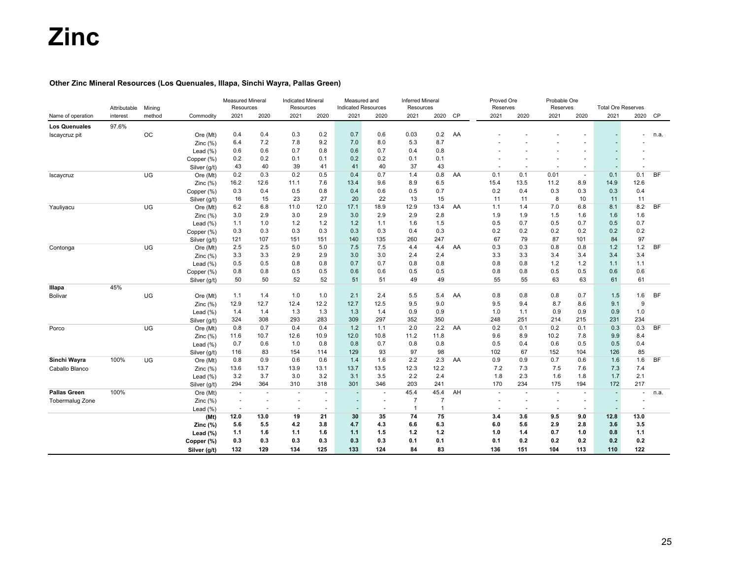# Zinc

**Other Zinc Mineral Resources (Los Quenuales, Illapa, Sinchi Wayra, Pallas Green)**

| Name of operation | Attributable interest | Mining method | Commodity | Measured Mineral Resources 2021 | Measured Mineral Resources 2020 | Indicated Mineral Resources 2021 | Indicated Mineral Resources 2020 | Measured and Indicated Resources 2021 | Measured and Indicated Resources 2020 | Inferred Mineral Resources 2021 | Inferred Mineral Resources 2020 | CP | Proved Ore Reserves 2021 | Proved Ore Reserves 2020 | Probable Ore Reserves 2021 | Probable Ore Reserves 2020 | Total Ore Reserves 2021 | Total Ore Reserves 2020 | CP |
|---|---|---|---|---|---|---|---|---|---|---|---|---|---|---|---|---|---|---|---|
| **Los Quenuales** | 97.6% | | | | | | | | | | | | | | | | | | |
| Iscaycruz pit | | OC | Ore (Mt) | 0.4 | 0.4 | 0.3 | 0.2 | 0.7 | 0.6 | 0.03 | 0.2 | AA | - | - | - | - | - | - | n.a. |
| | | | Zinc (%) | 6.4 | 7.2 | 7.8 | 9.2 | 7.0 | 8.0 | 5.3 | 8.7 | | - | - | - | - | - | - | |
| | | | Lead (%) | 0.6 | 0.6 | 0.7 | 0.8 | 0.6 | 0.7 | 0.4 | 0.8 | | - | - | - | - | - | - | |
| | | | Copper (%) | 0.2 | 0.2 | 0.1 | 0.1 | 0.2 | 0.2 | 0.1 | 0.1 | | - | - | - | - | - | - | |
| | | | Silver (g/t) | 43 | 40 | 39 | 41 | 41 | 40 | 37 | 43 | | - | - | - | - | - | - | |
| Iscaycruz | | UG | Ore (Mt) | 0.2 | 0.3 | 0.2 | 0.5 | 0.4 | 0.7 | 1.4 | 0.8 | AA | 0.1 | 0.1 | 0.01 | - | 0.1 | 0.1 | BF |
| | | | Zinc (%) | 16.2 | 12.6 | 11.1 | 7.6 | 13.4 | 9.6 | 8.9 | 6.5 | | 15.4 | 13.5 | 11.2 | 8.9 | 14.9 | 12.6 | |
| | | | Copper (%) | 0.3 | 0.4 | 0.5 | 0.8 | 0.4 | 0.6 | 0.5 | 0.7 | | 0.2 | 0.4 | 0.3 | 0.3 | 0.3 | 0.4 | |
| | | | Silver (g/t) | 16 | 15 | 23 | 27 | 20 | 22 | 13 | 15 | | 11 | 11 | 8 | 10 | 11 | 11 | |
| Yauliyacu | | UG | Ore (Mt) | 6.2 | 6.8 | 11.0 | 12.0 | 17.1 | 18.9 | 12.9 | 13.4 | AA | 1.1 | 1.4 | 7.0 | 6.8 | 8.1 | 8.2 | BF |
| | | | Zinc (%) | 3.0 | 2.9 | 3.0 | 2.9 | 3.0 | 2.9 | 2.9 | 2.8 | | 1.9 | 1.9 | 1.5 | 1.6 | 1.6 | 1.6 | |
| | | | Lead (%) | 1.1 | 1.0 | 1.2 | 1.2 | 1.2 | 1.1 | 1.6 | 1.5 | | 0.5 | 0.7 | 0.5 | 0.7 | 0.5 | 0.7 | |
| | | | Copper (%) | 0.3 | 0.3 | 0.3 | 0.3 | 0.3 | 0.3 | 0.4 | 0.3 | | 0.2 | 0.2 | 0.2 | 0.2 | 0.2 | 0.2 | |
| | | | Silver (g/t) | 121 | 107 | 151 | 151 | 140 | 135 | 260 | 247 | | 67 | 79 | 87 | 101 | 84 | 97 | |
| Contonga | | UG | Ore (Mt) | 2.5 | 2.5 | 5.0 | 5.0 | 7.5 | 7.5 | 4.4 | 4.4 | AA | 0.3 | 0.3 | 0.8 | 0.8 | 1.2 | 1.2 | BF |
| | | | Zinc (%) | 3.3 | 3.3 | 2.9 | 2.9 | 3.0 | 3.0 | 2.4 | 2.4 | | 3.3 | 3.3 | 3.4 | 3.4 | 3.4 | 3.4 | |
| | | | Lead (%) | 0.5 | 0.5 | 0.8 | 0.8 | 0.7 | 0.7 | 0.8 | 0.8 | | 0.8 | 0.8 | 1.2 | 1.2 | 1.1 | 1.1 | |
| | | | Copper (%) | 0.8 | 0.8 | 0.5 | 0.5 | 0.6 | 0.6 | 0.5 | 0.5 | | 0.8 | 0.8 | 0.5 | 0.5 | 0.6 | 0.6 | |
| | | | Silver (g/t) | 50 | 50 | 52 | 52 | 51 | 51 | 49 | 49 | | 55 | 55 | 63 | 63 | 61 | 61 | |
| **Illapa** | 45% | | | | | | | | | | | | | | | | | | |
| Bolivar | | UG | Ore (Mt) | 1.1 | 1.4 | 1.0 | 1.0 | 2.1 | 2.4 | 5.5 | 5.4 | AA | 0.8 | 0.8 | 0.8 | 0.7 | 1.5 | 1.6 | BF |
| | | | Zinc (%) | 12.9 | 12.7 | 12.4 | 12.2 | 12.7 | 12.5 | 9.5 | 9.0 | | 9.5 | 9.4 | 8.7 | 8.6 | 9.1 | 9 | |
| | | | Lead (%) | 1.4 | 1.4 | 1.3 | 1.3 | 1.3 | 1.4 | 0.9 | 0.9 | | 1.0 | 1.1 | 0.9 | 0.9 | 0.9 | 1.0 | |
| | | | Silver (g/t) | 324 | 308 | 293 | 283 | 309 | 297 | 352 | 350 | | 248 | 251 | 214 | 215 | 231 | 234 | |
| Porco | | UG | Ore (Mt) | 0.8 | 0.7 | 0.4 | 0.4 | 1.2 | 1.1 | 2.0 | 2.2 | AA | 0.2 | 0.1 | 0.2 | 0.1 | 0.3 | 0.3 | BF |
| | | | Zinc (%) | 11.6 | 10.7 | 12.6 | 10.9 | 12.0 | 10.8 | 11.2 | 11.8 | | 9.6 | 8.9 | 10.2 | 7.8 | 9.9 | 8.4 | |
| | | | Lead (%) | 0.7 | 0.6 | 1.0 | 0.8 | 0.8 | 0.7 | 0.8 | 0.8 | | 0.5 | 0.4 | 0.6 | 0.5 | 0.5 | 0.4 | |
| | | | Silver (g/t) | 116 | 83 | 154 | 114 | 129 | 93 | 97 | 98 | | 102 | 67 | 152 | 104 | 126 | 85 | |
| **Sinchi Wayra** | 100% | UG | Ore (Mt) | 0.8 | 0.9 | 0.6 | 0.6 | 1.4 | 1.6 | 2.2 | 2.3 | AA | 0.9 | 0.9 | 0.7 | 0.6 | 1.6 | 1.6 | BF |
| Caballo Blanco | | | Zinc (%) | 13.6 | 13.7 | 13.9 | 13.1 | 13.7 | 13.5 | 12.3 | 12.2 | | 7.2 | 7.3 | 7.5 | 7.6 | 7.3 | 7.4 | |
| | | | Lead (%) | 3.2 | 3.7 | 3.0 | 3.2 | 3.1 | 3.5 | 2.2 | 2.4 | | 1.8 | 2.3 | 1.6 | 1.8 | 1.7 | 2.1 | |
| | | | Silver (g/t) | 294 | 364 | 310 | 318 | 301 | 346 | 203 | 241 | | 170 | 234 | 175 | 194 | 172 | 217 | |
| **Pallas Green** | 100% | | Ore (Mt) | - | - | - | - | - | - | 45.4 | 45.4 | AH | - | - | - | - | - | - | n.a. |
| Tobermalug Zone | | | Zinc (%) | - | - | - | - | - | - | 7 | 7 | | - | - | - | - | - | - | |
| | | | Lead (%) | - | - | - | - | - | - | 1 | 1 | | - | - | - | - | - | - | |
| | | | **(Mt)** | **12.0** | **13.0** | **19** | **21** | **30** | **35** | **74** | **75** | | **3.4** | **3.6** | **9.5** | **9.0** | **12.8** | **13.0** | |
| | | | **Zinc (%)** | **5.6** | **5.5** | **4.2** | **3.8** | **4.7** | **4.3** | **6.6** | **6.3** | | **6.0** | **5.6** | **2.9** | **2.8** | **3.6** | **3.5** | |
| | | | **Lead (%)** | **1.1** | **1.6** | **1.1** | **1.6** | **1.1** | **1.5** | **1.2** | **1.2** | | **1.0** | **1.4** | **0.7** | **1.0** | **0.8** | **1.1** | |
| | | | **Copper (%)** | **0.3** | **0.3** | **0.3** | **0.3** | **0.3** | **0.3** | **0.1** | **0.1** | | **0.1** | **0.2** | **0.2** | **0.2** | **0.2** | **0.2** | |
| | | | **Silver (g/t)** | **132** | **129** | **134** | **125** | **133** | **124** | **84** | **83** | | **136** | **151** | **104** | **113** | **110** | **122** | |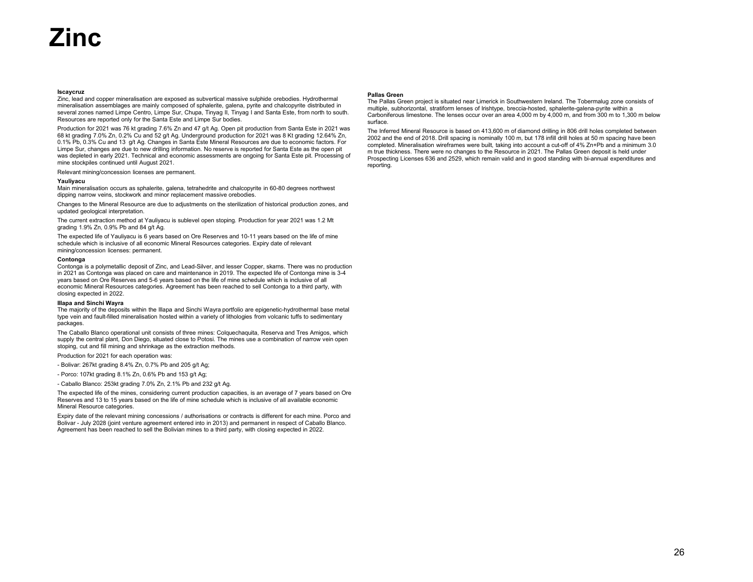# Zinc

### Iscaycruz

Zinc, lead and copper mineralisation are exposed as subvertical massive sulphide orebodies. Hydrothermal mineralisation assemblages are mainly composed of sphalerite, galena, pyrite and chalcopyrite distributed in several zones named Limpe Centro, Limpe Sur, Chupa, Tinyag II, Tinyag I and Santa Este, from north to south. Resources are reported only for the Santa Este and Limpe Sur bodies.

Production for 2021 was 76 kt grading 7.6% Zn and 47 g/t Ag. Open pit production from Santa Este in 2021 was 68 kt grading 7.0% Zn, 0.2% Cu and 52 g/t Ag. Underground production for 2021 was 8 Kt grading 12.64% Zn, 0.1% Pb, 0.3% Cu and 13 g/t Ag. Changes in Santa Este Mineral Resources are due to economic factors. For Limpe Sur, changes are due to new drilling information. No reserve is reported for Santa Este as the open pit was depleted in early 2021. Technical and economic assessments are ongoing for Santa Este pit. Processing of mine stockpiles continued until August 2021.

Relevant mining/concession licenses are permanent.

### Yauliyacu

Main mineralisation occurs as sphalerite, galena, tetrahedrite and chalcopyrite in 60-80 degrees northwest dipping narrow veins, stockwork and minor replacement massive orebodies.

Changes to the Mineral Resource are due to adjustments on the sterilization of historical production zones, and updated geological interpretation.

The current extraction method at Yauliyacu is sublevel open stoping. Production for year 2021 was 1.2 Mt grading 1.9% Zn, 0.9% Pb and 84 g/t Ag.

The expected life of Yauliyacu is 6 years based on Ore Reserves and 10-11 years based on the life of mine schedule which is inclusive of all economic Mineral Resources categories. Expiry date of relevant mining/concession licenses: permanent.

### Contonga

Contonga is a polymetallic deposit of Zinc, and Lead-Silver, and lesser Copper, skarns. There was no production in 2021 as Contonga was placed on care and maintenance in 2019. The expected life of Contonga mine is 3-4 years based on Ore Reserves and 5-6 years based on the life of mine schedule which is inclusive of all economic Mineral Resources categories. Agreement has been reached to sell Contonga to a third party, with closing expected in 2022.

### Illapa and Sinchi Wayra

The majority of the deposits within the Illapa and Sinchi Wayra portfolio are epigenetic-hydrothermal base metal type vein and fault-filled mineralisation hosted within a variety of lithologies from volcanic tuffs to sedimentary packages.

The Caballo Blanco operational unit consists of three mines: Colquechaquita, Reserva and Tres Amigos, which supply the central plant, Don Diego, situated close to Potosi. The mines use a combination of narrow vein open stoping, cut and fill mining and shrinkage as the extraction methods.

Production for 2021 for each operation was:

- Bolivar: 267kt grading 8.4% Zn, 0.7% Pb and 205 g/t Ag;

- Porco: 107kt grading 8.1% Zn, 0.6% Pb and 153 g/t Ag;

- Caballo Blanco: 253kt grading 7.0% Zn, 2.1% Pb and 232 g/t Ag.

The expected life of the mines, considering current production capacities, is an average of 7 years based on Ore Reserves and 13 to 15 years based on the life of mine schedule which is inclusive of all available economic Mineral Resource categories.

Expiry date of the relevant mining concessions / authorisations or contracts is different for each mine. Porco and Bolivar - July 2028 (joint venture agreement entered into in 2013) and permanent in respect of Caballo Blanco. Agreement has been reached to sell the Bolivian mines to a third party, with closing expected in 2022.

### Pallas Green

The Pallas Green project is situated near Limerick in Southwestern Ireland. The Tobermalug zone consists of multiple, subhorizontal, stratiform lenses of Irishtype, breccia-hosted, sphalerite-galena-pyrite within a Carboniferous limestone. The lenses occur over an area 4,000 m by 4,000 m, and from 300 m to 1,300 m below surface.

The Inferred Mineral Resource is based on 413,600 m of diamond drilling in 806 drill holes completed between 2002 and the end of 2018. Drill spacing is nominally 100 m, but 178 infill drill holes at 50 m spacing have been completed. Mineralisation wireframes were built, taking into account a cut-off of 4% Zn+Pb and a minimum 3.0 m true thickness. There were no changes to the Resource in 2021. The Pallas Green deposit is held under Prospecting Licenses 636 and 2529, which remain valid and in good standing with bi-annual expenditures and reporting.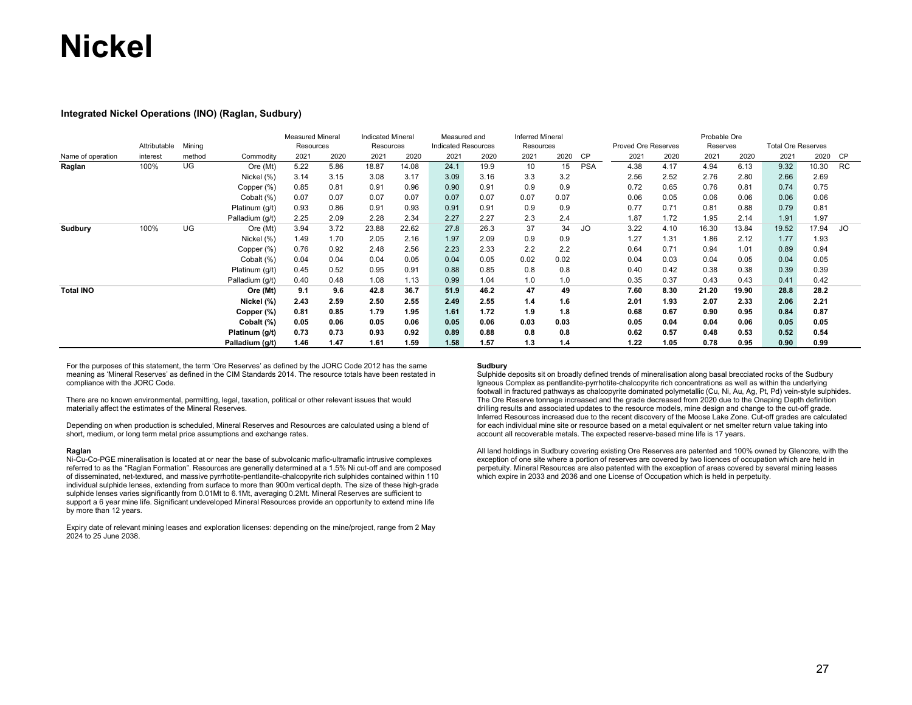# Nickel

### Integrated Nickel Operations (INO) (Raglan, Sudbury)

| Name of operation | Attributable interest | Mining method | Commodity | Measured Mineral Resources 2021 | Measured Mineral Resources 2020 | Indicated Mineral Resources 2021 | Indicated Mineral Resources 2020 | Measured and Indicated Resources 2021 | Measured and Indicated Resources 2020 | Inferred Mineral Resources 2021 | Inferred Mineral Resources 2020 | CP | Proved Ore Reserves 2021 | Proved Ore Reserves 2020 | Probable Ore Reserves 2021 | Probable Ore Reserves 2020 | Total Ore Reserves 2021 | Total Ore Reserves 2020 | CP |
|---|---|---|---|---|---|---|---|---|---|---|---|---|---|---|---|---|---|---|---|
| **Raglan** | 100% | UG | Ore (Mt) | 5.22 | 5.86 | 18.87 | 14.08 | 24.1 | 19.9 | 10 | 15 | PSA | 4.38 | 4.17 | 4.94 | 6.13 | 9.32 | 10.30 | RC |
| | | | Nickel (%) | 3.14 | 3.15 | 3.08 | 3.17 | 3.09 | 3.16 | 3.3 | 3.2 | | 2.56 | 2.52 | 2.76 | 2.80 | 2.66 | 2.69 | |
| | | | Copper (%) | 0.85 | 0.81 | 0.91 | 0.96 | 0.90 | 0.91 | 0.9 | 0.9 | | 0.72 | 0.65 | 0.76 | 0.81 | 0.74 | 0.75 | |
| | | | Cobalt (%) | 0.07 | 0.07 | 0.07 | 0.07 | 0.07 | 0.07 | 0.07 | 0.07 | | 0.06 | 0.05 | 0.06 | 0.06 | 0.06 | 0.06 | |
| | | | Platinum (g/t) | 0.93 | 0.86 | 0.91 | 0.93 | 0.91 | 0.91 | 0.9 | 0.9 | | 0.77 | 0.71 | 0.81 | 0.88 | 0.79 | 0.81 | |
| | | | Palladium (g/t) | 2.25 | 2.09 | 2.28 | 2.34 | 2.27 | 2.27 | 2.3 | 2.4 | | 1.87 | 1.72 | 1.95 | 2.14 | 1.91 | 1.97 | |
| **Sudbury** | 100% | UG | Ore (Mt) | 3.94 | 3.72 | 23.88 | 22.62 | 27.8 | 26.3 | 37 | 34 | JO | 3.22 | 4.10 | 16.30 | 13.84 | 19.52 | 17.94 | JO |
| | | | Nickel (%) | 1.49 | 1.70 | 2.05 | 2.16 | 1.97 | 2.09 | 0.9 | 0.9 | | 1.27 | 1.31 | 1.86 | 2.12 | 1.77 | 1.93 | |
| | | | Copper (%) | 0.76 | 0.92 | 2.48 | 2.56 | 2.23 | 2.33 | 2.2 | 2.2 | | 0.64 | 0.71 | 0.94 | 1.01 | 0.89 | 0.94 | |
| | | | Cobalt (%) | 0.04 | 0.04 | 0.04 | 0.05 | 0.04 | 0.05 | 0.02 | 0.02 | | 0.04 | 0.03 | 0.04 | 0.05 | 0.04 | 0.05 | |
| | | | Platinum (g/t) | 0.45 | 0.52 | 0.95 | 0.91 | 0.88 | 0.85 | 0.8 | 0.8 | | 0.40 | 0.42 | 0.38 | 0.38 | 0.39 | 0.39 | |
| | | | Palladium (g/t) | 0.40 | 0.48 | 1.08 | 1.13 | 0.99 | 1.04 | 1.0 | 1.0 | | 0.35 | 0.37 | 0.43 | 0.43 | 0.41 | 0.42 | |
| **Total INO** | | | **Ore (Mt)** | **9.1** | **9.6** | **42.8** | **36.7** | **51.9** | **46.2** | **47** | **49** | | **7.60** | **8.30** | **21.20** | **19.90** | **28.8** | **28.2** | |
| | | | **Nickel (%)** | **2.43** | **2.59** | **2.50** | **2.55** | **2.49** | **2.55** | **1.4** | **1.6** | | **2.01** | **1.93** | **2.07** | **2.33** | **2.06** | **2.21** | |
| | | | **Copper (%)** | **0.81** | **0.85** | **1.79** | **1.95** | **1.61** | **1.72** | **1.9** | **1.8** | | **0.68** | **0.67** | **0.90** | **0.95** | **0.84** | **0.87** | |
| | | | **Cobalt (%)** | **0.05** | **0.06** | **0.05** | **0.06** | **0.05** | **0.06** | **0.03** | **0.03** | | **0.05** | **0.04** | **0.04** | **0.06** | **0.05** | **0.05** | |
| | | | **Platinum (g/t)** | **0.73** | **0.73** | **0.93** | **0.92** | **0.89** | **0.88** | **0.8** | **0.8** | | **0.62** | **0.57** | **0.48** | **0.53** | **0.52** | **0.54** | |
| | | | **Palladium (g/t)** | **1.46** | **1.47** | **1.61** | **1.59** | **1.58** | **1.57** | **1.3** | **1.4** | | **1.22** | **1.05** | **0.78** | **0.95** | **0.90** | **0.99** | |

For the purposes of this statement, the term 'Ore Reserves' as defined by the JORC Code 2012 has the same meaning as 'Mineral Reserves' as defined in the CIM Standards 2014. The resource totals have been restated in compliance with the JORC Code.

There are no known environmental, permitting, legal, taxation, political or other relevant issues that would materially affect the estimates of the Mineral Reserves.

Depending on when production is scheduled, Mineral Reserves and Resources are calculated using a blend of short, medium, or long term metal price assumptions and exchange rates.

**Raglan**

Ni-Cu-Co-PGE mineralisation is located at or near the base of subvolcanic mafic-ultramafic intrusive complexes referred to as the "Raglan Formation". Resources are generally determined at a 1.5% Ni cut-off and are composed of disseminated, net-textured, and massive pyrrhotite-pentlandite-chalcopyrite rich sulphides contained within 110 individual sulphide lenses, extending from surface to more than 900m vertical depth. The size of these high-grade sulphide lenses varies significantly from 0.01Mt to 6.1Mt, averaging 0.2Mt. Mineral Reserves are sufficient to support a 6 year mine life. Significant undeveloped Mineral Resources provide an opportunity to extend mine life by more than 12 years.

Expiry date of relevant mining leases and exploration licenses: depending on the mine/project, range from 2 May 2024 to 25 June 2038.

**Sudbury**

Sulphide deposits sit on broadly defined trends of mineralisation along basal brecciated rocks of the Sudbury Igneous Complex as pentlandite-pyrrhotite-chalcopyrite rich concentrations as well as within the underlying footwall in fractured pathways as chalcopyrite dominated polymetallic (Cu, Ni, Au, Ag, Pt, Pd) vein-style sulphides. The Ore Reserve tonnage increased and the grade decreased from 2020 due to the Onaping Depth definition drilling results and associated updates to the resource models, mine design and change to the cut-off grade. Inferred Resources increased due to the recent discovery of the Moose Lake Zone. Cut-off grades are calculated for each individual mine site or resource based on a metal equivalent or net smelter return value taking into account all recoverable metals. The expected reserve-based mine life is 17 years.

All land holdings in Sudbury covering existing Ore Reserves are patented and 100% owned by Glencore, with the exception of one site where a portion of reserves are covered by two licences of occupation which are held in perpetuity. Mineral Resources are also patented with the exception of areas covered by several mining leases which expire in 2033 and 2036 and one License of Occupation which is held in perpetuity.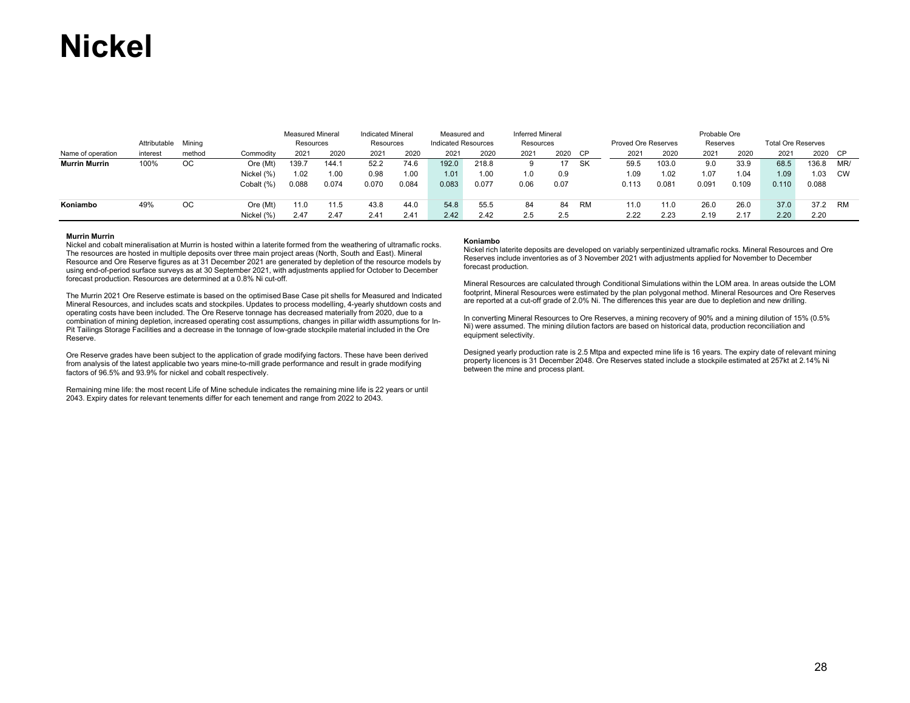# Nickel

| Name of operation | Attributable interest | Mining method | Commodity | Measured Mineral Resources 2021 | Measured Mineral Resources 2020 | Indicated Mineral Resources 2021 | Indicated Mineral Resources 2020 | Measured and Indicated Resources 2021 | Measured and Indicated Resources 2020 | Inferred Mineral Resources 2021 | Inferred Mineral Resources 2020 | CP | Proved Ore Reserves 2021 | Proved Ore Reserves 2020 | Probable Ore Reserves 2021 | Probable Ore Reserves 2020 | Total Ore Reserves 2021 | Total Ore Reserves 2020 | CP |
|---|---|---|---|---|---|---|---|---|---|---|---|---|---|---|---|---|---|---|---|
| **Murrin Murrin** | 100% | OC | Ore (Mt) | 139.7 | 144.1 | 52.2 | 74.6 | 192.0 | 218.8 | 9 | 17 | SK | 59.5 | 103.0 | 9.0 | 33.9 | 68.5 | 136.8 | MR/ |
| | | | Nickel (%) | 1.02 | 1.00 | 0.98 | 1.00 | 1.01 | 1.00 | 1.0 | 0.9 | | 1.09 | 1.02 | 1.07 | 1.04 | 1.09 | 1.03 | CW |
| | | | Cobalt (%) | 0.088 | 0.074 | 0.070 | 0.084 | 0.083 | 0.077 | 0.06 | 0.07 | | 0.113 | 0.081 | 0.091 | 0.109 | 0.110 | 0.088 | |
| **Koniambo** | 49% | OC | Ore (Mt) | 11.0 | 11.5 | 43.8 | 44.0 | 54.8 | 55.5 | 84 | 84 | RM | 11.0 | 11.0 | 26.0 | 26.0 | 37.0 | 37.2 | RM |
| | | | Nickel (%) | 2.47 | 2.47 | 2.41 | 2.41 | 2.42 | 2.42 | 2.5 | 2.5 | | 2.22 | 2.23 | 2.19 | 2.17 | 2.20 | 2.20 | |

**Murrin Murrin**

Nickel and cobalt mineralisation at Murrin is hosted within a laterite formed from the weathering of ultramafic rocks. The resources are hosted in multiple deposits over three main project areas (North, South and East). Mineral Resource and Ore Reserve figures as at 31 December 2021 are generated by depletion of the resource models by using end-of-period surface surveys as at 30 September 2021, with adjustments applied for October to December forecast production. Resources are determined at a 0.8% Ni cut-off.

The Murrin 2021 Ore Reserve estimate is based on the optimised Base Case pit shells for Measured and Indicated Mineral Resources, and includes scats and stockpiles. Updates to process modelling, 4-yearly shutdown costs and operating costs have been included. The Ore Reserve tonnage has decreased materially from 2020, due to a combination of mining depletion, increased operating cost assumptions, changes in pillar width assumptions for In-Pit Tailings Storage Facilities and a decrease in the tonnage of low-grade stockpile material included in the Ore Reserve.

Ore Reserve grades have been subject to the application of grade modifying factors. These have been derived from analysis of the latest applicable two years mine-to-mill grade performance and result in grade modifying factors of 96.5% and 93.9% for nickel and cobalt respectively.

Remaining mine life: the most recent Life of Mine schedule indicates the remaining mine life is 22 years or until 2043. Expiry dates for relevant tenements differ for each tenement and range from 2022 to 2043.

**Koniambo**

Nickel rich laterite deposits are developed on variably serpentinized ultramafic rocks. Mineral Resources and Ore Reserves include inventories as of 3 November 2021 with adjustments applied for November to December forecast production.

Mineral Resources are calculated through Conditional Simulations within the LOM area. In areas outside the LOM footprint, Mineral Resources were estimated by the plan polygonal method. Mineral Resources and Ore Reserves are reported at a cut-off grade of 2.0% Ni. The differences this year are due to depletion and new drilling.

In converting Mineral Resources to Ore Reserves, a mining recovery of 90% and a mining dilution of 15% (0.5% Ni) were assumed. The mining dilution factors are based on historical data, production reconciliation and equipment selectivity.

Designed yearly production rate is 2.5 Mtpa and expected mine life is 16 years. The expiry date of relevant mining property licences is 31 December 2048. Ore Reserves stated include a stockpile estimated at 257kt at 2.14% Ni between the mine and process plant.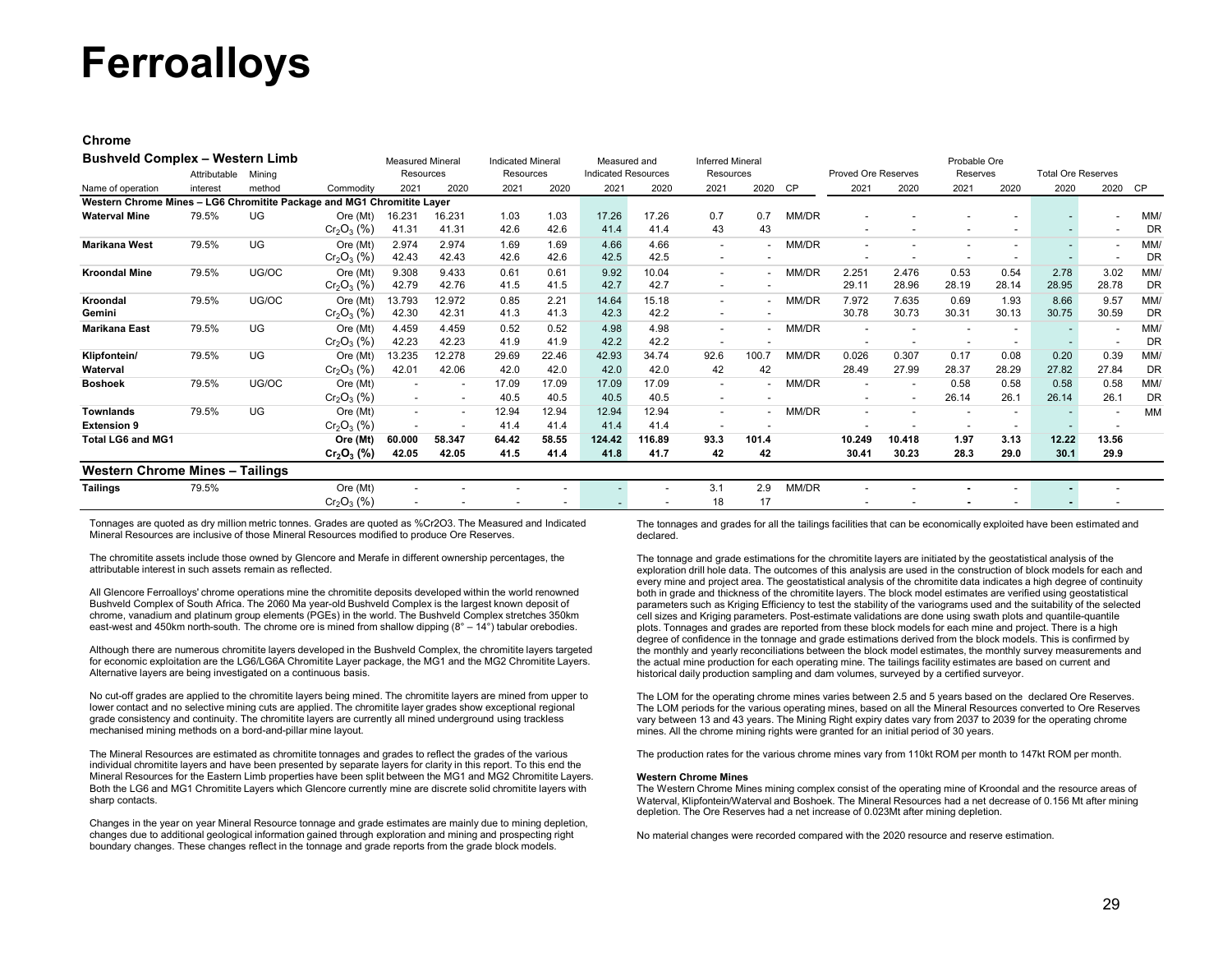# Ferroalloys

## Chrome

### Bushveld Complex – Western Limb

| Name of operation | Attributable interest | Mining method | Commodity | Measured Mineral Resources 2021 | Measured Mineral Resources 2020 | Indicated Mineral Resources 2021 | Indicated Mineral Resources 2020 | Measured and Indicated Resources 2021 | Measured and Indicated Resources 2020 | Inferred Mineral Resources 2021 | Inferred Mineral Resources 2020 | CP | Proved Ore Reserves 2021 | Proved Ore Reserves 2020 | Probable Ore Reserves 2021 | Probable Ore Reserves 2020 | Total Ore Reserves 2020 | Total Ore Reserves 2020 | CP |
|---|---|---|---|---|---|---|---|---|---|---|---|---|---|---|---|---|---|---|---|
| **Western Chrome Mines – LG6 Chromitite Package and MG1 Chromitite Layer** | | | | | | | | | | | | | | | | | | | |
| **Waterval Mine** | 79.5% | UG | Ore (Mt) | 16.231 | 16.231 | 1.03 | 1.03 | 17.26 | 17.26 | 0.7 | 0.7 | MM/DR | - | - | - | - | - | - | MM/ |
| | | | $Cr_2O_3$ (%) | 41.31 | 41.31 | 42.6 | 42.6 | 41.4 | 41.4 | 43 | 43 | | - | - | - | - | - | - | DR |
| **Marikana West** | 79.5% | UG | Ore (Mt) | 2.974 | 2.974 | 1.69 | 1.69 | 4.66 | 4.66 | - | - | MM/DR | - | - | - | - | - | - | MM/ |
| | | | $Cr_2O_3$ (%) | 42.43 | 42.43 | 42.6 | 42.6 | 42.5 | 42.5 | - | - | | - | - | - | - | - | - | DR |
| **Kroondal Mine** | 79.5% | UG/OC | Ore (Mt) | 9.308 | 9.433 | 0.61 | 0.61 | 9.92 | 10.04 | - | - | MM/DR | 2.251 | 2.476 | 0.53 | 0.54 | 2.78 | 3.02 | MM/ |
| | | | $Cr_2O_3$ (%) | 42.79 | 42.76 | 41.5 | 41.5 | 42.7 | 42.7 | - | - | | 29.11 | 28.96 | 28.19 | 28.14 | 28.95 | 28.78 | DR |
| **Kroondal Gemini** | 79.5% | UG/OC | Ore (Mt) | 13.793 | 12.972 | 0.85 | 2.21 | 14.64 | 15.18 | - | - | MM/DR | 7.972 | 7.635 | 0.69 | 1.93 | 8.66 | 9.57 | MM/ |
| | | | $Cr_2O_3$ (%) | 42.30 | 42.31 | 41.3 | 41.3 | 42.3 | 42.2 | - | - | | 30.78 | 30.73 | 30.31 | 30.13 | 30.75 | 30.59 | DR |
| **Marikana East** | 79.5% | UG | Ore (Mt) | 4.459 | 4.459 | 0.52 | 0.52 | 4.98 | 4.98 | - | - | MM/DR | - | - | - | - | - | - | MM/ |
| | | | $Cr_2O_3$ (%) | 42.23 | 42.23 | 41.9 | 41.9 | 42.2 | 42.2 | - | - | | - | - | - | - | - | - | DR |
| **Klipfontein/ Waterval** | 79.5% | UG | Ore (Mt) | 13.235 | 12.278 | 29.69 | 22.46 | 42.93 | 34.74 | 92.6 | 100.7 | MM/DR | 0.026 | 0.307 | 0.17 | 0.08 | 0.20 | 0.39 | MM/ |
| | | | $Cr_2O_3$ (%) | 42.01 | 42.06 | 42.0 | 42.0 | 42.0 | 42.0 | 42 | 42 | | 28.49 | 27.99 | 28.37 | 28.29 | 27.82 | 27.84 | DR |
| **Boshoek** | 79.5% | UG/OC | Ore (Mt) | - | - | 17.09 | 17.09 | 17.09 | 17.09 | - | - | MM/DR | - | - | 0.58 | 0.58 | 0.58 | 0.58 | MM/ |
| | | | $Cr_2O_3$ (%) | - | - | 40.5 | 40.5 | 40.5 | 40.5 | - | - | | - | - | 26.14 | 26.1 | 26.14 | 26.1 | DR |
| **Townlands Extension 9** | 79.5% | UG | Ore (Mt) | - | - | 12.94 | 12.94 | 12.94 | 12.94 | - | - | MM/DR | - | - | - | - | - | - | MM |
| | | | $Cr_2O_3$ (%) | - | - | 41.4 | 41.4 | 41.4 | 41.4 | - | - | | - | - | - | - | - | - | |
| **Total LG6 and MG1** | | | **Ore (Mt)** | **60.000** | **58.347** | **64.42** | **58.55** | **124.42** | **116.89** | **93.3** | **101.4** | | **10.249** | **10.418** | **1.97** | **3.13** | **12.22** | **13.56** | |
| | | | **$Cr_2O_3$ (%)** | **42.05** | **42.05** | **41.5** | **41.4** | **41.8** | **41.7** | **42** | **42** | | **30.41** | **30.23** | **28.3** | **29.0** | **30.1** | **29.9** | |

### Western Chrome Mines – Tailings

| Name of operation | Attributable interest | Mining method | Commodity | Measured Mineral Resources 2021 | Measured Mineral Resources 2020 | Indicated Mineral Resources 2021 | Indicated Mineral Resources 2020 | Measured and Indicated Resources 2021 | Measured and Indicated Resources 2020 | Inferred Mineral Resources 2021 | Inferred Mineral Resources 2020 | CP | Proved Ore Reserves 2021 | Proved Ore Reserves 2020 | Probable Ore Reserves 2021 | Probable Ore Reserves 2020 | Total Ore Reserves 2020 | Total Ore Reserves 2020 | CP |
|---|---|---|---|---|---|---|---|---|---|---|---|---|---|---|---|---|---|---|---|
| **Tailings** | 79.5% | | Ore (Mt) | - | - | - | - | - | - | 3.1 | 2.9 | MM/DR | - | - | - | - | - | - | |
| | | | $Cr_2O_3$ (%) | - | - | - | - | - | - | 18 | 17 | | - | - | - | - | - | - | |

Tonnages are quoted as dry million metric tonnes. Grades are quoted as %Cr2O3. The Measured and Indicated Mineral Resources are inclusive of those Mineral Resources modified to produce Ore Reserves.

The chromitite assets include those owned by Glencore and Merafe in different ownership percentages, the attributable interest in such assets remain as reflected.

All Glencore Ferroalloys' chrome operations mine the chromitite deposits developed within the world renowned Bushveld Complex of South Africa. The 2060 Ma year-old Bushveld Complex is the largest known deposit of chrome, vanadium and platinum group elements (PGEs) in the world. The Bushveld Complex stretches 350km east-west and 450km north-south. The chrome ore is mined from shallow dipping (8° – 14°) tabular orebodies.

Although there are numerous chromitite layers developed in the Bushveld Complex, the chromitite layers targeted for economic exploitation are the LG6/LG6A Chromitite Layer package, the MG1 and the MG2 Chromitite Layers. Alternative layers are being investigated on a continuous basis.

No cut-off grades are applied to the chromitite layers being mined. The chromitite layers are mined from upper to lower contact and no selective mining cuts are applied. The chromitite layer grades show exceptional regional grade consistency and continuity. The chromitite layers are currently all mined underground using trackless mechanised mining methods on a bord-and-pillar mine layout.

The Mineral Resources are estimated as chromitite tonnages and grades to reflect the grades of the various individual chromitite layers and have been presented by separate layers for clarity in this report. To this end the Mineral Resources for the Eastern Limb properties have been split between the MG1 and MG2 Chromitite Layers. Both the LG6 and MG1 Chromitite Layers which Glencore currently mine are discrete solid chromitite layers with sharp contacts.

Changes in the year on year Mineral Resource tonnage and grade estimates are mainly due to mining depletion, changes due to additional geological information gained through exploration and mining and prospecting right boundary changes. These changes reflect in the tonnage and grade reports from the grade block models.

The tonnages and grades for all the tailings facilities that can be economically exploited have been estimated and declared.

The tonnage and grade estimations for the chromitite layers are initiated by the geostatistical analysis of the exploration drill hole data. The outcomes of this analysis are used in the construction of block models for each and every mine and project area. The geostatistical analysis of the chromitite data indicates a high degree of continuity both in grade and thickness of the chromitite layers. The block model estimates are verified using geostatistical parameters such as Kriging Efficiency to test the stability of the variograms used and the suitability of the selected cell sizes and Kriging parameters. Post-estimate validations are done using swath plots and quantile-quantile plots. Tonnages and grades are reported from these block models for each mine and project. There is a high degree of confidence in the tonnage and grade estimations derived from the block models. This is confirmed by the monthly and yearly reconciliations between the block model estimates, the monthly survey measurements and the actual mine production for each operating mine. The tailings facility estimates are based on current and historical daily production sampling and dam volumes, surveyed by a certified surveyor.

The LOM for the operating chrome mines varies between 2.5 and 5 years based on the declared Ore Reserves. The LOM periods for the various operating mines, based on all the Mineral Resources converted to Ore Reserves vary between 13 and 43 years. The Mining Right expiry dates vary from 2037 to 2039 for the operating chrome mines. All the chrome mining rights were granted for an initial period of 30 years.

The production rates for the various chrome mines vary from 110kt ROM per month to 147kt ROM per month.

**Western Chrome Mines**

The Western Chrome Mines mining complex consist of the operating mine of Kroondal and the resource areas of Waterval, Klipfontein/Waterval and Boshoek. The Mineral Resources had a net decrease of 0.156 Mt after mining depletion. The Ore Reserves had a net increase of 0.023Mt after mining depletion.

No material changes were recorded compared with the 2020 resource and reserve estimation.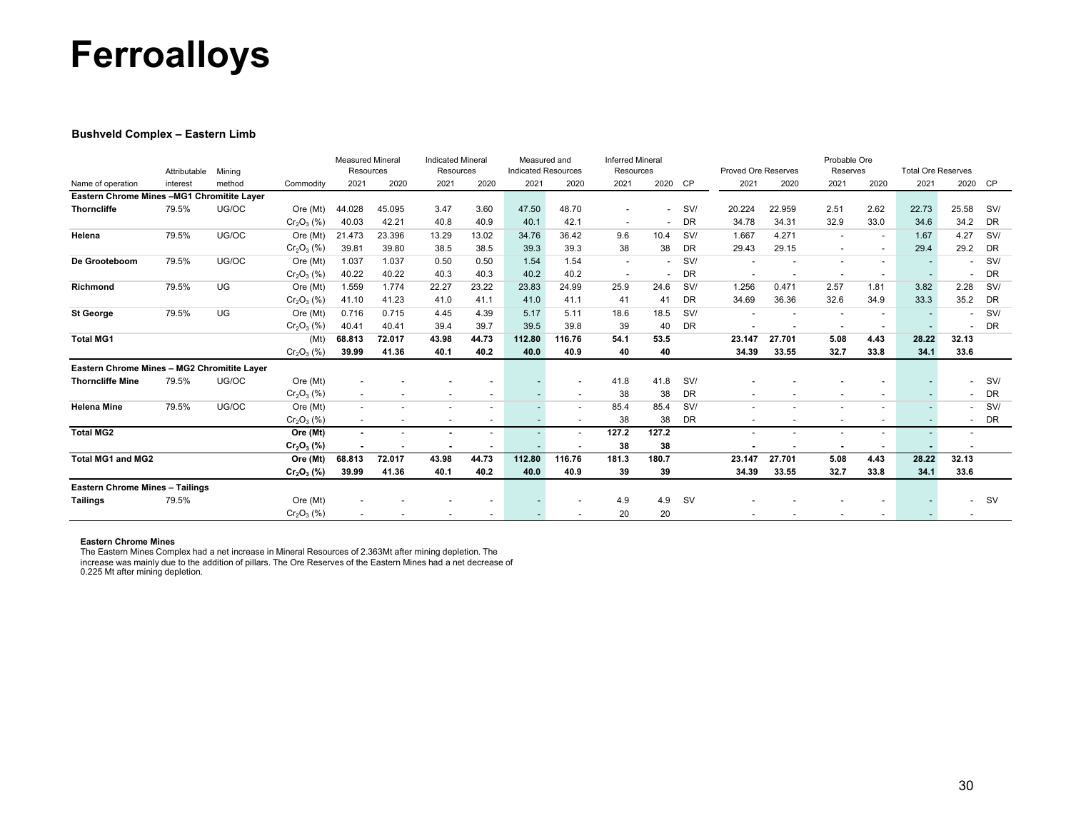# Ferroalloys

### Bushveld Complex – Eastern Limb

| Name of operation | Attributable interest | Mining method | Commodity | Measured Mineral Resources 2021 | Measured Mineral Resources 2020 | Indicated Mineral Resources 2021 | Indicated Mineral Resources 2020 | Measured and Indicated Resources 2021 | Measured and Indicated Resources 2020 | Inferred Mineral Resources 2021 | Inferred Mineral Resources 2020 | CP | Proved Ore Reserves 2021 | Proved Ore Reserves 2020 | Probable Ore Reserves 2021 | Probable Ore Reserves 2020 | Total Ore Reserves 2021 | Total Ore Reserves 2020 | CP |
|---|---|---|---|---|---|---|---|---|---|---|---|---|---|---|---|---|---|---|---|
| **Eastern Chrome Mines –MG1 Chromitite Layer** | | | | | | | | | | | | | | | | | | | |
| **Thorncliffe** | 79.5% | UG/OC | Ore (Mt) | 44.028 | 45.095 | 3.47 | 3.60 | 47.50 | 48.70 | - | - | SV/ | 20.224 | 22.959 | 2.51 | 2.62 | 22.73 | 25.58 | SV/ |
| | | | $Cr_2O_3$ (%) | 40.03 | 42.21 | 40.8 | 40.9 | 40.1 | 42.1 | - | - | DR | 34.78 | 34.31 | 32.9 | 33.0 | 34.6 | 34.2 | DR |
| **Helena** | 79.5% | UG/OC | Ore (Mt) | 21.473 | 23.396 | 13.29 | 13.02 | 34.76 | 36.42 | 9.6 | 10.4 | SV/ | 1.667 | 4.271 | - | - | 1.67 | 4.27 | SV/ |
| | | | $Cr_2O_3$ (%) | 39.81 | 39.80 | 38.5 | 38.5 | 39.3 | 39.3 | 38 | 38 | DR | 29.43 | 29.15 | - | - | 29.4 | 29.2 | DR |
| **De Grooteboom** | 79.5% | UG/OC | Ore (Mt) | 1.037 | 1.037 | 0.50 | 0.50 | 1.54 | 1.54 | - | - | SV/ | - | - | - | - | - | - | SV/ |
| | | | $Cr_2O_3$ (%) | 40.22 | 40.22 | 40.3 | 40.3 | 40.2 | 40.2 | - | - | DR | - | - | - | - | - | - | DR |
| **Richmond** | 79.5% | UG | Ore (Mt) | 1.559 | 1.774 | 22.27 | 23.22 | 23.83 | 24.99 | 25.9 | 24.6 | SV/ | 1.256 | 0.471 | 2.57 | 1.81 | 3.82 | 2.28 | SV/ |
| | | | $Cr_2O_3$ (%) | 41.10 | 41.23 | 41.0 | 41.1 | 41.0 | 41.1 | 41 | 41 | DR | 34.69 | 36.36 | 32.6 | 34.9 | 33.3 | 35.2 | DR |
| **St George** | 79.5% | UG | Ore (Mt) | 0.716 | 0.715 | 4.45 | 4.39 | 5.17 | 5.11 | 18.6 | 18.5 | SV/ | - | - | - | - | - | - | SV/ |
| | | | $Cr_2O_3$ (%) | 40.41 | 40.41 | 39.4 | 39.7 | 39.5 | 39.8 | 39 | 40 | DR | - | - | - | - | - | - | DR |
| **Total MG1** | | | (Mt) | **68.813** | **72.017** | **43.98** | **44.73** | **112.80** | **116.76** | **54.1** | **53.5** | | **23.147** | **27.701** | **5.08** | **4.43** | **28.22** | **32.13** | |
| | | | $Cr_2O_3$ (%) | **39.99** | **41.36** | **40.1** | **40.2** | **40.0** | **40.9** | **40** | **40** | | **34.39** | **33.55** | **32.7** | **33.8** | **34.1** | **33.6** | |
| **Eastern Chrome Mines – MG2 Chromitite Layer** | | | | | | | | | | | | | | | | | | | |
| **Thorncliffe Mine** | 79.5% | UG/OC | Ore (Mt) | - | - | - | - | - | - | 41.8 | 41.8 | SV/ | - | - | - | - | - | - | SV/ |
| | | | $Cr_2O_3$ (%) | - | - | - | - | - | - | 38 | 38 | DR | - | - | - | - | - | - | DR |
| **Helena Mine** | 79.5% | UG/OC | Ore (Mt) | - | - | - | - | - | - | 85.4 | 85.4 | SV/ | - | - | - | - | - | - | SV/ |
| | | | $Cr_2O_3$ (%) | - | - | - | - | - | - | 38 | 38 | DR | - | - | - | - | - | - | DR |
| **Total MG2** | | | **Ore (Mt)** | **-** | - | **-** | - | - | - | **127.2** | **127.2** | | - | - | - | - | - | - | |
| | | | **$Cr_2O_3$ (%)** | **-** | - | **-** | - | - | - | **38** | **38** | | **-** | - | **-** | - | **-** | - | |
| **Total MG1 and MG2** | | | **Ore (Mt)** | **68.813** | **72.017** | **43.98** | **44.73** | **112.80** | **116.76** | **181.3** | **180.7** | | **23.147** | **27.701** | **5.08** | **4.43** | **28.22** | **32.13** | |
| | | | **$Cr_2O_3$ (%)** | **39.99** | **41.36** | **40.1** | **40.2** | **40.0** | **40.9** | **39** | **39** | | **34.39** | **33.55** | **32.7** | **33.8** | **34.1** | **33.6** | |
| **Eastern Chrome Mines – Tailings** | | | | | | | | | | | | | | | | | | | |
| **Tailings** | 79.5% | | Ore (Mt) | - | - | - | - | - | - | 4.9 | 4.9 | SV | - | - | - | - | - | - | SV |
| | | | $Cr_2O_3$ (%) | - | - | - | - | - | - | 20 | 20 | | - | - | - | - | - | - | |

**Eastern Chrome Mines**

The Eastern Mines Complex had a net increase in Mineral Resources of 2.363Mt after mining depletion. The increase was mainly due to the addition of pillars. The Ore Reserves of the Eastern Mines had a net decrease of 0.225 Mt after mining depletion.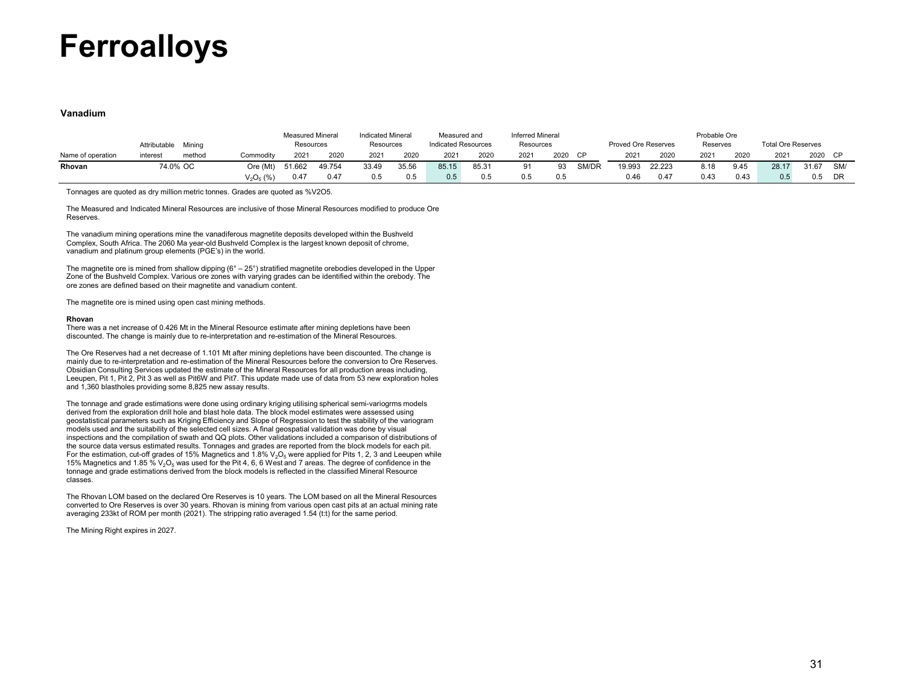# Ferroalloys

### Vanadium

| Name of operation | Attributable interest | Mining method | Commodity | Measured Mineral Resources 2021 | Measured Mineral Resources 2020 | Indicated Mineral Resources 2021 | Indicated Mineral Resources 2020 | Measured and Indicated Resources 2021 | Measured and Indicated Resources 2020 | Inferred Mineral Resources 2021 | Inferred Mineral Resources 2020 | CP | Proved Ore Reserves 2021 | Proved Ore Reserves 2020 | Probable Ore Reserves 2021 | Probable Ore Reserves 2020 | Total Ore Reserves 2021 | Total Ore Reserves 2020 | CP |
|---|---|---|---|---|---|---|---|---|---|---|---|---|---|---|---|---|---|---|---|
| **Rhovan** | 74.0% | OC | Ore (Mt) | 51.662 | 49.754 | 33.49 | 35.56 | 85.15 | 85.31 | 91 | 93 | SM/DR | 19.993 | 22.223 | 8.18 | 9.45 | 28.17 | 31.67 | SM/ |
| | | | $V_2O_5$ (%) | 0.47 | 0.47 | 0.5 | 0.5 | 0.5 | 0.5 | 0.5 | 0.5 | | 0.46 | 0.47 | 0.43 | 0.43 | 0.5 | 0.5 | DR |

Tonnages are quoted as dry million metric tonnes. Grades are quoted as %V2O5.

The Measured and Indicated Mineral Resources are inclusive of those Mineral Resources modified to produce Ore Reserves.

The vanadium mining operations mine the vanadiferous magnetite deposits developed within the Bushveld Complex, South Africa. The 2060 Ma year-old Bushveld Complex is the largest known deposit of chrome, vanadium and platinum group elements (PGE's) in the world.

The magnetite ore is mined from shallow dipping (6° – 25°) stratified magnetite orebodies developed in the Upper Zone of the Bushveld Complex. Various ore zones with varying grades can be identified within the orebody. The ore zones are defined based on their magnetite and vanadium content.

The magnetite ore is mined using open cast mining methods.

**Rhovan**

There was a net increase of 0.426 Mt in the Mineral Resource estimate after mining depletions have been discounted. The change is mainly due to re-interpretation and re-estimation of the Mineral Resources.

The Ore Reserves had a net decrease of 1.101 Mt after mining depletions have been discounted. The change is mainly due to re-interpretation and re-estimation of the Mineral Resources before the conversion to Ore Reserves. Obsidian Consulting Services updated the estimate of the Mineral Resources for all production areas including, Leeupen, Pit 1, Pit 2, Pit 3 as well as Pit6W and Pit7. This update made use of data from 53 new exploration holes and 1,360 blastholes providing some 8,825 new assay results.

The tonnage and grade estimations were done using ordinary kriging utilising spherical semi-variogrms models derived from the exploration drill hole and blast hole data. The block model estimates were assessed using geostatistical parameters such as Kriging Efficiency and Slope of Regression to test the stability of the variogram models used and the suitability of the selected cell sizes. A final geospatial validation was done by visual inspections and the compilation of swath and QQ plots. Other validations included a comparison of distributions of the source data versus estimated results. Tonnages and grades are reported from the block models for each pit. For the estimation, cut-off grades of 15% Magnetics and 1.8% $V_2O_5$ were applied for Pits 1, 2, 3 and Leeupen while 15% Magnetics and 1.85 % $V_2O_5$ was used for the Pit 4, 6, 6 West and 7 areas. The degree of confidence in the tonnage and grade estimations derived from the block models is reflected in the classified Mineral Resource classes.

The Rhovan LOM based on the declared Ore Reserves is 10 years. The LOM based on all the Mineral Resources converted to Ore Reserves is over 30 years. Rhovan is mining from various open cast pits at an actual mining rate averaging 233kt of ROM per month (2021). The stripping ratio averaged 1.54 (t:t) for the same period.

The Mining Right expires in 2027.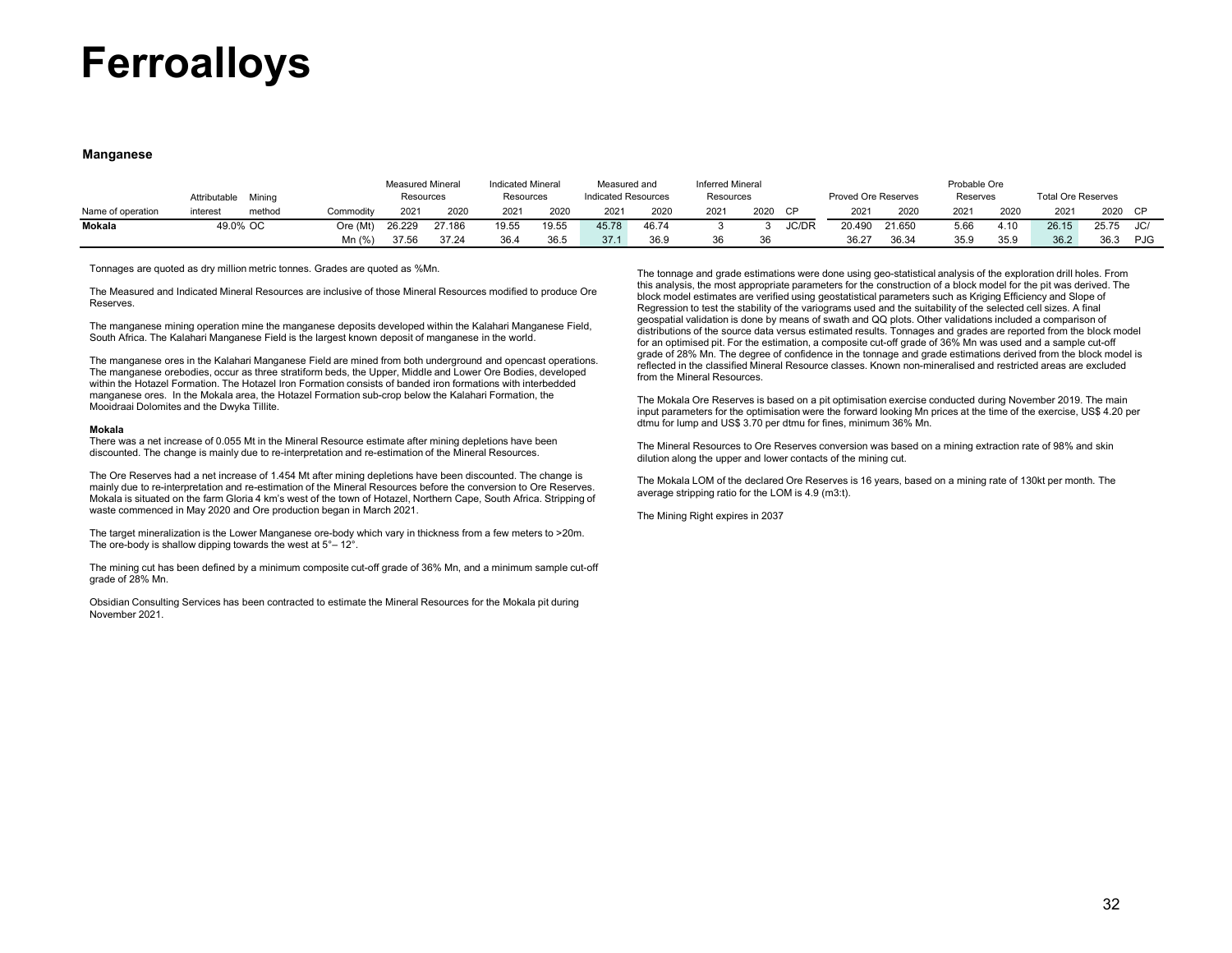# Ferroalloys

### Manganese

| Name of operation | Attributable interest | Mining method | Commodity | Measured Mineral Resources 2021 | Measured Mineral Resources 2020 | Indicated Mineral Resources 2021 | Indicated Mineral Resources 2020 | Measured and Indicated Resources 2021 | Measured and Indicated Resources 2020 | Inferred Mineral Resources 2021 | Inferred Mineral Resources 2020 | CP | Proved Ore Reserves 2021 | Proved Ore Reserves 2020 | Probable Ore Reserves 2021 | Probable Ore Reserves 2020 | Total Ore Reserves 2021 | Total Ore Reserves 2020 | CP |
|---|---|---|---|---|---|---|---|---|---|---|---|---|---|---|---|---|---|---|---|
| **Mokala** | 49.0% | OC | Ore (Mt) | 26.229 | 27.186 | 19.55 | 19.55 | 45.78 | 46.74 | 3 | 3 | JC/DR | 20.490 | 21.650 | 5.66 | 4.10 | 26.15 | 25.75 | JC/ |
| | | | Mn (%) | 37.56 | 37.24 | 36.4 | 36.5 | 37.1 | 36.9 | 36 | 36 | | 36.27 | 36.34 | 35.9 | 35.9 | 36.2 | 36.3 | PJG |

Tonnages are quoted as dry million metric tonnes. Grades are quoted as %Mn.

The Measured and Indicated Mineral Resources are inclusive of those Mineral Resources modified to produce Ore Reserves.

The manganese mining operation mine the manganese deposits developed within the Kalahari Manganese Field, South Africa. The Kalahari Manganese Field is the largest known deposit of manganese in the world.

The manganese ores in the Kalahari Manganese Field are mined from both underground and opencast operations. The manganese orebodies, occur as three stratiform beds, the Upper, Middle and Lower Ore Bodies, developed within the Hotazel Formation. The Hotazel Iron Formation consists of banded iron formations with interbedded manganese ores. In the Mokala area, the Hotazel Formation sub-crop below the Kalahari Formation, the Mooidraai Dolomites and the Dwyka Tillite.

**Mokala**

There was a net increase of 0.055 Mt in the Mineral Resource estimate after mining depletions have been discounted. The change is mainly due to re-interpretation and re-estimation of the Mineral Resources.

The Ore Reserves had a net increase of 1.454 Mt after mining depletions have been discounted. The change is mainly due to re-interpretation and re-estimation of the Mineral Resources before the conversion to Ore Reserves. Mokala is situated on the farm Gloria 4 km's west of the town of Hotazel, Northern Cape, South Africa. Stripping of waste commenced in May 2020 and Ore production began in March 2021.

The target mineralization is the Lower Manganese ore-body which vary in thickness from a few meters to >20m. The ore-body is shallow dipping towards the west at 5°– 12°.

The mining cut has been defined by a minimum composite cut-off grade of 36% Mn, and a minimum sample cut-off grade of 28% Mn.

Obsidian Consulting Services has been contracted to estimate the Mineral Resources for the Mokala pit during November 2021.

The tonnage and grade estimations were done using geo-statistical analysis of the exploration drill holes. From this analysis, the most appropriate parameters for the construction of a block model for the pit was derived. The block model estimates are verified using geostatistical parameters such as Kriging Efficiency and Slope of Regression to test the stability of the variograms used and the suitability of the selected cell sizes. A final geospatial validation is done by means of swath and QQ plots. Other validations included a comparison of distributions of the source data versus estimated results. Tonnages and grades are reported from the block model for an optimised pit. For the estimation, a composite cut-off grade of 36% Mn was used and a sample cut-off grade of 28% Mn. The degree of confidence in the tonnage and grade estimations derived from the block model is reflected in the classified Mineral Resource classes. Known non-mineralised and restricted areas are excluded from the Mineral Resources.

The Mokala Ore Reserves is based on a pit optimisation exercise conducted during November 2019. The main input parameters for the optimisation were the forward looking Mn prices at the time of the exercise, US$ 4.20 per dtmu for lump and US$ 3.70 per dtmu for fines, minimum 36% Mn.

The Mineral Resources to Ore Reserves conversion was based on a mining extraction rate of 98% and skin dilution along the upper and lower contacts of the mining cut.

The Mokala LOM of the declared Ore Reserves is 16 years, based on a mining rate of 130kt per month. The average stripping ratio for the LOM is 4.9 (m3:t).

The Mining Right expires in 2037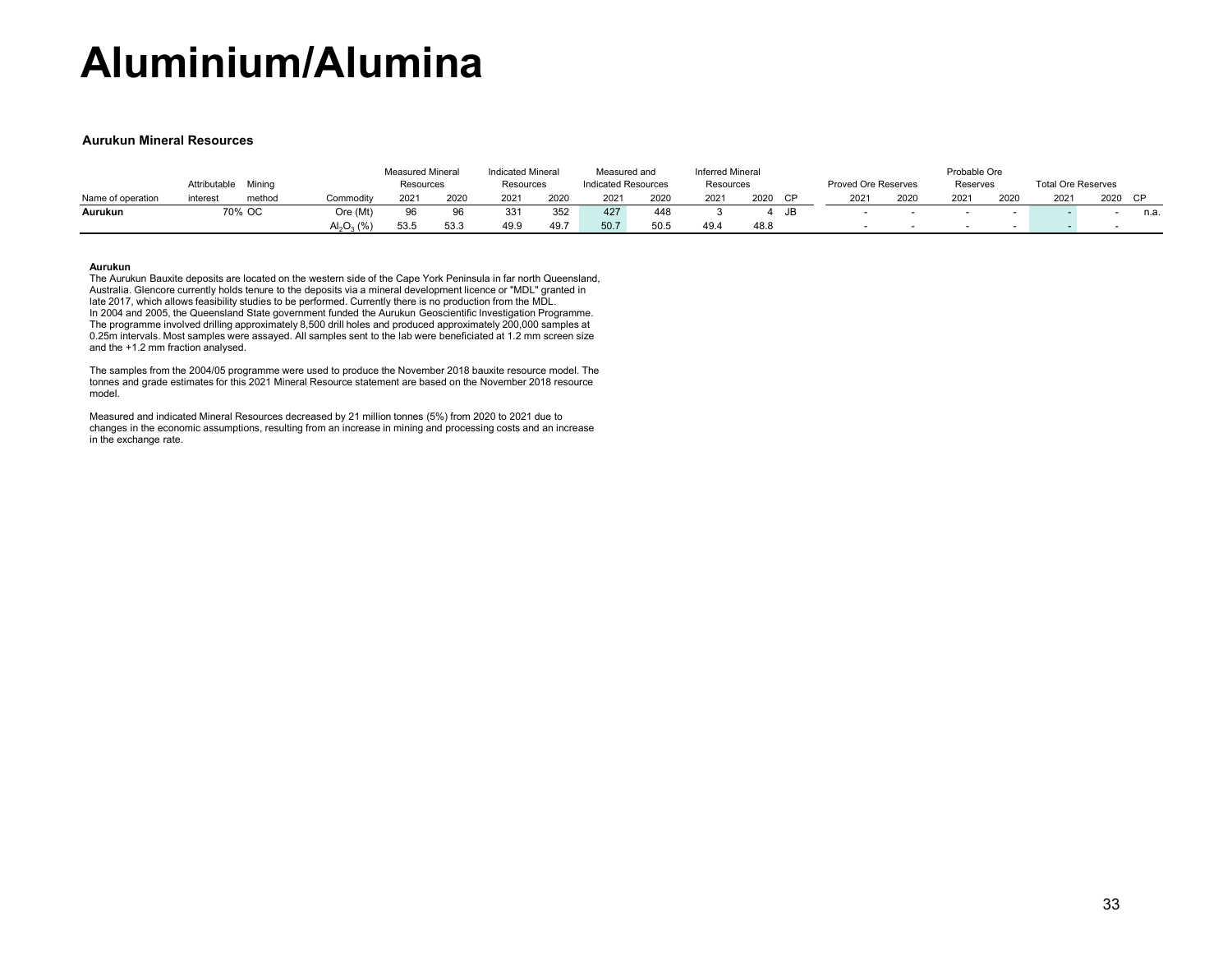# Aluminium/Alumina

### Aurukun Mineral Resources

| Name of operation | Attributable interest | Mining method | Commodity | Measured Mineral Resources 2021 | 2020 | Indicated Mineral Resources 2021 | 2020 | Measured and Indicated Resources 2021 | 2020 | Inferred Mineral Resources 2021 | 2020 | CP | Proved Ore Reserves 2021 | 2020 | Probable Ore Reserves 2021 | 2020 | Total Ore Reserves 2021 | 2020 | CP |
|---|---|---|---|---|---|---|---|---|---|---|---|---|---|---|---|---|---|---|---|
| **Aurukun** | 70% | OC | Ore (Mt) | 96 | 96 | 331 | 352 | 427 | 448 | 3 | 4 | JB | - | - | - | - | - | - | n.a. |
| | | | $Al_2O_3$ (%) | 53.5 | 53.3 | 49.9 | 49.7 | 50.7 | 50.5 | 49.4 | 48.8 | | - | - | - | - | - | - | |

**Aurukun**

The Aurukun Bauxite deposits are located on the western side of the Cape York Peninsula in far north Queensland, Australia. Glencore currently holds tenure to the deposits via a mineral development licence or "MDL" granted in late 2017, which allows feasibility studies to be performed. Currently there is no production from the MDL.
In 2004 and 2005, the Queensland State government funded the Aurukun Geoscientific Investigation Programme. The programme involved drilling approximately 8,500 drill holes and produced approximately 200,000 samples at 0.25m intervals. Most samples were assayed. All samples sent to the lab were beneficiated at 1.2 mm screen size and the +1.2 mm fraction analysed.

The samples from the 2004/05 programme were used to produce the November 2018 bauxite resource model. The tonnes and grade estimates for this 2021 Mineral Resource statement are based on the November 2018 resource model.

Measured and indicated Mineral Resources decreased by 21 million tonnes (5%) from 2020 to 2021 due to changes in the economic assumptions, resulting from an increase in mining and processing costs and an increase in the exchange rate.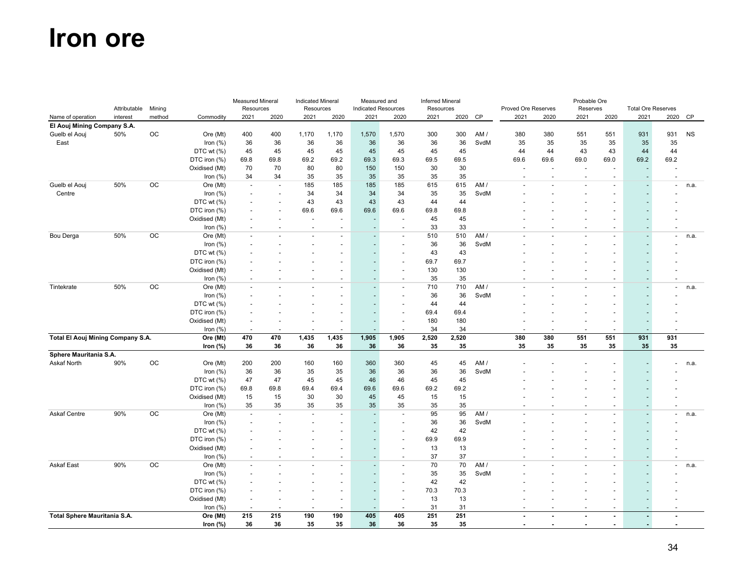# Iron ore

| Name of operation | Attributable interest | Mining method | Commodity | Measured Mineral Resources | | Indicated Mineral Resources | | Measured and Indicated Resources | | Inferred Mineral Resources | | CP | Proved Ore Reserves | | Probable Ore Reserves | | Total Ore Reserves | | CP |
|---|---|---|---|---|---|---|---|---|---|---|---|---|---|---|---|---|---|---|---|
| | | | | 2021 | 2020 | 2021 | 2020 | 2021 | 2020 | 2021 | 2020 | | 2021 | 2020 | 2021 | 2020 | 2021 | 2020 | |
| **El Aouj Mining Company S.A.** | | | | | | | | | | | | | | | | | | | |
| Guelb el Aouj East | 50% | OC | Ore (Mt) | 400 | 400 | 1,170 | 1,170 | 1,570 | 1,570 | 300 | 300 | AM / SvdM | 380 | 380 | 551 | 551 | 931 | 931 | NS |
| | | | Iron (%) | 36 | 36 | 36 | 36 | 36 | 36 | 36 | 36 | | 35 | 35 | 35 | 35 | 35 | 35 | |
| | | | DTC wt (%) | 45 | 45 | 45 | 45 | 45 | 45 | 45 | 45 | | 44 | 44 | 43 | 43 | 44 | 44 | |
| | | | DTC iron (%) | 69.8 | 69.8 | 69.2 | 69.2 | 69.3 | 69.3 | 69.5 | 69.5 | | 69.6 | 69.6 | 69.0 | 69.0 | 69.2 | 69.2 | |
| | | | Oxidised (Mt) | 70 | 70 | 80 | 80 | 150 | 150 | 30 | 30 | | - | - | - | - | - | - | |
| | | | Iron (%) | 34 | 34 | 35 | 35 | 35 | 35 | 35 | 35 | | - | - | - | - | - | - | |
| Guelb el Aouj Centre | 50% | OC | Ore (Mt) | - | - | 185 | 185 | 185 | 185 | 615 | 615 | AM / SvdM | - | - | - | - | - | - | n.a. |
| | | | Iron (%) | - | - | 34 | 34 | 34 | 34 | 35 | 35 | | - | - | - | - | - | - | |
| | | | DTC wt (%) | - | - | 43 | 43 | 43 | 43 | 44 | 44 | | - | - | - | - | - | - | |
| | | | DTC iron (%) | - | - | 69.6 | 69.6 | 69.6 | 69.6 | 69.8 | 69.8 | | - | - | - | - | - | - | |
| | | | Oxidised (Mt) | - | - | - | - | - | - | 45 | 45 | | - | - | - | - | - | - | |
| | | | Iron (%) | - | - | - | - | - | - | 33 | 33 | | - | - | - | - | - | - | |
| Bou Derga | 50% | OC | Ore (Mt) | - | - | - | - | - | - | 510 | 510 | AM / SvdM | - | - | - | - | - | - | n.a. |
| | | | Iron (%) | - | - | - | - | - | - | 36 | 36 | | - | - | - | - | - | - | |
| | | | DTC wt (%) | - | - | - | - | - | - | 43 | 43 | | - | - | - | - | - | - | |
| | | | DTC iron (%) | - | - | - | - | - | - | 69.7 | 69.7 | | - | - | - | - | - | - | |
| | | | Oxidised (Mt) | - | - | - | - | - | - | 130 | 130 | | - | - | - | - | - | - | |
| | | | Iron (%) | - | - | - | - | - | - | 35 | 35 | | - | - | - | - | - | - | |
| Tintekrate | 50% | OC | Ore (Mt) | - | - | - | - | - | - | 710 | 710 | AM / SvdM | - | - | - | - | - | - | n.a. |
| | | | Iron (%) | - | - | - | - | - | - | 36 | 36 | | - | - | - | - | - | - | |
| | | | DTC wt (%) | - | - | - | - | - | - | 44 | 44 | | - | - | - | - | - | - | |
| | | | DTC iron (%) | - | - | - | - | - | - | 69.4 | 69.4 | | - | - | - | - | - | - | |
| | | | Oxidised (Mt) | - | - | - | - | - | - | 180 | 180 | | - | - | - | - | - | - | |
| | | | Iron (%) | - | - | - | - | - | - | 34 | 34 | | - | - | - | - | - | - | |
| **Total El Aouj Mining Company S.A.** | | | **Ore (Mt)** | **470** | **470** | **1,435** | **1,435** | **1,905** | **1,905** | **2,520** | **2,520** | | **380** | **380** | **551** | **551** | **931** | **931** | |
| | | | **Iron (%)** | **36** | **36** | **36** | **36** | **36** | **36** | **35** | **35** | | **35** | **35** | **35** | **35** | **35** | **35** | |
| **Sphere Mauritania S.A.** | | | | | | | | | | | | | | | | | | | |
| Askaf North | 90% | OC | Ore (Mt) | 200 | 200 | 160 | 160 | 360 | 360 | 45 | 45 | AM / SvdM | - | - | - | - | - | - | n.a. |
| | | | Iron (%) | 36 | 36 | 35 | 35 | 36 | 36 | 36 | 36 | | - | - | - | - | - | - | |
| | | | DTC wt (%) | 47 | 47 | 45 | 45 | 46 | 46 | 45 | 45 | | - | - | - | - | - | - | |
| | | | DTC iron (%) | 69.8 | 69.8 | 69.4 | 69.4 | 69.6 | 69.6 | 69.2 | 69.2 | | - | - | - | - | - | - | |
| | | | Oxidised (Mt) | 15 | 15 | 30 | 30 | 45 | 45 | 15 | 15 | | - | - | - | - | - | - | |
| | | | Iron (%) | 35 | 35 | 35 | 35 | 35 | 35 | 35 | 35 | | - | - | - | - | - | - | |
| Askaf Centre | 90% | OC | Ore (Mt) | - | - | - | - | - | - | 95 | 95 | AM / SvdM | - | - | - | - | - | - | n.a. |
| | | | Iron (%) | - | - | - | - | - | - | 36 | 36 | | - | - | - | - | - | - | |
| | | | DTC wt (%) | - | - | - | - | - | - | 42 | 42 | | - | - | - | - | - | - | |
| | | | DTC iron (%) | - | - | - | - | - | - | 69.9 | 69.9 | | - | - | - | - | - | - | |
| | | | Oxidised (Mt) | - | - | - | - | - | - | 13 | 13 | | - | - | - | - | - | - | |
| | | | Iron (%) | - | - | - | - | - | - | 37 | 37 | | - | - | - | - | - | - | |
| Askaf East | 90% | OC | Ore (Mt) | - | - | - | - | - | - | 70 | 70 | AM / SvdM | - | - | - | - | - | - | n.a. |
| | | | Iron (%) | - | - | - | - | - | - | 35 | 35 | | - | - | - | - | - | - | |
| | | | DTC wt (%) | - | - | - | - | - | - | 42 | 42 | | - | - | - | - | - | - | |
| | | | DTC iron (%) | - | - | - | - | - | - | 70.3 | 70.3 | | - | - | - | - | - | - | |
| | | | Oxidised (Mt) | - | - | - | - | - | - | 13 | 13 | | - | - | - | - | - | - | |
| | | | Iron (%) | - | - | - | - | - | - | 31 | 31 | | - | - | - | - | - | - | |
| **Total Sphere Mauritania S.A.** | | | **Ore (Mt)** | **215** | **215** | **190** | **190** | **405** | **405** | **251** | **251** | | **-** | **-** | **-** | **-** | **-** | **-** | |
| | | | **Iron (%)** | **36** | **36** | **35** | **35** | **36** | **36** | **35** | **35** | | **-** | **-** | **-** | **-** | **-** | **-** | |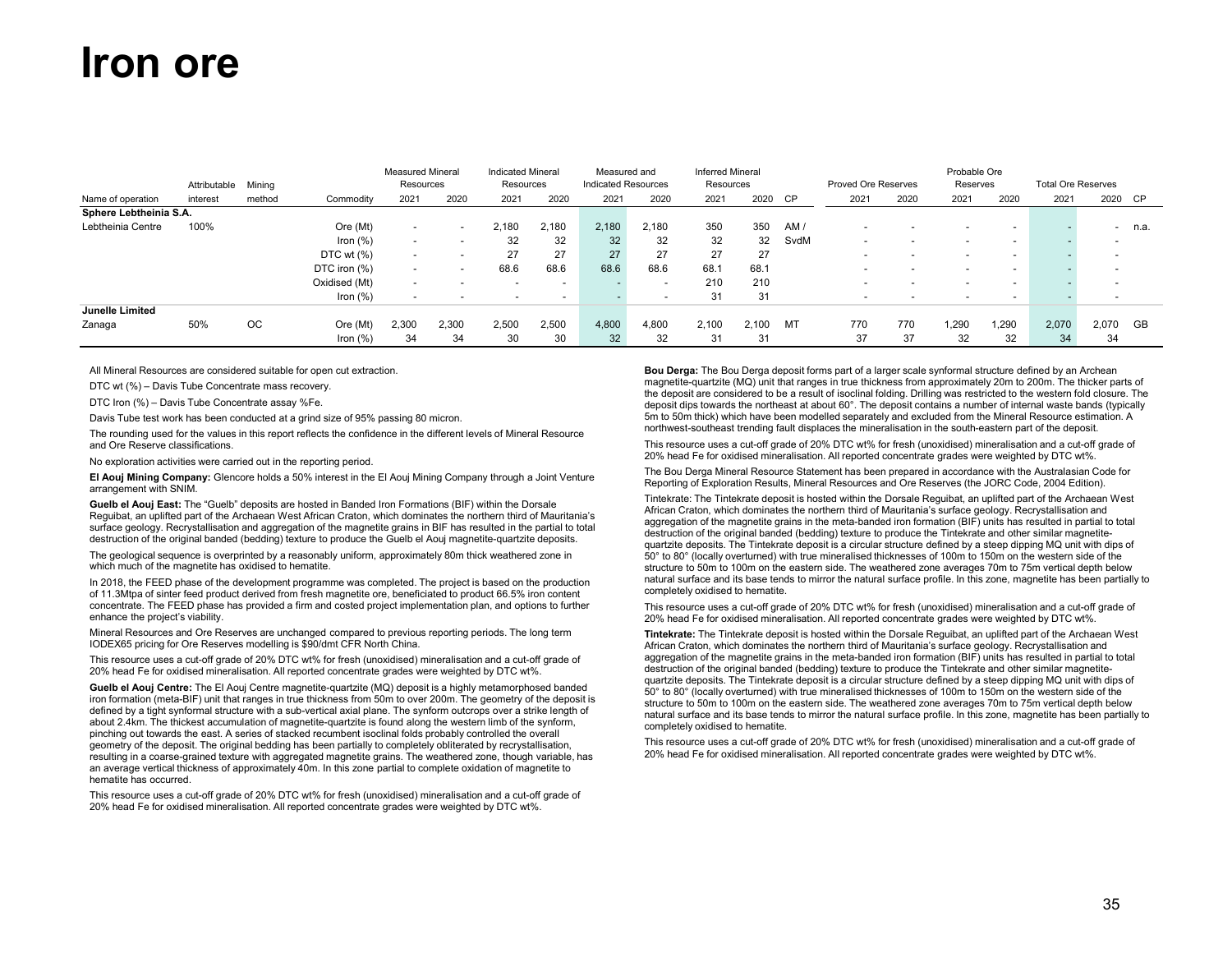# Iron ore

| Name of operation | Attributable interest | Mining method | Commodity | Measured Mineral Resources 2021 | Measured Mineral Resources 2020 | Indicated Mineral Resources 2021 | Indicated Mineral Resources 2020 | Measured and Indicated Resources 2021 | Measured and Indicated Resources 2020 | Inferred Mineral Resources 2021 | Inferred Mineral Resources 2020 | CP | Proved Ore Reserves 2021 | Proved Ore Reserves 2020 | Probable Ore Reserves 2021 | Probable Ore Reserves 2020 | Total Ore Reserves 2021 | Total Ore Reserves 2020 | CP |
|---|---|---|---|---|---|---|---|---|---|---|---|---|---|---|---|---|---|---|---|
| **Sphere Lebtheinia S.A.** | | | | | | | | | | | | | | | | | | | |
| Lebtheinia Centre | 100% | | Ore (Mt) | - | - | 2,180 | 2,180 | 2,180 | 2,180 | 350 | 350 | AM / SvdM | - | - | - | - | - | - | n.a. |
| | | | Iron (%) | - | - | 32 | 32 | 32 | 32 | 32 | 32 | | - | - | - | - | - | - | |
| | | | DTC wt (%) | - | - | 27 | 27 | 27 | 27 | 27 | 27 | | - | - | - | - | - | - | |
| | | | DTC iron (%) | - | - | 68.6 | 68.6 | 68.6 | 68.6 | 68.1 | 68.1 | | - | - | - | - | - | - | |
| | | | Oxidised (Mt) | - | - | - | - | - | - | 210 | 210 | | - | - | - | - | - | - | |
| | | | Iron (%) | - | - | - | - | - | - | 31 | 31 | | - | - | - | - | - | - | |
| **Junelle Limited** | | | | | | | | | | | | | | | | | | | |
| Zanaga | 50% | OC | Ore (Mt) | 2,300 | 2,300 | 2,500 | 2,500 | 4,800 | 4,800 | 2,100 | 2,100 | MT | 770 | 770 | 1,290 | 1,290 | 2,070 | 2,070 | GB |
| | | | Iron (%) | 34 | 34 | 30 | 30 | 32 | 32 | 31 | 31 | | 37 | 37 | 32 | 32 | 34 | 34 | |

All Mineral Resources are considered suitable for open cut extraction.

DTC wt (%) – Davis Tube Concentrate mass recovery.

DTC Iron (%) – Davis Tube Concentrate assay %Fe.

Davis Tube test work has been conducted at a grind size of 95% passing 80 micron.

The rounding used for the values in this report reflects the confidence in the different levels of Mineral Resource and Ore Reserve classifications.

No exploration activities were carried out in the reporting period.

**El Aouj Mining Company:** Glencore holds a 50% interest in the El Aouj Mining Company through a Joint Venture arrangement with SNIM.

**Guelb el Aouj East:** The "Guelb" deposits are hosted in Banded Iron Formations (BIF) within the Dorsale Reguibat, an uplifted part of the Archaean West African Craton, which dominates the northern third of Mauritania's surface geology. Recrystallisation and aggregation of the magnetite grains in BIF has resulted in the partial to total destruction of the original banded (bedding) texture to produce the Guelb el Aouj magnetite-quartzite deposits.

The geological sequence is overprinted by a reasonably uniform, approximately 80m thick weathered zone in which much of the magnetite has oxidised to hematite.

In 2018, the FEED phase of the development programme was completed. The project is based on the production of 11.3Mtpa of sinter feed product derived from fresh magnetite ore, beneficiated to product 66.5% iron content concentrate. The FEED phase has provided a firm and costed project implementation plan, and options to further enhance the project's viability.

Mineral Resources and Ore Reserves are unchanged compared to previous reporting periods. The long term IODEX65 pricing for Ore Reserves modelling is $90/dmt CFR North China.

This resource uses a cut-off grade of 20% DTC wt% for fresh (unoxidised) mineralisation and a cut-off grade of 20% head Fe for oxidised mineralisation. All reported concentrate grades were weighted by DTC wt%.

**Guelb el Aouj Centre:** The El Aouj Centre magnetite-quartzite (MQ) deposit is a highly metamorphosed banded iron formation (meta-BIF) unit that ranges in true thickness from 50m to over 200m. The geometry of the deposit is defined by a tight synformal structure with a sub-vertical axial plane. The synform outcrops over a strike length of about 2.4km. The thickest accumulation of magnetite-quartzite is found along the western limb of the synform, pinching out towards the east. A series of stacked recumbent isoclinal folds probably controlled the overall geometry of the deposit. The original bedding has been partially to completely obliterated by recrystallisation, resulting in a coarse-grained texture with aggregated magnetite grains. The weathered zone, though variable, has an average vertical thickness of approximately 40m. In this zone partial to complete oxidation of magnetite to hematite has occurred.

This resource uses a cut-off grade of 20% DTC wt% for fresh (unoxidised) mineralisation and a cut-off grade of 20% head Fe for oxidised mineralisation. All reported concentrate grades were weighted by DTC wt%.

**Bou Derga:** The Bou Derga deposit forms part of a larger scale synformal structure defined by an Archean magnetite-quartzite (MQ) unit that ranges in true thickness from approximately 20m to 200m. The thicker parts of the deposit are considered to be a result of isoclinal folding. Drilling was restricted to the western fold closure. The deposit dips towards the northeast at about 60°. The deposit contains a number of internal waste bands (typically 5m to 50m thick) which have been modelled separately and excluded from the Mineral Resource estimation. A northwest-southeast trending fault displaces the mineralisation in the south-eastern part of the deposit.

This resource uses a cut-off grade of 20% DTC wt% for fresh (unoxidised) mineralisation and a cut-off grade of 20% head Fe for oxidised mineralisation. All reported concentrate grades were weighted by DTC wt%.

The Bou Derga Mineral Resource Statement has been prepared in accordance with the Australasian Code for Reporting of Exploration Results, Mineral Resources and Ore Reserves (the JORC Code, 2004 Edition).

Tintekrate: The Tintekrate deposit is hosted within the Dorsale Reguibat, an uplifted part of the Archaean West African Craton, which dominates the northern third of Mauritania's surface geology. Recrystallisation and aggregation of the magnetite grains in the meta-banded iron formation (BIF) units has resulted in partial to total destruction of the original banded (bedding) texture to produce the Tintekrate and other similar magnetite-quartzite deposits. The Tintekrate deposit is a circular structure defined by a steep dipping MQ unit with dips of 50° to 80° (locally overturned) with true mineralised thicknesses of 100m to 150m on the western side of the structure to 50m to 100m on the eastern side. The weathered zone averages 70m to 75m vertical depth below natural surface and its base tends to mirror the natural surface profile. In this zone, magnetite has been partially to completely oxidised to hematite.

This resource uses a cut-off grade of 20% DTC wt% for fresh (unoxidised) mineralisation and a cut-off grade of 20% head Fe for oxidised mineralisation. All reported concentrate grades were weighted by DTC wt%.

**Tintekrate:** The Tintekrate deposit is hosted within the Dorsale Reguibat, an uplifted part of the Archaean West African Craton, which dominates the northern third of Mauritania's surface geology. Recrystallisation and aggregation of the magnetite grains in the meta-banded iron formation (BIF) units has resulted in partial to total destruction of the original banded (bedding) texture to produce the Tintekrate and other similar magnetite-quartzite deposits. The Tintekrate deposit is a circular structure defined by a steep dipping MQ unit with dips of 50° to 80° (locally overturned) with true mineralised thicknesses of 100m to 150m on the western side of the structure to 50m to 100m on the eastern side. The weathered zone averages 70m to 75m vertical depth below natural surface and its base tends to mirror the natural surface profile. In this zone, magnetite has been partially to completely oxidised to hematite.

This resource uses a cut-off grade of 20% DTC wt% for fresh (unoxidised) mineralisation and a cut-off grade of 20% head Fe for oxidised mineralisation. All reported concentrate grades were weighted by DTC wt%.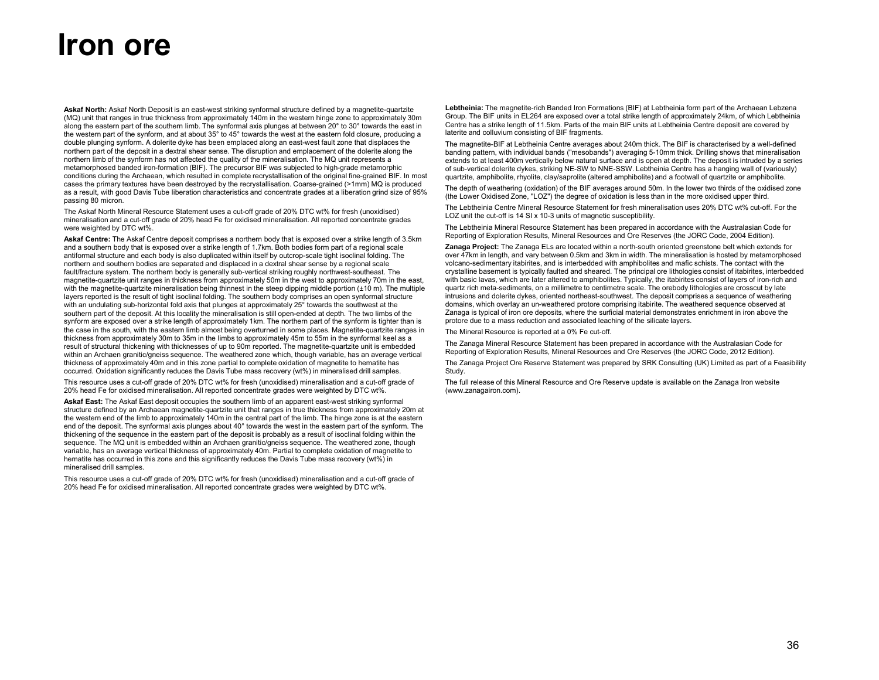# Iron ore

**Askaf North:** Askaf North Deposit is an east-west striking synformal structure defined by a magnetite-quartzite (MQ) unit that ranges in true thickness from approximately 140m in the western hinge zone to approximately 30m along the eastern part of the southern limb. The synformal axis plunges at between 20° to 30° towards the east in the western part of the synform, and at about 35° to 45° towards the west at the eastern fold closure, producing a double plunging synform. A dolerite dyke has been emplaced along an east-west fault zone that displaces the northern part of the deposit in a dextral shear sense. The disruption and emplacement of the dolerite along the northern limb of the synform has not affected the quality of the mineralisation. The MQ unit represents a metamorphosed banded iron-formation (BIF). The precursor BIF was subjected to high-grade metamorphic conditions during the Archaean, which resulted in complete recrystallisation of the original fine-grained BIF. In most cases the primary textures have been destroyed by the recrystallisation. Coarse-grained (>1mm) MQ is produced as a result, with good Davis Tube liberation characteristics and concentrate grades at a liberation grind size of 95% passing 80 micron.

The Askaf North Mineral Resource Statement uses a cut-off grade of 20% DTC wt% for fresh (unoxidised) mineralisation and a cut-off grade of 20% head Fe for oxidised mineralisation. All reported concentrate grades were weighted by DTC wt%.

**Askaf Centre:** The Askaf Centre deposit comprises a northern body that is exposed over a strike length of 3.5km and a southern body that is exposed over a strike length of 1.7km. Both bodies form part of a regional scale antiformal structure and each body is also duplicated within itself by outcrop-scale tight isoclinal folding. The northern and southern bodies are separated and displaced in a dextral shear sense by a regional scale fault/fracture system. The northern body is generally sub-vertical striking roughly northwest-southeast. The magnetite-quartzite unit ranges in thickness from approximately 50m in the west to approximately 70m in the east, with the magnetite-quartzite mineralisation being thinnest in the steep dipping middle portion (±10 m). The multiple layers reported is the result of tight isoclinal folding. The southern body comprises an open synformal structure with an undulating sub-horizontal fold axis that plunges at approximately 25° towards the southwest at the southern part of the deposit. At this locality the mineralisation is still open-ended at depth. The two limbs of the synform are exposed over a strike length of approximately 1km. The northern part of the synform is tighter than is the case in the south, with the eastern limb almost being overturned in some places. Magnetite-quartzite ranges in thickness from approximately 30m to 35m in the limbs to approximately 45m to 55m in the synformal keel as a result of structural thickening with thicknesses of up to 90m reported. The magnetite-quartzite unit is embedded within an Archaen granitic/gneiss sequence. The weathered zone which, though variable, has an average vertical thickness of approximately 40m and in this zone partial to complete oxidation of magnetite to hematite has occurred. Oxidation significantly reduces the Davis Tube mass recovery (wt%) in mineralised drill samples.

This resource uses a cut-off grade of 20% DTC wt% for fresh (unoxidised) mineralisation and a cut-off grade of 20% head Fe for oxidised mineralisation. All reported concentrate grades were weighted by DTC wt%.

**Askaf East:** The Askaf East deposit occupies the southern limb of an apparent east-west striking synformal structure defined by an Archaean magnetite-quartzite unit that ranges in true thickness from approximately 20m at the western end of the limb to approximately 140m in the central part of the limb. The hinge zone is at the eastern end of the deposit. The synformal axis plunges about 40° towards the west in the eastern part of the synform. The thickening of the sequence in the eastern part of the deposit is probably as a result of isoclinal folding within the sequence. The MQ unit is embedded within an Archaen granitic/gneiss sequence. The weathered zone, though variable, has an average vertical thickness of approximately 40m. Partial to complete oxidation of magnetite to hematite has occurred in this zone and this significantly reduces the Davis Tube mass recovery (wt%) in mineralised drill samples.

This resource uses a cut-off grade of 20% DTC wt% for fresh (unoxidised) mineralisation and a cut-off grade of 20% head Fe for oxidised mineralisation. All reported concentrate grades were weighted by DTC wt%.

**Lebtheinia:** The magnetite-rich Banded Iron Formations (BIF) at Lebtheinia form part of the Archaean Lebzena Group. The BIF units in EL264 are exposed over a total strike length of approximately 24km, of which Lebtheinia Centre has a strike length of 11.5km. Parts of the main BIF units at Lebtheinia Centre deposit are covered by laterite and colluvium consisting of BIF fragments.

The magnetite-BIF at Lebtheinia Centre averages about 240m thick. The BIF is characterised by a well-defined banding pattern, with individual bands ("mesobands") averaging 5-10mm thick. Drilling shows that mineralisation extends to at least 400m vertically below natural surface and is open at depth. The deposit is intruded by a series of sub-vertical dolerite dykes, striking NE-SW to NNE-SSW. Lebtheinia Centre has a hanging wall of (variously) quartzite, amphibolite, rhyolite, clay/saprolite (altered amphibolite) and a footwall of quartzite or amphibolite.

The depth of weathering (oxidation) of the BIF averages around 50m. In the lower two thirds of the oxidised zone (the Lower Oxidised Zone, "LOZ") the degree of oxidation is less than in the more oxidised upper third.

The Lebtheinia Centre Mineral Resource Statement for fresh mineralisation uses 20% DTC wt% cut-off. For the LOZ unit the cut-off is 14 SI x 10-3 units of magnetic susceptibility.

The Lebtheinia Mineral Resource Statement has been prepared in accordance with the Australasian Code for Reporting of Exploration Results, Mineral Resources and Ore Reserves (the JORC Code, 2004 Edition).

**Zanaga Project:** The Zanaga ELs are located within a north-south oriented greenstone belt which extends for over 47km in length, and vary between 0.5km and 3km in width. The mineralisation is hosted by metamorphosed volcano-sedimentary itabirites, and is interbedded with amphibolites and mafic schists. The contact with the crystalline basement is typically faulted and sheared. The principal ore lithologies consist of itabirites, interbedded with basic lavas, which are later altered to amphibolites. Typically, the itabirites consist of layers of iron-rich and quartz rich meta-sediments, on a millimetre to centimetre scale. The orebody lithologies are crosscut by late intrusions and dolerite dykes, oriented northeast-southwest. The deposit comprises a sequence of weathering domains, which overlay an un-weathered protore comprising itabirite. The weathered sequence observed at Zanaga is typical of iron ore deposits, where the surficial material demonstrates enrichment in iron above the protore due to a mass reduction and associated leaching of the silicate layers.

The Mineral Resource is reported at a 0% Fe cut-off.

The Zanaga Mineral Resource Statement has been prepared in accordance with the Australasian Code for Reporting of Exploration Results, Mineral Resources and Ore Reserves (the JORC Code, 2012 Edition).

The Zanaga Project Ore Reserve Statement was prepared by SRK Consulting (UK) Limited as part of a Feasibility Study.

The full release of this Mineral Resource and Ore Reserve update is available on the Zanaga Iron website (www.zanagairon.com).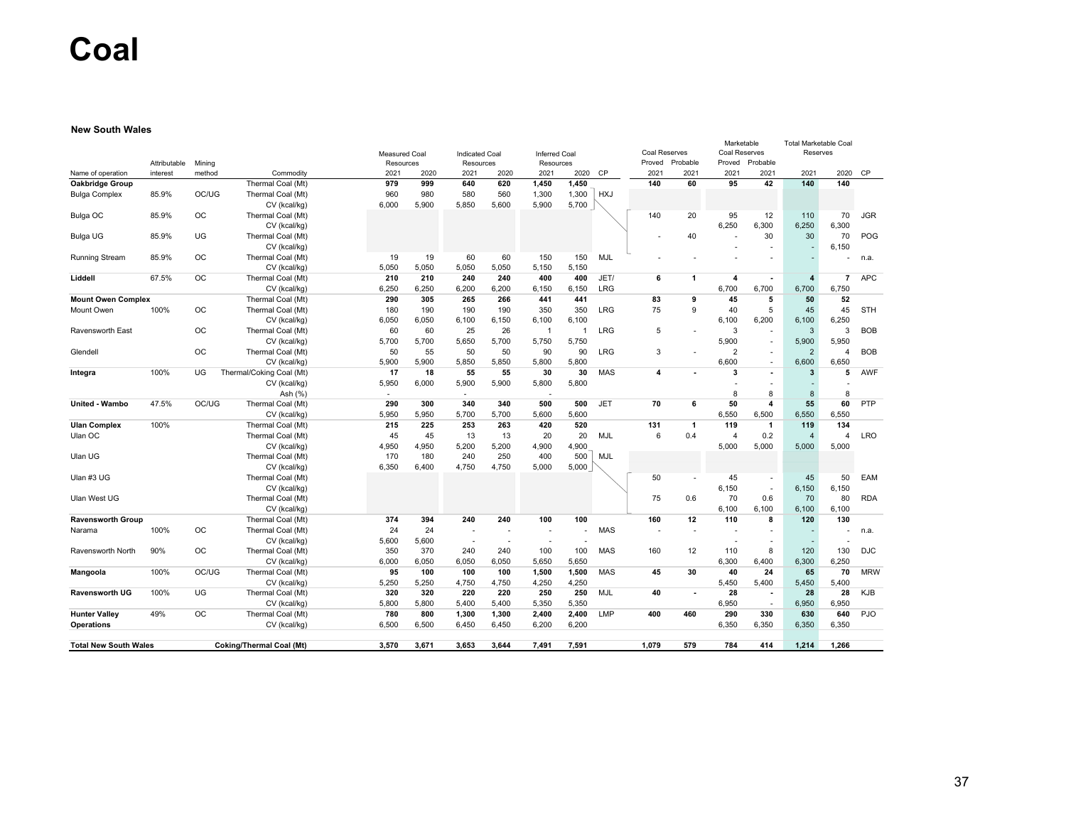# Coal

### New South Wales

| Name of operation | Attributable interest | Mining method | Commodity | Measured Coal Resources 2021 | Measured Coal Resources 2020 | Indicated Coal Resources 2021 | Indicated Coal Resources 2020 | Inferred Coal Resources 2021 | Inferred Coal Resources 2020 | CP | Coal Reserves Proved 2021 | Coal Reserves Probable 2021 | Marketable Coal Reserves Proved 2021 | Marketable Coal Reserves Probable 2021 | Total Marketable Coal Reserves 2021 | Total Marketable Coal Reserves 2020 | CP |
|---|---|---|---|---|---|---|---|---|---|---|---|---|---|---|---|---|---|
| **Oakbridge Group** | | | Thermal Coal (Mt) | **979** | **999** | **640** | **620** | **1,450** | **1,450** | | **140** | **60** | **95** | **42** | **140** | **140** | |
| Bulga Complex | 85.9% | OC/UG | Thermal Coal (Mt) | 960 | 980 | 580 | 560 | 1,300 | 1,300 | HXJ | | | | | | | |
| | | | CV (kcal/kg) | 6,000 | 5,900 | 5,850 | 5,600 | 5,900 | 5,700 | | | | | | | | |
| Bulga OC | 85.9% | OC | Thermal Coal (Mt) | | | | | | | | 140 | 20 | 95 | 12 | 110 | 70 | JGR |
| | | | CV (kcal/kg) | | | | | | | | | | 6,250 | 6,300 | 6,250 | 6,300 | |
| Bulga UG | 85.9% | UG | Thermal Coal (Mt) | | | | | | | | - | 40 | - | 30 | 30 | 70 | POG |
| | | | CV (kcal/kg) | | | | | | | | | | - | - | - | 6,150 | |
| Running Stream | 85.9% | OC | Thermal Coal (Mt) | 19 | 19 | 60 | 60 | 150 | 150 | MJL | - | - | - | - | - | - | n.a. |
| | | | CV (kcal/kg) | 5,050 | 5,050 | 5,050 | 5,050 | 5,150 | 5,150 | | | | | | | | |
| **Liddell** | 67.5% | OC | Thermal Coal (Mt) | 210 | 210 | 240 | 240 | 400 | 400 | JET/ | **6** | **1** | **4** | **-** | **4** | **7** | APC |
| | | | CV (kcal/kg) | 6,250 | 6,250 | 6,200 | 6,200 | 6,150 | 6,150 | LRG | | | 6,700 | 6,700 | 6,700 | 6,750 | |
| **Mount Owen Complex** | | | Thermal Coal (Mt) | **290** | **305** | **265** | **266** | **441** | **441** | | **83** | **9** | **45** | **5** | **50** | **52** | |
| Mount Owen | 100% | OC | Thermal Coal (Mt) | 180 | 190 | 190 | 190 | 350 | 350 | LRG | 75 | 9 | 40 | 5 | 45 | 45 | STH |
| | | | CV (kcal/kg) | 6,050 | 6,050 | 6,100 | 6,150 | 6,100 | 6,100 | | | | 6,100 | 6,200 | 6,100 | 6,250 | |
| Ravensworth East | | OC | Thermal Coal (Mt) | 60 | 60 | 25 | 26 | 1 | 1 | LRG | 5 | - | 3 | - | 3 | 3 | BOB |
| | | | CV (kcal/kg) | 5,700 | 5,700 | 5,650 | 5,700 | 5,750 | 5,750 | | | | 5,900 | - | 5,900 | 5,950 | |
| Glendell | | OC | Thermal Coal (Mt) | 50 | 55 | 50 | 50 | 90 | 90 | LRG | 3 | - | 2 | - | 2 | 4 | BOB |
| | | | CV (kcal/kg) | 5,900 | 5,900 | 5,850 | 5,850 | 5,800 | 5,800 | | | | 6,600 | - | 6,600 | 6,650 | |
| **Integra** | 100% | UG | Thermal/Coking Coal (Mt) | 17 | 18 | 55 | 55 | 30 | 30 | MAS | **4** | **-** | **3** | **-** | **3** | **5** | AWF |
| | | | CV (kcal/kg) | 5,950 | 6,000 | 5,900 | 5,900 | 5,800 | 5,800 | | | | - | - | - | - | |
| | | | Ash (%) | - | | - | | - | | | | | 8 | 8 | 8 | 8 | |
| **United - Wambo** | 47.5% | OC/UG | Thermal Coal (Mt) | 290 | 300 | 340 | 340 | 500 | 500 | JET | **70** | **6** | **50** | **4** | **55** | **60** | PTP |
| | | | CV (kcal/kg) | 5,950 | 5,950 | 5,700 | 5,700 | 5,600 | 5,600 | | | | 6,550 | 6,500 | 6,550 | 6,550 | |
| **Ulan Complex** | 100% | | Thermal Coal (Mt) | **215** | **225** | **253** | **263** | **420** | **520** | | **131** | **1** | **119** | **1** | **119** | **134** | |
| Ulan OC | | | Thermal Coal (Mt) | 45 | 45 | 13 | 13 | 20 | 20 | MJL | 6 | 0.4 | 4 | 0.2 | 4 | 4 | LRO |
| | | | CV (kcal/kg) | 4,950 | 4,950 | 5,200 | 5,200 | 4,900 | 4,900 | | | | 5,000 | 5,000 | 5,000 | 5,000 | |
| Ulan UG | | | Thermal Coal (Mt) | 170 | 180 | 240 | 250 | 400 | 500 | MJL | | | | | | | |
| | | | CV (kcal/kg) | 6,350 | 6,400 | 4,750 | 4,750 | 5,000 | 5,000 | | | | | | | | |
| Ulan #3 UG | | | Thermal Coal (Mt) | | | | | | | | 50 | - | 45 | - | 45 | 50 | EAM |
| | | | CV (kcal/kg) | | | | | | | | | | 6,150 | - | 6,150 | 6,150 | |
| Ulan West UG | | | Thermal Coal (Mt) | | | | | | | | 75 | 0.6 | 70 | 0.6 | 70 | 80 | RDA |
| | | | CV (kcal/kg) | | | | | | | | | | 6,100 | 6,100 | 6,100 | 6,100 | |
| **Ravensworth Group** | | | Thermal Coal (Mt) | **374** | **394** | **240** | **240** | **100** | **100** | | **160** | **12** | **110** | **8** | **120** | **130** | |
| Narama | 100% | OC | Thermal Coal (Mt) | 24 | 24 | - | - | - | - | MAS | - | - | - | - | - | - | n.a. |
| | | | CV (kcal/kg) | 5,600 | 5,600 | - | - | - | - | | | | - | - | - | - | |
| Ravensworth North | 90% | OC | Thermal Coal (Mt) | 350 | 370 | 240 | 240 | 100 | 100 | MAS | 160 | 12 | 110 | 8 | 120 | 130 | DJC |
| | | | CV (kcal/kg) | 6,000 | 6,050 | 6,050 | 6,050 | 5,650 | 5,650 | | | | 6,300 | 6,400 | 6,300 | 6,250 | |
| **Mangoola** | 100% | OC/UG | Thermal Coal (Mt) | 95 | 100 | 100 | 100 | 1,500 | 1,500 | MAS | **45** | **30** | **40** | **24** | **65** | **70** | MRW |
| | | | CV (kcal/kg) | 5,250 | 5,250 | 4,750 | 4,750 | 4,250 | 4,250 | | | | 5,450 | 5,400 | 5,450 | 5,400 | |
| **Ravensworth UG** | 100% | UG | Thermal Coal (Mt) | 320 | 320 | 220 | 220 | 250 | 250 | MJL | **40** | **-** | **28** | **-** | **28** | **28** | KJB |
| | | | CV (kcal/kg) | 5,800 | 5,800 | 5,400 | 5,400 | 5,350 | 5,350 | | | | 6,950 | - | 6,950 | 6,950 | |
| **Hunter Valley Operations** | 49% | OC | Thermal Coal (Mt) | 780 | 800 | 1,300 | 1,300 | 2,400 | 2,400 | LMP | **400** | **460** | **290** | **330** | **630** | **640** | PJO |
| | | | CV (kcal/kg) | 6,500 | 6,500 | 6,450 | 6,450 | 6,200 | 6,200 | | | | 6,350 | 6,350 | 6,350 | 6,350 | |
| **Total New South Wales** | | | **Coking/Thermal Coal (Mt)** | **3,570** | **3,671** | **3,653** | **3,644** | **7,491** | **7,591** | | **1,079** | **579** | **784** | **414** | **1,214** | **1,266** | |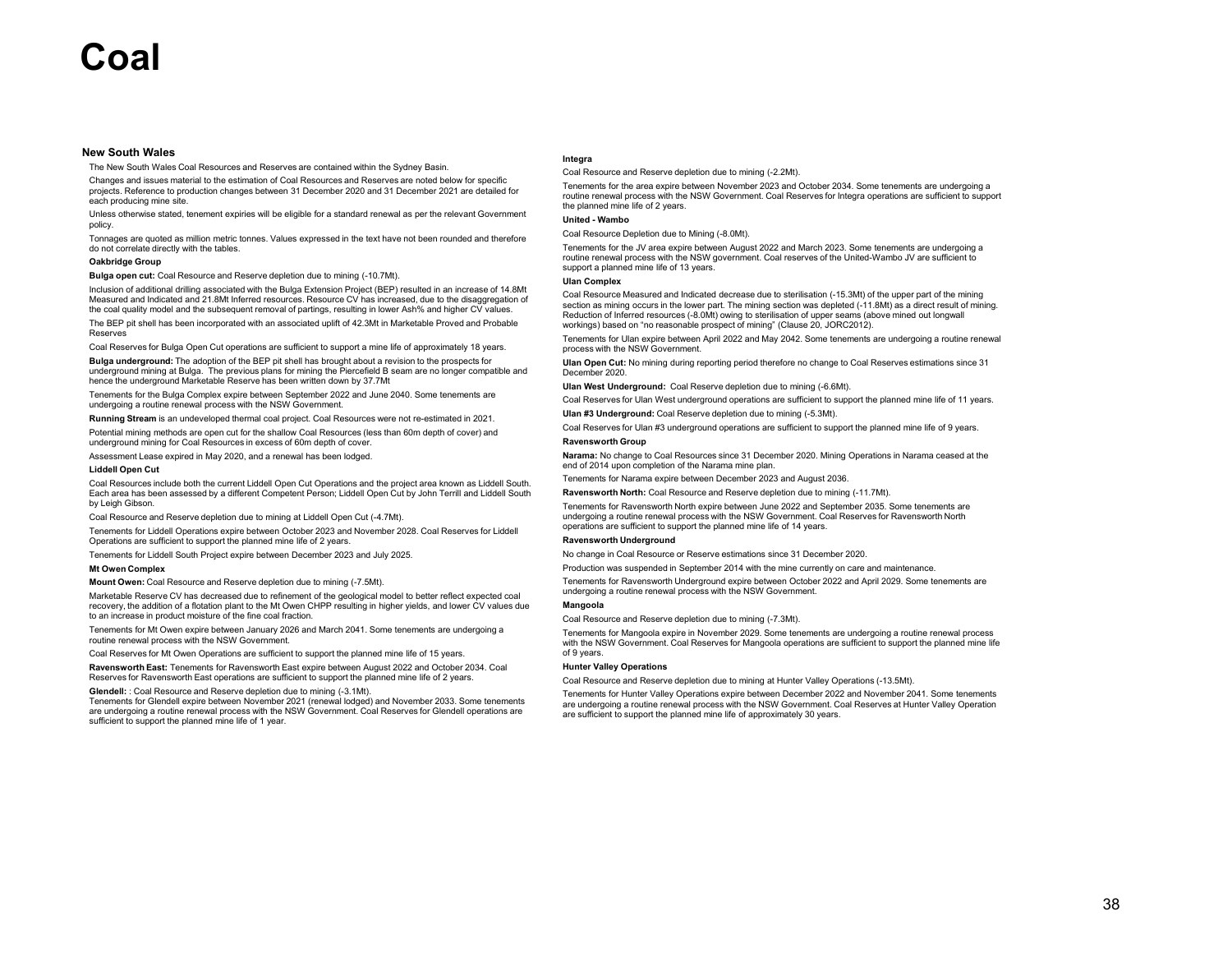# Coal

## New South Wales

The New South Wales Coal Resources and Reserves are contained within the Sydney Basin.

Changes and issues material to the estimation of Coal Resources and Reserves are noted below for specific projects. Reference to production changes between 31 December 2020 and 31 December 2021 are detailed for each producing mine site.

Unless otherwise stated, tenement expiries will be eligible for a standard renewal as per the relevant Government policy.

Tonnages are quoted as million metric tonnes. Values expressed in the text have not been rounded and therefore do not correlate directly with the tables.

### Oakbridge Group

**Bulga open cut:** Coal Resource and Reserve depletion due to mining (-10.7Mt).

Inclusion of additional drilling associated with the Bulga Extension Project (BEP) resulted in an increase of 14.8Mt Measured and Indicated and 21.8Mt Inferred resources. Resource CV has increased, due to the disaggregation of the coal quality model and the subsequent removal of partings, resulting in lower Ash% and higher CV values.

The BEP pit shell has been incorporated with an associated uplift of 42.3Mt in Marketable Proved and Probable Reserves

Coal Reserves for Bulga Open Cut operations are sufficient to support a mine life of approximately 18 years.

**Bulga underground:** The adoption of the BEP pit shell has brought about a revision to the prospects for underground mining at Bulga. The previous plans for mining the Piercefield B seam are no longer compatible and hence the underground Marketable Reserve has been written down by 37.7Mt

Tenements for the Bulga Complex expire between September 2022 and June 2040. Some tenements are undergoing a routine renewal process with the NSW Government.

**Running Stream** is an undeveloped thermal coal project. Coal Resources were not re-estimated in 2021.

Potential mining methods are open cut for the shallow Coal Resources (less than 60m depth of cover) and underground mining for Coal Resources in excess of 60m depth of cover.

Assessment Lease expired in May 2020, and a renewal has been lodged.

### Liddell Open Cut

Coal Resources include both the current Liddell Open Cut Operations and the project area known as Liddell South. Each area has been assessed by a different Competent Person; Liddell Open Cut by John Terrill and Liddell South by Leigh Gibson.

Coal Resource and Reserve depletion due to mining at Liddell Open Cut (-4.7Mt).

Tenements for Liddell Operations expire between October 2023 and November 2028. Coal Reserves for Liddell Operations are sufficient to support the planned mine life of 2 years.

Tenements for Liddell South Project expire between December 2023 and July 2025.

### Mt Owen Complex

**Mount Owen:** Coal Resource and Reserve depletion due to mining (-7.5Mt).

Marketable Reserve CV has decreased due to refinement of the geological model to better reflect expected coal recovery, the addition of a flotation plant to the Mt Owen CHPP resulting in higher yields, and lower CV values due to an increase in product moisture of the fine coal fraction.

Tenements for Mt Owen expire between January 2026 and March 2041. Some tenements are undergoing a routine renewal process with the NSW Government.

Coal Reserves for Mt Owen Operations are sufficient to support the planned mine life of 15 years.

**Ravensworth East:** Tenements for Ravensworth East expire between August 2022 and October 2034. Coal Reserves for Ravensworth East operations are sufficient to support the planned mine life of 2 years.

**Glendell:** : Coal Resource and Reserve depletion due to mining (-3.1Mt).
Tenements for Glendell expire between November 2021 (renewal lodged) and November 2033. Some tenements are undergoing a routine renewal process with the NSW Government. Coal Reserves for Glendell operations are sufficient to support the planned mine life of 1 year.

### Integra

Coal Resource and Reserve depletion due to mining (-2.2Mt).

Tenements for the area expire between November 2023 and October 2034. Some tenements are undergoing a routine renewal process with the NSW Government. Coal Reserves for Integra operations are sufficient to support the planned mine life of 2 years.

### United - Wambo

Coal Resource Depletion due to Mining (-8.0Mt).

Tenements for the JV area expire between August 2022 and March 2023. Some tenements are undergoing a routine renewal process with the NSW government. Coal reserves of the United-Wambo JV are sufficient to support a planned mine life of 13 years.

### Ulan Complex

Coal Resource Measured and Indicated decrease due to sterilisation (-15.3Mt) of the upper part of the mining section as mining occurs in the lower part. The mining section was depleted (-11.8Mt) as a direct result of mining. Reduction of Inferred resources (-8.0Mt) owing to sterilisation of upper seams (above mined out longwall workings) based on "no reasonable prospect of mining" (Clause 20, JORC2012).

Tenements for Ulan expire between April 2022 and May 2042. Some tenements are undergoing a routine renewal process with the NSW Government.

**Ulan Open Cut:** No mining during reporting period therefore no change to Coal Reserves estimations since 31 December 2020.

**Ulan West Underground:** Coal Reserve depletion due to mining (-6.6Mt).

Coal Reserves for Ulan West underground operations are sufficient to support the planned mine life of 11 years.

**Ulan #3 Underground:** Coal Reserve depletion due to mining (-5.3Mt).

Coal Reserves for Ulan #3 underground operations are sufficient to support the planned mine life of 9 years.

### Ravensworth Group

**Narama:** No change to Coal Resources since 31 December 2020. Mining Operations in Narama ceased at the end of 2014 upon completion of the Narama mine plan.

Tenements for Narama expire between December 2023 and August 2036.

**Ravensworth North:** Coal Resource and Reserve depletion due to mining (-11.7Mt).

Tenements for Ravensworth North expire between June 2022 and September 2035. Some tenements are undergoing a routine renewal process with the NSW Government. Coal Reserves for Ravensworth North operations are sufficient to support the planned mine life of 14 years.

### Ravensworth Underground

No change in Coal Resource or Reserve estimations since 31 December 2020.

Production was suspended in September 2014 with the mine currently on care and maintenance.

Tenements for Ravensworth Underground expire between October 2022 and April 2029. Some tenements are undergoing a routine renewal process with the NSW Government.

### Mangoola

Coal Resource and Reserve depletion due to mining (-7.3Mt).

Tenements for Mangoola expire in November 2029. Some tenements are undergoing a routine renewal process with the NSW Government. Coal Reserves for Mangoola operations are sufficient to support the planned mine life of 9 years.

### Hunter Valley Operations

Coal Resource and Reserve depletion due to mining at Hunter Valley Operations (-13.5Mt).

Tenements for Hunter Valley Operations expire between December 2022 and November 2041. Some tenements are undergoing a routine renewal process with the NSW Government. Coal Reserves at Hunter Valley Operation are sufficient to support the planned mine life of approximately 30 years.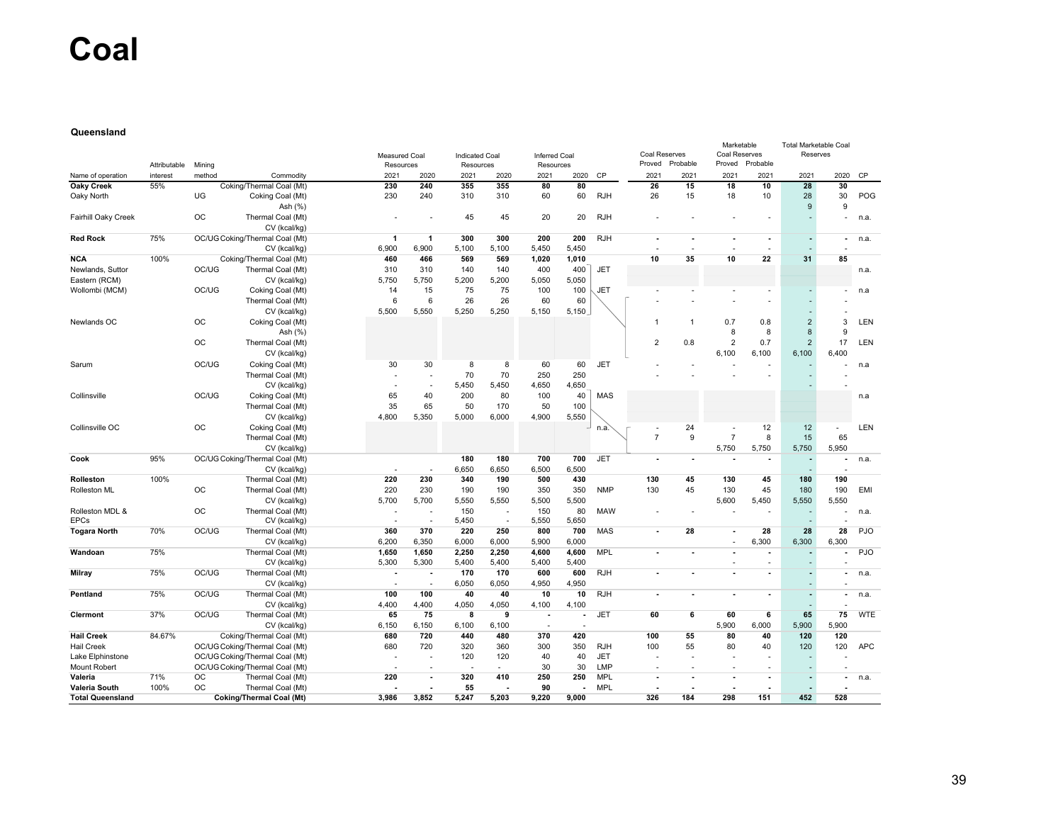# Coal

### Queensland

| Name of operation | Attributable interest | Mining method | Commodity | Measured Coal Resources 2021 | Measured Coal Resources 2020 | Indicated Coal Resources 2021 | Indicated Coal Resources 2020 | Inferred Coal Resources 2021 | Inferred Coal Resources 2020 | CP | Coal Reserves Proved 2021 | Coal Reserves Probable 2021 | Marketable Coal Reserves Proved 2021 | Marketable Coal Reserves Probable 2021 | Total Marketable Coal Reserves 2021 | Total Marketable Coal Reserves 2020 | CP |
|---|---|---|---|---|---|---|---|---|---|---|---|---|---|---|---|---|---|
| **Oaky Creek** | 55% | | Coking/Thermal Coal (Mt) | **230** | **240** | **355** | **355** | **80** | **80** | | **26** | **15** | **18** | **10** | **28** | **30** | |
| Oaky North | | UG | Coking Coal (Mt) | 230 | 240 | 310 | 310 | 60 | 60 | RJH | 26 | 15 | 18 | 10 | 28 | 30 | POG |
| | | | Ash (%) | | | | | | | | | | | | 9 | 9 | |
| Fairhill Oaky Creek | | OC | Thermal Coal (Mt) | - | - | 45 | 45 | 20 | 20 | RJH | - | - | - | - | - | - | n.a. |
| | | | CV (kcal/kg) | | | | | | | | | | | | | | |
| **Red Rock** | 75% | OC/UG | Coking/Thermal Coal (Mt) | **1** | **1** | **300** | **300** | **200** | **200** | RJH | **-** | **-** | **-** | **-** | **-** | **-** | n.a. |
| | | | CV (kcal/kg) | 6,900 | 6,900 | 5,100 | 5,100 | 5,450 | 5,450 | | - | - | - | - | - | - | |
| **NCA** | 100% | | Coking/Thermal Coal (Mt) | **460** | **466** | **569** | **569** | **1,020** | **1,010** | | **10** | **35** | **10** | **22** | **31** | **85** | |
| Newlands, Suttor | | OC/UG | Thermal Coal (Mt) | 310 | 310 | 140 | 140 | 400 | 400 | JET | | | | | | | n.a. |
| Eastern (RCM) | | | CV (kcal/kg) | 5,750 | 5,750 | 5,200 | 5,200 | 5,050 | 5,050 | | | | | | | | |
| Wollombi (MCM) | | OC/UG | Coking Coal (Mt) | 14 | 15 | 75 | 75 | 100 | 100 | JET | - | - | - | - | - | - | n.a |
| | | | Thermal Coal (Mt) | 6 | 6 | 26 | 26 | 60 | 60 | | - | - | - | - | - | - | |
| | | | CV (kcal/kg) | 5,500 | 5,550 | 5,250 | 5,250 | 5,150 | 5,150 | | | | | | - | - | |
| Newlands OC | | OC | Coking Coal (Mt) | | | | | | | | 1 | 1 | 0.7 | 0.8 | 2 | 3 | LEN |
| | | | Ash (%) | | | | | | | | | | 8 | 8 | 8 | 9 | |
| | | OC | Thermal Coal (Mt) | | | | | | | | 2 | 0.8 | 2 | 0.7 | 2 | 17 | LEN |
| | | | CV (kcal/kg) | | | | | | | | | | 6,100 | 6,100 | 6,100 | 6,400 | |
| Sarum | | OC/UG | Coking Coal (Mt) | 30 | 30 | 8 | 8 | 60 | 60 | JET | - | - | - | - | - | - | n.a |
| | | | Thermal Coal (Mt) | - | - | 70 | 70 | 250 | 250 | | - | - | - | - | - | - | |
| | | | CV (kcal/kg) | - | - | 5,450 | 5,450 | 4,650 | 4,650 | | | | | | - | - | |
| Collinsville | | OC/UG | Coking Coal (Mt) | 65 | 40 | 200 | 80 | 100 | 40 | MAS | | | | | | | n.a |
| | | | Thermal Coal (Mt) | 35 | 65 | 50 | 170 | 50 | 100 | | | | | | | | |
| | | | CV (kcal/kg) | 4,800 | 5,350 | 5,000 | 6,000 | 4,900 | 5,550 | | | | | | | | |
| Collinsville OC | | OC | Coking Coal (Mt) | | | | | | | n.a. | - | 24 | - | 12 | 12 | - | LEN |
| | | | Thermal Coal (Mt) | | | | | | | | 7 | 9 | 7 | 8 | 15 | 65 | |
| | | | CV (kcal/kg) | | | | | | | | | | 5,750 | 5,750 | 5,750 | 5,950 | |
| **Cook** | 95% | OC/UG | Coking/Thermal Coal (Mt) | | | **180** | **180** | **700** | **700** | JET | **-** | **-** | **-** | **-** | **-** | **-** | n.a. |
| | | | CV (kcal/kg) | - | - | 6,650 | 6,650 | 6,500 | 6,500 | | | | | | - | - | |
| **Rolleston** | 100% | | Thermal Coal (Mt) | **220** | **230** | **340** | **190** | **500** | **430** | | **130** | **45** | **130** | **45** | **180** | **190** | |
| Rolleston ML | | OC | Thermal Coal (Mt) | 220 | 230 | 190 | 190 | 350 | 350 | NMP | 130 | 45 | 130 | 45 | 180 | 190 | EMI |
| | | | CV (kcal/kg) | 5,700 | 5,700 | 5,550 | 5,550 | 5,500 | 5,500 | | | | 5,600 | 5,450 | 5,550 | 5,550 | |
| Rolleston MDL & EPCs | | OC | Thermal Coal (Mt) | - | - | 150 | - | 150 | 80 | MAW | - | - | - | - | - | - | n.a. |
| | | | CV (kcal/kg) | - | - | 5,450 | - | 5,550 | 5,650 | | | | | | - | - | |
| **Togara North** | 70% | OC/UG | Thermal Coal (Mt) | **360** | **370** | **220** | **250** | **800** | **700** | MAS | **-** | **28** | **-** | **28** | **28** | **28** | PJO |
| | | | CV (kcal/kg) | 6,200 | 6,350 | 6,000 | 6,000 | 5,900 | 6,000 | | | | - | 6,300 | 6,300 | 6,300 | |
| **Wandoan** | 75% | | Thermal Coal (Mt) | **1,650** | **1,650** | **2,250** | **2,250** | **4,600** | **4,600** | MPL | **-** | **-** | **-** | **-** | **-** | **-** | PJO |
| | | | CV (kcal/kg) | 5,300 | 5,300 | 5,400 | 5,400 | 5,400 | 5,400 | | | | - | - | - | - | |
| **Milray** | 75% | OC/UG | Thermal Coal (Mt) | **-** | **-** | **170** | **170** | **600** | **600** | RJH | **-** | **-** | **-** | **-** | **-** | **-** | n.a. |
| | | | CV (kcal/kg) | - | - | 6,050 | 6,050 | 4,950 | 4,950 | | | | | | - | - | |
| **Pentland** | 75% | OC/UG | Thermal Coal (Mt) | **100** | **100** | **40** | **40** | **10** | **10** | RJH | **-** | **-** | **-** | **-** | **-** | **-** | n.a. |
| | | | CV (kcal/kg) | 4,400 | 4,400 | 4,050 | 4,050 | 4,100 | 4,100 | | | | | | - | - | |
| **Clermont** | 37% | OC/UG | Thermal Coal (Mt) | **65** | **75** | **8** | **9** | **-** | **-** | JET | **60** | **6** | **60** | **6** | **65** | **75** | WTE |
| | | | CV (kcal/kg) | 6,150 | 6,150 | 6,100 | 6,100 | - | - | | | | 5,900 | 6,000 | 5,900 | 5,900 | |
| **Hail Creek** | 84.67% | | Coking/Thermal Coal (Mt) | **680** | **720** | **440** | **480** | **370** | **420** | | **100** | **55** | **80** | **40** | **120** | **120** | |
| Hail Creek | | OC/UG | Coking/Thermal Coal (Mt) | 680 | 720 | 320 | 360 | 300 | 350 | RJH | 100 | 55 | 80 | 40 | 120 | 120 | APC |
| Lake Elphinstone | | OC/UG | Coking/Thermal Coal (Mt) | - | - | 120 | 120 | 40 | 40 | JET | - | - | - | - | - | - | |
| Mount Robert | | OC/UG | Coking/Thermal Coal (Mt) | - | - | - | - | 30 | 30 | LMP | - | - | - | - | - | - | |
| **Valeria** | 71% | OC | Thermal Coal (Mt) | **220** | **-** | **320** | **410** | **250** | **250** | MPL | **-** | **-** | **-** | **-** | **-** | **-** | n.a. |
| **Valeria South** | 100% | OC | Thermal Coal (Mt) | **-** | **-** | **55** | **-** | **90** | **-** | MPL | **-** | **-** | **-** | **-** | **-** | **-** | |
| **Total Queensland** | | | **Coking/Thermal Coal (Mt)** | **3,986** | **3,852** | **5,247** | **5,203** | **9,220** | **9,000** | | **326** | **184** | **298** | **151** | **452** | **528** | |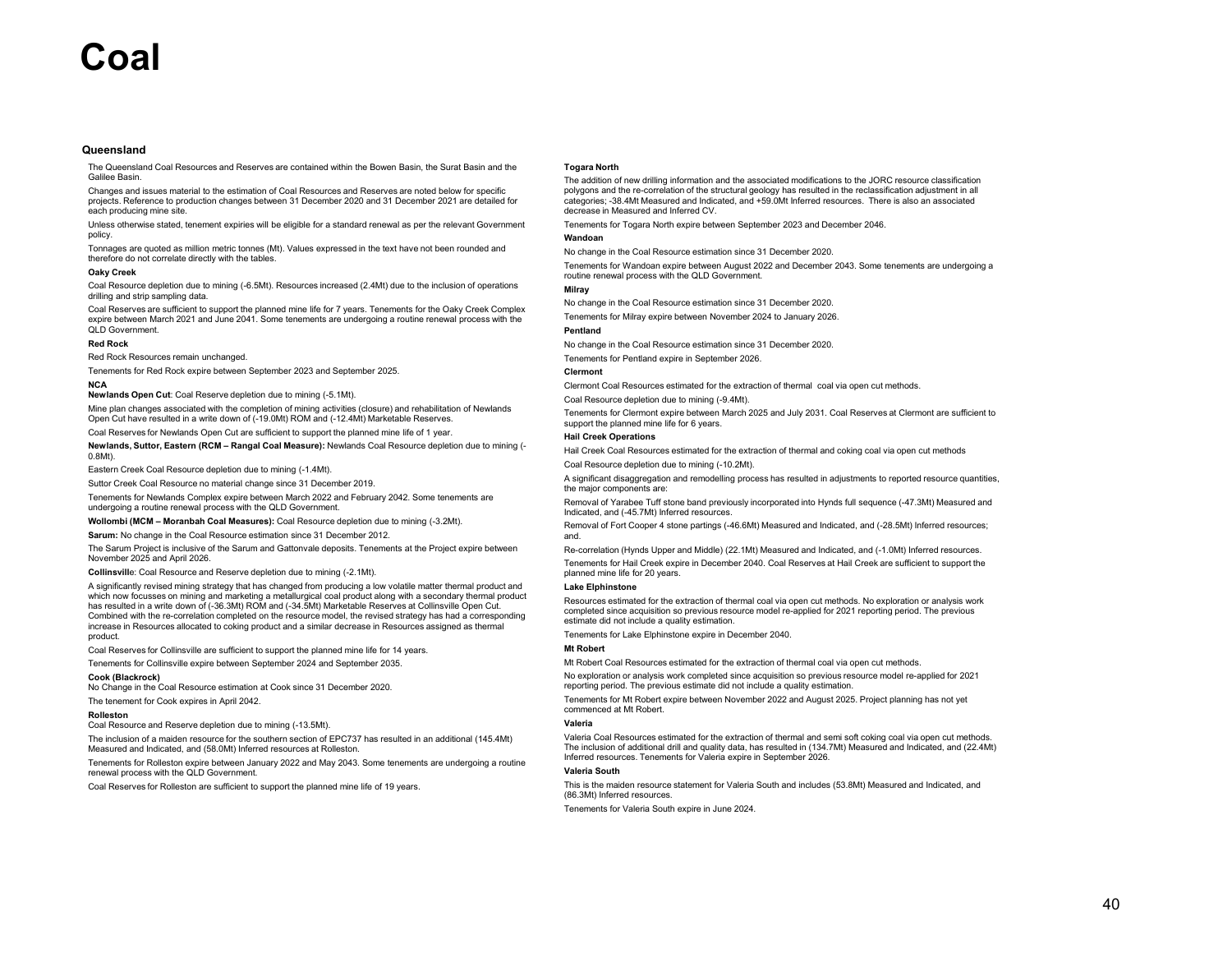# Coal

## Queensland

The Queensland Coal Resources and Reserves are contained within the Bowen Basin, the Surat Basin and the Galilee Basin.

Changes and issues material to the estimation of Coal Resources and Reserves are noted below for specific projects. Reference to production changes between 31 December 2020 and 31 December 2021 are detailed for each producing mine site.

Unless otherwise stated, tenement expiries will be eligible for a standard renewal as per the relevant Government policy.

Tonnages are quoted as million metric tonnes (Mt). Values expressed in the text have not been rounded and therefore do not correlate directly with the tables.

#### Oaky Creek

Coal Resource depletion due to mining (-6.5Mt). Resources increased (2.4Mt) due to the inclusion of operations drilling and strip sampling data.

Coal Reserves are sufficient to support the planned mine life for 7 years. Tenements for the Oaky Creek Complex expire between March 2021 and June 2041. Some tenements are undergoing a routine renewal process with the QLD Government.

#### Red Rock

Red Rock Resources remain unchanged.

Tenements for Red Rock expire between September 2023 and September 2025.

#### NCA

**Newlands Open Cut**: Coal Reserve depletion due to mining (-5.1Mt).

Mine plan changes associated with the completion of mining activities (closure) and rehabilitation of Newlands Open Cut have resulted in a write down of (-19.0Mt) ROM and (-12.4Mt) Marketable Reserves.

Coal Reserves for Newlands Open Cut are sufficient to support the planned mine life of 1 year.

**Newlands, Suttor, Eastern (RCM – Rangal Coal Measure):** Newlands Coal Resource depletion due to mining (-0.8Mt).

Eastern Creek Coal Resource depletion due to mining (-1.4Mt).

Suttor Creek Coal Resource no material change since 31 December 2019.

Tenements for Newlands Complex expire between March 2022 and February 2042. Some tenements are undergoing a routine renewal process with the QLD Government.

**Wollombi (MCM – Moranbah Coal Measures):** Coal Resource depletion due to mining (-3.2Mt).

**Sarum:** No change in the Coal Resource estimation since 31 December 2012.

The Sarum Project is inclusive of the Sarum and Gattonvale deposits. Tenements at the Project expire between November 2025 and April 2026.

**Collinsville**: Coal Resource and Reserve depletion due to mining (-2.1Mt).

A significantly revised mining strategy that has changed from producing a low volatile matter thermal product and which now focusses on mining and marketing a metallurgical coal product along with a secondary thermal product has resulted in a write down of (-36.3Mt) ROM and (-34.5Mt) Marketable Reserves at Collinsville Open Cut. Combined with the re-correlation completed on the resource model, the revised strategy has had a corresponding increase in Resources allocated to coking product and a similar decrease in Resources assigned as thermal product.

Coal Reserves for Collinsville are sufficient to support the planned mine life for 14 years.

Tenements for Collinsville expire between September 2024 and September 2035.

#### Cook (Blackrock)

No Change in the Coal Resource estimation at Cook since 31 December 2020.

The tenement for Cook expires in April 2042.

#### Rolleston

Coal Resource and Reserve depletion due to mining (-13.5Mt).

The inclusion of a maiden resource for the southern section of EPC737 has resulted in an additional (145.4Mt) Measured and Indicated, and (58.0Mt) Inferred resources at Rolleston.

Tenements for Rolleston expire between January 2022 and May 2043. Some tenements are undergoing a routine renewal process with the QLD Government.

Coal Reserves for Rolleston are sufficient to support the planned mine life of 19 years.

#### Togara North

The addition of new drilling information and the associated modifications to the JORC resource classification polygons and the re-correlation of the structural geology has resulted in the reclassification adjustment in all categories; -38.4Mt Measured and Indicated, and +59.0Mt Inferred resources. There is also an associated decrease in Measured and Inferred CV.

Tenements for Togara North expire between September 2023 and December 2046.

#### Wandoan

No change in the Coal Resource estimation since 31 December 2020.

Tenements for Wandoan expire between August 2022 and December 2043. Some tenements are undergoing a routine renewal process with the QLD Government.

#### Milray

No change in the Coal Resource estimation since 31 December 2020.

Tenements for Milray expire between November 2024 to January 2026.

#### Pentland

No change in the Coal Resource estimation since 31 December 2020.

Tenements for Pentland expire in September 2026.

#### Clermont

Clermont Coal Resources estimated for the extraction of thermal coal via open cut methods.

Coal Resource depletion due to mining (-9.4Mt).

Tenements for Clermont expire between March 2025 and July 2031. Coal Reserves at Clermont are sufficient to support the planned mine life for 6 years.

#### Hail Creek Operations

Hail Creek Coal Resources estimated for the extraction of thermal and coking coal via open cut methods

Coal Resource depletion due to mining (-10.2Mt).

A significant disaggregation and remodelling process has resulted in adjustments to reported resource quantities, the major components are:

Removal of Yarabee Tuff stone band previously incorporated into Hynds full sequence (-47.3Mt) Measured and Indicated, and (-45.7Mt) Inferred resources.

Removal of Fort Cooper 4 stone partings (-46.6Mt) Measured and Indicated, and (-28.5Mt) Inferred resources; and.

Re-correlation (Hynds Upper and Middle) (22.1Mt) Measured and Indicated, and (-1.0Mt) Inferred resources.

Tenements for Hail Creek expire in December 2040. Coal Reserves at Hail Creek are sufficient to support the planned mine life for 20 years.

#### Lake Elphinstone

Resources estimated for the extraction of thermal coal via open cut methods. No exploration or analysis work completed since acquisition so previous resource model re-applied for 2021 reporting period. The previous estimate did not include a quality estimation.

Tenements for Lake Elphinstone expire in December 2040.

#### Mt Robert

Mt Robert Coal Resources estimated for the extraction of thermal coal via open cut methods.

No exploration or analysis work completed since acquisition so previous resource model re-applied for 2021 reporting period. The previous estimate did not include a quality estimation.

Tenements for Mt Robert expire between November 2022 and August 2025. Project planning has not yet commenced at Mt Robert.

#### Valeria

Valeria Coal Resources estimated for the extraction of thermal and semi soft coking coal via open cut methods. The inclusion of additional drill and quality data, has resulted in (134.7Mt) Measured and Indicated, and (22.4Mt) Inferred resources. Tenements for Valeria expire in September 2026.

#### Valeria South

This is the maiden resource statement for Valeria South and includes (53.8Mt) Measured and Indicated, and (86.3Mt) Inferred resources.

Tenements for Valeria South expire in June 2024.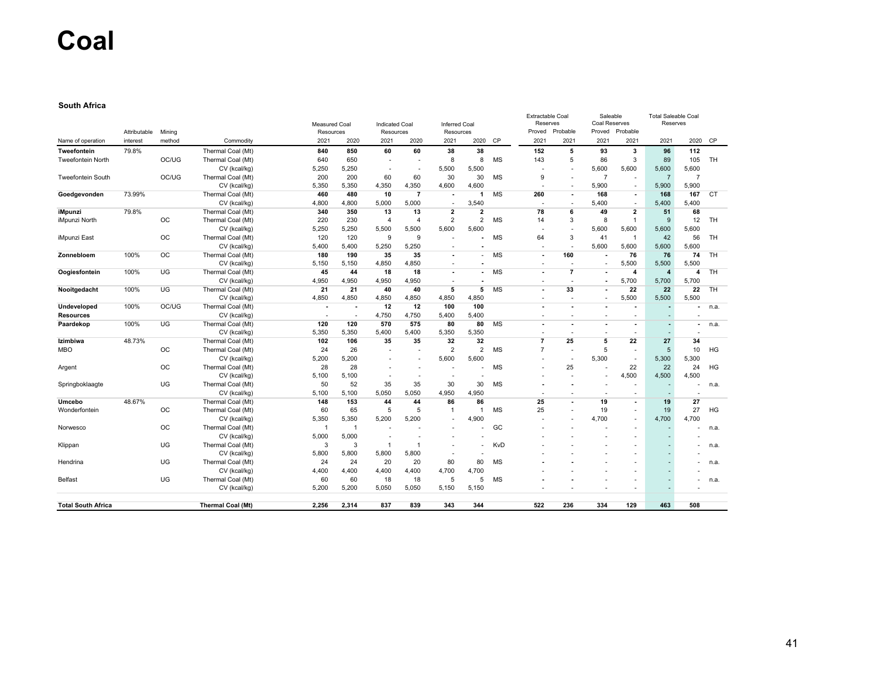# Coal

### South Africa

| Name of operation | Attributable interest | Mining method | Commodity | Measured Coal Resources 2021 | Measured Coal Resources 2020 | Indicated Coal Resources 2021 | Indicated Coal Resources 2020 | Inferred Coal Resources 2021 | Inferred Coal Resources 2020 | CP | Extractable Coal Reserves Proved 2021 | Extractable Coal Reserves Probable 2021 | Saleable Coal Reserves Proved 2021 | Saleable Coal Reserves Probable 2021 | Total Saleable Coal Reserves 2021 | Total Saleable Coal Reserves 2020 | CP |
|---|---|---|---|---|---|---|---|---|---|---|---|---|---|---|---|---|---|
| **Tweefontein** | 79.8% | | Thermal Coal (Mt) | **840** | **850** | **60** | **60** | **38** | **38** | | **152** | **5** | **93** | **3** | **96** | **112** | |
| Tweefontein North | | OC/UG | Thermal Coal (Mt) | 640 | 650 | - | - | 8 | 8 | MS | 143 | 5 | 86 | 3 | 89 | 105 | TH |
| | | | CV (kcal/kg) | 5,250 | 5,250 | - | - | 5,500 | 5,500 | | - | - | 5,600 | 5,600 | 5,600 | 5,600 | |
| Tweefontein South | | OC/UG | Thermal Coal (Mt) | 200 | 200 | 60 | 60 | 30 | 30 | MS | 9 | - | 7 | - | 7 | 7 | |
| | | | CV (kcal/kg) | 5,350 | 5,350 | 4,350 | 4,350 | 4,600 | 4,600 | | - | - | 5,900 | - | 5,900 | 5,900 | |
| **Goedgevonden** | 73.99% | | Thermal Coal (Mt) | **460** | **480** | **10** | **7** | **-** | **1** | MS | **260** | **-** | **168** | **-** | **168** | **167** | CT |
| | | | CV (kcal/kg) | 4,800 | 4,800 | 5,000 | 5,000 | - | 3,540 | | - | - | 5,400 | - | 5,400 | 5,400 | |
| **iMpunzi** | 79.8% | | Thermal Coal (Mt) | **340** | **350** | **13** | **13** | **2** | **2** | | **78** | **6** | **49** | **2** | **51** | **68** | |
| iMpunzi North | | OC | Thermal Coal (Mt) | 220 | 230 | 4 | 4 | 2 | 2 | MS | 14 | 3 | 8 | 1 | 9 | 12 | TH |
| | | | CV (kcal/kg) | 5,250 | 5,250 | 5,500 | 5,500 | 5,600 | 5,600 | | - | - | 5,600 | 5,600 | 5,600 | 5,600 | |
| iMpunzi East | | OC | Thermal Coal (Mt) | 120 | 120 | 9 | 9 | - | - | MS | 64 | 3 | 41 | 1 | 42 | 56 | TH |
| | | | CV (kcal/kg) | 5,400 | 5,400 | 5,250 | 5,250 | - | - | | - | - | 5,600 | 5,600 | 5,600 | 5,600 | |
| **Zonnebloem** | 100% | OC | Thermal Coal (Mt) | **180** | **190** | **35** | **35** | **-** | - | MS | **-** | **160** | **-** | **76** | **76** | **74** | TH |
| | | | CV (kcal/kg) | 5,150 | 5,150 | 4,850 | 4,850 | - | - | | - | - | - | 5,500 | 5,500 | 5,500 | |
| **Oogiesfontein** | 100% | UG | Thermal Coal (Mt) | **45** | **44** | **18** | **18** | **-** | - | MS | **-** | **7** | **-** | **4** | **4** | **4** | TH |
| | | | CV (kcal/kg) | 4,950 | 4,950 | 4,950 | 4,950 | - | - | | - | - | - | 5,700 | 5,700 | 5,700 | |
| **Nooitgedacht** | 100% | UG | Thermal Coal (Mt) | **21** | **21** | **40** | **40** | **5** | **5** | MS | **-** | **33** | **-** | **22** | **22** | **22** | TH |
| | | | CV (kcal/kg) | 4,850 | 4,850 | 4,850 | 4,850 | 4,850 | 4,850 | | - | - | - | 5,500 | 5,500 | 5,500 | |
| **Undeveloped** | 100% | OC/UG | Thermal Coal (Mt) | **-** | **-** | **12** | **12** | **100** | **100** | | **-** | **-** | **-** | **-** | **-** | **-** | n.a. |
| **Resources** | | | CV (kcal/kg) | - | - | 4,750 | 4,750 | 5,400 | 5,400 | | - | - | - | - | - | - | |
| **Paardekop** | 100% | UG | Thermal Coal (Mt) | **120** | **120** | **570** | **575** | **80** | **80** | MS | **-** | **-** | **-** | **-** | **-** | **-** | n.a. |
| | | | CV (kcal/kg) | 5,350 | 5,350 | 5,400 | 5,400 | 5,350 | 5,350 | | - | - | - | - | - | - | |
| **Izimbiwa** | 48.73% | | Thermal Coal (Mt) | **102** | **106** | **35** | **35** | **32** | **32** | | **7** | **25** | **5** | **22** | **27** | **34** | |
| MBO | | OC | Thermal Coal (Mt) | 24 | 26 | - | - | 2 | 2 | MS | 7 | - | 5 | - | 5 | 10 | HG |
| | | | CV (kcal/kg) | 5,200 | 5,200 | - | - | 5,600 | 5,600 | | - | - | 5,300 | - | 5,300 | 5,300 | |
| Argent | | OC | Thermal Coal (Mt) | 28 | 28 | - | - | - | - | MS | - | 25 | - | 22 | 22 | 24 | HG |
| | | | CV (kcal/kg) | 5,100 | 5,100 | - | - | - | - | | - | - | - | 4,500 | 4,500 | 4,500 | |
| Springboklaagte | | UG | Thermal Coal (Mt) | 50 | 52 | 35 | 35 | 30 | 30 | MS | - | - | - | - | - | - | n.a. |
| | | | CV (kcal/kg) | 5,100 | 5,100 | 5,050 | 5,050 | 4,950 | 4,950 | | - | - | - | - | - | - | |
| **Umcebo** | 48.67% | | Thermal Coal (Mt) | **148** | **153** | **44** | **44** | **86** | **86** | | **25** | **-** | **19** | **-** | **19** | **27** | |
| Wonderfontein | | OC | Thermal Coal (Mt) | 60 | 65 | 5 | 5 | 1 | 1 | MS | 25 | - | 19 | - | 19 | 27 | HG |
| | | | CV (kcal/kg) | 5,350 | 5,350 | 5,200 | 5,200 | - | 4,900 | | - | - | 4,700 | - | 4,700 | 4,700 | |
| Norwesco | | OC | Thermal Coal (Mt) | 1 | 1 | - | - | - | - | GC | - | - | - | - | - | - | n.a. |
| | | | CV (kcal/kg) | 5,000 | 5,000 | - | - | - | - | | - | - | - | - | - | - | |
| Klippan | | UG | Thermal Coal (Mt) | 3 | 3 | 1 | 1 | - | - | KvD | - | - | - | - | - | - | n.a. |
| | | | CV (kcal/kg) | 5,800 | 5,800 | 5,800 | 5,800 | - | - | | - | - | - | - | - | - | |
| Hendrina | | UG | Thermal Coal (Mt) | 24 | 24 | 20 | 20 | 80 | 80 | MS | - | - | - | - | - | - | n.a. |
| | | | CV (kcal/kg) | 4,400 | 4,400 | 4,400 | 4,400 | 4,700 | 4,700 | | - | - | - | - | - | - | |
| Belfast | | UG | Thermal Coal (Mt) | 60 | 60 | 18 | 18 | 5 | 5 | MS | - | - | - | - | - | - | n.a. |
| | | | CV (kcal/kg) | 5,200 | 5,200 | 5,050 | 5,050 | 5,150 | 5,150 | | - | - | - | - | - | - | |
| **Total South Africa** | | | **Thermal Coal (Mt)** | **2,256** | **2,314** | **837** | **839** | **343** | **344** | | **522** | **236** | **334** | **129** | **463** | **508** | |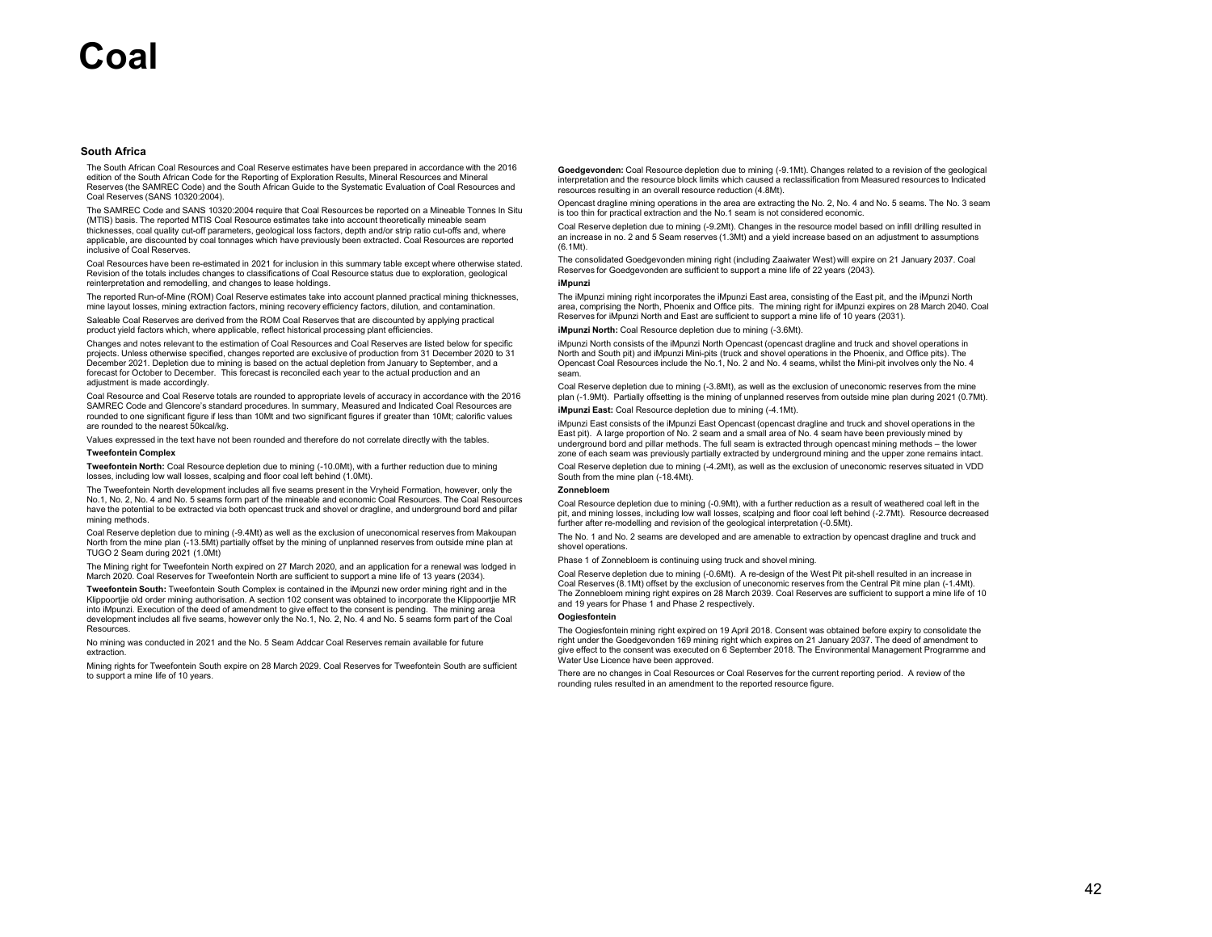# Coal

## South Africa

The South African Coal Resources and Coal Reserve estimates have been prepared in accordance with the 2016 edition of the South African Code for the Reporting of Exploration Results, Mineral Resources and Mineral Reserves (the SAMREC Code) and the South African Guide to the Systematic Evaluation of Coal Resources and Coal Reserves (SANS 10320:2004).

The SAMREC Code and SANS 10320:2004 require that Coal Resources be reported on a Mineable Tonnes In Situ (MTIS) basis. The reported MTIS Coal Resource estimates take into account theoretically mineable seam thicknesses, coal quality cut-off parameters, geological loss factors, depth and/or strip ratio cut-offs and, where applicable, are discounted by coal tonnages which have previously been extracted. Coal Resources are reported inclusive of Coal Reserves.

Coal Resources have been re-estimated in 2021 for inclusion in this summary table except where otherwise stated. Revision of the totals includes changes to classifications of Coal Resource status due to exploration, geological reinterpretation and remodelling, and changes to lease holdings.

The reported Run-of-Mine (ROM) Coal Reserve estimates take into account planned practical mining thicknesses, mine layout losses, mining extraction factors, mining recovery efficiency factors, dilution, and contamination.

Saleable Coal Reserves are derived from the ROM Coal Reserves that are discounted by applying practical product yield factors which, where applicable, reflect historical processing plant efficiencies.

Changes and notes relevant to the estimation of Coal Resources and Coal Reserves are listed below for specific projects. Unless otherwise specified, changes reported are exclusive of production from 31 December 2020 to 31 December 2021. Depletion due to mining is based on the actual depletion from January to September, and a forecast for October to December. This forecast is reconciled each year to the actual production and an adjustment is made accordingly.

Coal Resource and Coal Reserve totals are rounded to appropriate levels of accuracy in accordance with the 2016 SAMREC Code and Glencore's standard procedures. In summary, Measured and Indicated Coal Resources are rounded to one significant figure if less than 10Mt and two significant figures if greater than 10Mt; calorific values are rounded to the nearest 50kcal/kg.

Values expressed in the text have not been rounded and therefore do not correlate directly with the tables.

### Tweefontein Complex

**Tweefontein North:** Coal Resource depletion due to mining (-10.0Mt), with a further reduction due to mining losses, including low wall losses, scalping and floor coal left behind (1.0Mt).

The Tweefontein North development includes all five seams present in the Vryheid Formation, however, only the No.1, No. 2, No. 4 and No. 5 seams form part of the mineable and economic Coal Resources. The Coal Resources have the potential to be extracted via both opencast truck and shovel or dragline, and underground bord and pillar mining methods.

Coal Reserve depletion due to mining (-9.4Mt) as well as the exclusion of uneconomical reserves from Makoupan North from the mine plan (-13.5Mt) partially offset by the mining of unplanned reserves from outside mine plan at TUGO 2 Seam during 2021 (1.0Mt)

The Mining right for Tweefontein North expired on 27 March 2020, and an application for a renewal was lodged in March 2020. Coal Reserves for Tweefontein North are sufficient to support a mine life of 13 years (2034).

**Tweefontein South:** Tweefontein South Complex is contained in the iMpunzi new order mining right and in the Klippoortjie old order mining authorisation. A section 102 consent was obtained to incorporate the Klippoortjie MR into iMpunzi. Execution of the deed of amendment to give effect to the consent is pending. The mining area development includes all five seams, however only the No.1, No. 2, No. 4 and No. 5 seams form part of the Coal Resources.

No mining was conducted in 2021 and the No. 5 Seam Addcar Coal Reserves remain available for future extraction.

Mining rights for Tweefontein South expire on 28 March 2029. Coal Reserves for Tweefontein South are sufficient to support a mine life of 10 years.

**Goedgevonden:** Coal Resource depletion due to mining (-9.1Mt). Changes related to a revision of the geological interpretation and the resource block limits which caused a reclassification from Measured resources to Indicated resources resulting in an overall resource reduction (4.8Mt).

Opencast dragline mining operations in the area are extracting the No. 2, No. 4 and No. 5 seams. The No. 3 seam is too thin for practical extraction and the No.1 seam is not considered economic.

Coal Reserve depletion due to mining (-9.2Mt). Changes in the resource model based on infill drilling resulted in an increase in no. 2 and 5 Seam reserves (1.3Mt) and a yield increase based on an adjustment to assumptions (6.1Mt).

The consolidated Goedgevonden mining right (including Zaaiwater West) will expire on 21 January 2037. Coal Reserves for Goedgevonden are sufficient to support a mine life of 22 years (2043).

### iMpunzi

The iMpunzi mining right incorporates the iMpunzi East area, consisting of the East pit, and the iMpunzi North area, comprising the North, Phoenix and Office pits. The mining right for iMpunzi expires on 28 March 2040. Coal Reserves for iMpunzi North and East are sufficient to support a mine life of 10 years (2031).

**iMpunzi North:** Coal Resource depletion due to mining (-3.6Mt).

iMpunzi North consists of the iMpunzi North Opencast (opencast dragline and truck and shovel operations in North and South pit) and iMpunzi Mini-pits (truck and shovel operations in the Phoenix, and Office pits). The Opencast Coal Resources include the No.1, No. 2 and No. 4 seams, whilst the Mini-pit involves only the No. 4 seam.

Coal Reserve depletion due to mining (-3.8Mt), as well as the exclusion of uneconomic reserves from the mine plan (-1.9Mt). Partially offsetting is the mining of unplanned reserves from outside mine plan during 2021 (0.7Mt).

**iMpunzi East:** Coal Resource depletion due to mining (-4.1Mt).

iMpunzi East consists of the iMpunzi East Opencast (opencast dragline and truck and shovel operations in the East pit). A large proportion of No. 2 seam and a small area of No. 4 seam have been previously mined by underground bord and pillar methods. The full seam is extracted through opencast mining methods – the lower zone of each seam was previously partially extracted by underground mining and the upper zone remains intact.

Coal Reserve depletion due to mining (-4.2Mt), as well as the exclusion of uneconomic reserves situated in VDD South from the mine plan (-18.4Mt).

### Zonnebloem

Coal Resource depletion due to mining (-0.9Mt), with a further reduction as a result of weathered coal left in the pit, and mining losses, including low wall losses, scalping and floor coal left behind (-2.7Mt). Resource decreased further after re-modelling and revision of the geological interpretation (-0.5Mt).

The No. 1 and No. 2 seams are developed and are amenable to extraction by opencast dragline and truck and shovel operations.

Phase 1 of Zonnebloem is continuing using truck and shovel mining.

Coal Reserve depletion due to mining (-0.6Mt). A re-design of the West Pit pit-shell resulted in an increase in Coal Reserves (8.1Mt) offset by the exclusion of uneconomic reserves from the Central Pit mine plan (-1.4Mt). The Zonnebloem mining right expires on 28 March 2039. Coal Reserves are sufficient to support a mine life of 10 and 19 years for Phase 1 and Phase 2 respectively.

### Oogiesfontein

The Oogiesfontein mining right expired on 19 April 2018. Consent was obtained before expiry to consolidate the right under the Goedgevonden 169 mining right which expires on 21 January 2037. The deed of amendment to give effect to the consent was executed on 6 September 2018. The Environmental Management Programme and Water Use Licence have been approved.

There are no changes in Coal Resources or Coal Reserves for the current reporting period. A review of the rounding rules resulted in an amendment to the reported resource figure.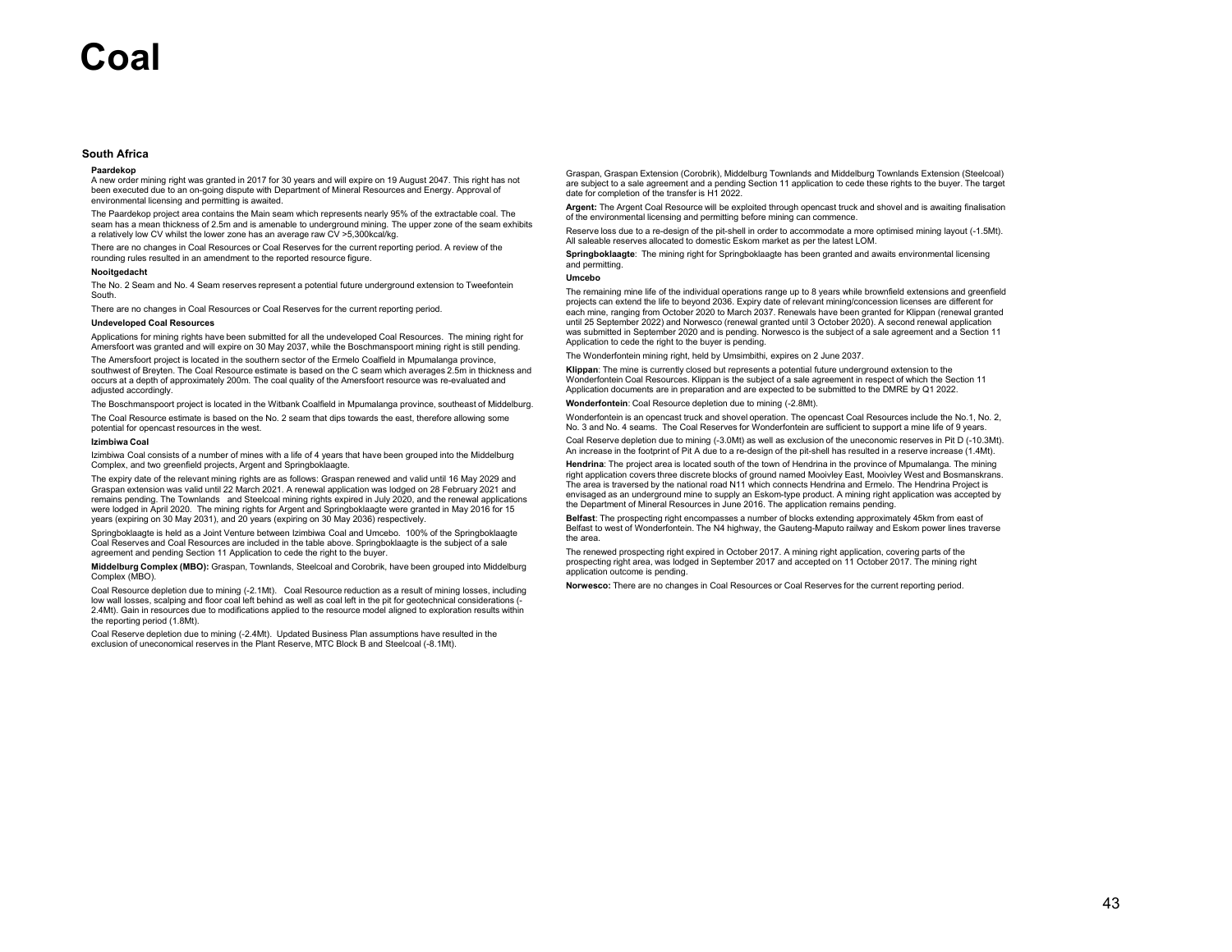# Coal

## South Africa

### Paardekop

A new order mining right was granted in 2017 for 30 years and will expire on 19 August 2047. This right has not been executed due to an on-going dispute with Department of Mineral Resources and Energy. Approval of environmental licensing and permitting is awaited.

The Paardekop project area contains the Main seam which represents nearly 95% of the extractable coal. The seam has a mean thickness of 2.5m and is amenable to underground mining. The upper zone of the seam exhibits a relatively low CV whilst the lower zone has an average raw CV >5,300kcal/kg.

There are no changes in Coal Resources or Coal Reserves for the current reporting period. A review of the rounding rules resulted in an amendment to the reported resource figure.

### Nooitgedacht

The No. 2 Seam and No. 4 Seam reserves represent a potential future underground extension to Tweefontein South.

There are no changes in Coal Resources or Coal Reserves for the current reporting period.

### Undeveloped Coal Resources

Applications for mining rights have been submitted for all the undeveloped Coal Resources. The mining right for Amersfoort was granted and will expire on 30 May 2037, while the Boschmanspoort mining right is still pending.

The Amersfoort project is located in the southern sector of the Ermelo Coalfield in Mpumalanga province, southwest of Breyten. The Coal Resource estimate is based on the C seam which averages 2.5m in thickness and occurs at a depth of approximately 200m. The coal quality of the Amersfoort resource was re-evaluated and adjusted accordingly.

The Boschmanspoort project is located in the Witbank Coalfield in Mpumalanga province, southeast of Middelburg.

The Coal Resource estimate is based on the No. 2 seam that dips towards the east, therefore allowing some potential for opencast resources in the west.

### Izimbiwa Coal

Izimbiwa Coal consists of a number of mines with a life of 4 years that have been grouped into the Middelburg Complex, and two greenfield projects, Argent and Springboklaagte.

The expiry date of the relevant mining rights are as follows: Graspan renewed and valid until 16 May 2029 and Graspan extension was valid until 22 March 2021. A renewal application was lodged on 28 February 2021 and remains pending. The Townlands and Steelcoal mining rights expired in July 2020, and the renewal applications were lodged in April 2020. The mining rights for Argent and Springboklaagte were granted in May 2016 for 15 years (expiring on 30 May 2031), and 20 years (expiring on 30 May 2036) respectively.

Springboklaagte is held as a Joint Venture between Izimbiwa Coal and Umcebo. 100% of the Springboklaagte Coal Reserves and Coal Resources are included in the table above. Springboklaagte is the subject of a sale agreement and pending Section 11 Application to cede the right to the buyer.

**Middelburg Complex (MBO):** Graspan, Townlands, Steelcoal and Corobrik, have been grouped into Middelburg Complex (MBO).

Coal Resource depletion due to mining (-2.1Mt). Coal Resource reduction as a result of mining losses, including low wall losses, scalping and floor coal left behind as well as coal left in the pit for geotechnical considerations (-2.4Mt). Gain in resources due to modifications applied to the resource model aligned to exploration results within the reporting period (1.8Mt).

Coal Reserve depletion due to mining (-2.4Mt). Updated Business Plan assumptions have resulted in the exclusion of uneconomical reserves in the Plant Reserve, MTC Block B and Steelcoal (-8.1Mt).

Graspan, Graspan Extension (Corobrik), Middelburg Townlands and Middelburg Townlands Extension (Steelcoal) are subject to a sale agreement and a pending Section 11 application to cede these rights to the buyer. The target date for completion of the transfer is H1 2022.

**Argent:** The Argent Coal Resource will be exploited through opencast truck and shovel and is awaiting finalisation of the environmental licensing and permitting before mining can commence.

Reserve loss due to a re-design of the pit-shell in order to accommodate a more optimised mining layout (-1.5Mt). All saleable reserves allocated to domestic Eskom market as per the latest LOM.

**Springboklaagte**: The mining right for Springboklaagte has been granted and awaits environmental licensing and permitting.

### Umcebo

The remaining mine life of the individual operations range up to 8 years while brownfield extensions and greenfield projects can extend the life to beyond 2036. Expiry date of relevant mining/concession licenses are different for each mine, ranging from October 2020 to March 2037. Renewals have been granted for Klippan (renewal granted until 25 September 2022) and Norwesco (renewal granted until 3 October 2020). A second renewal application was submitted in September 2020 and is pending. Norwesco is the subject of a sale agreement and a Section 11 Application to cede the right to the buyer is pending.

The Wonderfontein mining right, held by Umsimbithi, expires on 2 June 2037.

**Klippan**: The mine is currently closed but represents a potential future underground extension to the Wonderfontein Coal Resources. Klippan is the subject of a sale agreement in respect of which the Section 11 Application documents are in preparation and are expected to be submitted to the DMRE by Q1 2022.

**Wonderfontein**: Coal Resource depletion due to mining (-2.8Mt).

Wonderfontein is an opencast truck and shovel operation. The opencast Coal Resources include the No.1, No. 2, No. 3 and No. 4 seams. The Coal Reserves for Wonderfontein are sufficient to support a mine life of 9 years.

Coal Reserve depletion due to mining (-3.0Mt) as well as exclusion of the uneconomic reserves in Pit D (-10.3Mt). An increase in the footprint of Pit A due to a re-design of the pit-shell has resulted in a reserve increase (1.4Mt).

**Hendrina**: The project area is located south of the town of Hendrina in the province of Mpumalanga. The mining right application covers three discrete blocks of ground named Mooivley East, Mooivley West and Bosmanskrans. The area is traversed by the national road N11 which connects Hendrina and Ermelo. The Hendrina Project is envisaged as an underground mine to supply an Eskom-type product. A mining right application was accepted by the Department of Mineral Resources in June 2016. The application remains pending.

**Belfast**: The prospecting right encompasses a number of blocks extending approximately 45km from east of Belfast to west of Wonderfontein. The N4 highway, the Gauteng-Maputo railway and Eskom power lines traverse the area.

The renewed prospecting right expired in October 2017. A mining right application, covering parts of the prospecting right area, was lodged in September 2017 and accepted on 11 October 2017. The mining right application outcome is pending.

**Norwesco:** There are no changes in Coal Resources or Coal Reserves for the current reporting period.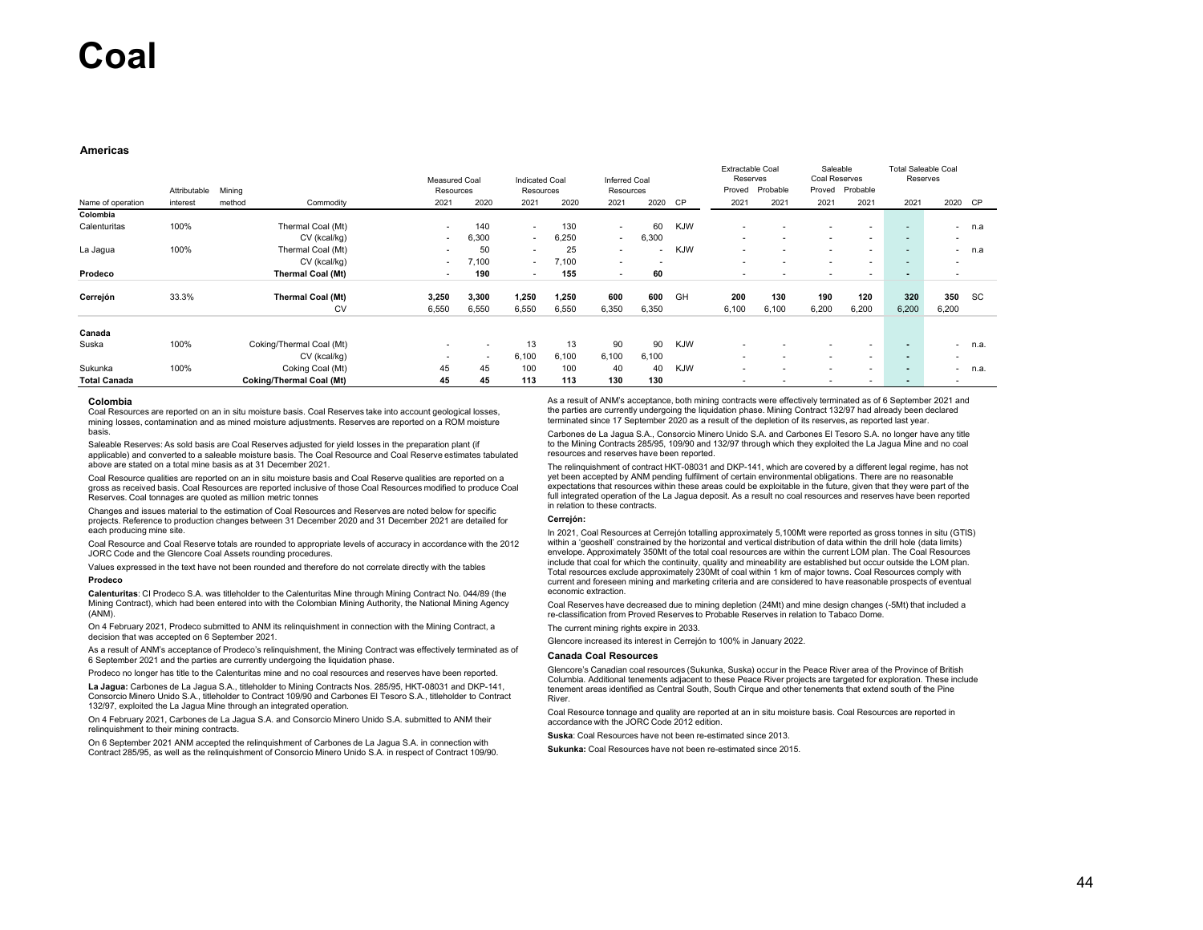# Coal

**Americas**

| Name of operation | Attributable interest | Mining method | Commodity | Measured Coal Resources 2021 | Measured Coal Resources 2020 | Indicated Coal Resources 2021 | Indicated Coal Resources 2020 | Inferred Coal Resources 2021 | Inferred Coal Resources 2020 | CP | Extractable Coal Reserves Proved 2021 | Extractable Coal Reserves Probable 2021 | Saleable Coal Reserves Proved 2021 | Saleable Coal Reserves Probable 2021 | Total Saleable Coal Reserves 2021 | Total Saleable Coal Reserves 2020 | CP |
|---|---|---|---|---|---|---|---|---|---|---|---|---|---|---|---|---|---|
| **Colombia** | | | | | | | | | | | | | | | | | |
| Calenturitas | 100% | | Thermal Coal (Mt) | - | 140 | - | 130 | - | 60 | KJW | - | - | - | - | - | - | n.a |
| | | | CV (kcal/kg) | - | 6,300 | - | 6,250 | - | 6,300 | | - | - | - | - | - | - | |
| La Jagua | 100% | | Thermal Coal (Mt) | - | 50 | - | 25 | - | - | KJW | - | - | - | - | - | - | n.a |
| | | | CV (kcal/kg) | - | 7,100 | - | 7,100 | - | - | | - | - | - | - | - | - | |
| **Prodeco** | | | **Thermal Coal (Mt)** | - | **190** | - | **155** | - | **60** | | - | - | - | - | - | - | |
| **Cerrejón** | 33.3% | | **Thermal Coal (Mt)** | **3,250** | **3,300** | **1,250** | **1,250** | **600** | **600** | GH | **200** | **130** | **190** | **120** | **320** | **350** | SC |
| | | | CV | 6,550 | 6,550 | 6,550 | 6,550 | 6,350 | 6,350 | | 6,100 | 6,100 | 6,200 | 6,200 | 6,200 | 6,200 | |
| **Canada** | | | | | | | | | | | | | | | | | |
| Suska | 100% | | Coking/Thermal Coal (Mt) | - | - | 13 | 13 | 90 | 90 | KJW | - | - | - | - | - | - | n.a. |
| | | | CV (kcal/kg) | - | - | 6,100 | 6,100 | 6,100 | 6,100 | | - | - | - | - | - | - | |
| Sukunka | 100% | | Coking Coal (Mt) | 45 | 45 | 100 | 100 | 40 | 40 | KJW | - | - | - | - | - | - | n.a. |
| **Total Canada** | | | **Coking/Thermal Coal (Mt)** | **45** | **45** | **113** | **113** | **130** | **130** | | - | - | - | - | - | - | |

### Colombia

Coal Resources are reported on an in situ moisture basis. Coal Reserves take into account geological losses, mining losses, contamination and as mined moisture adjustments. Reserves are reported on a ROM moisture basis.

Saleable Reserves: As sold basis are Coal Reserves adjusted for yield losses in the preparation plant (if applicable) and converted to a saleable moisture basis. The Coal Resource and Coal Reserve estimates tabulated above are stated on a total mine basis as at 31 December 2021.

Coal Resource qualities are reported on an in situ moisture basis and Coal Reserve qualities are reported on a gross as received basis. Coal Resources are reported inclusive of those Coal Resources modified to produce Coal Reserves. Coal tonnages are quoted as million metric tonnes

Changes and issues material to the estimation of Coal Resources and Reserves are noted below for specific projects. Reference to production changes between 31 December 2020 and 31 December 2021 are detailed for each producing mine site.

Coal Resource and Coal Reserve totals are rounded to appropriate levels of accuracy in accordance with the 2012 JORC Code and the Glencore Coal Assets rounding procedures.

Values expressed in the text have not been rounded and therefore do not correlate directly with the tables

**Prodeco**

**Calenturitas**: CI Prodeco S.A. was titleholder to the Calenturitas Mine through Mining Contract No. 044/89 (the Mining Contract), which had been entered into with the Colombian Mining Authority, the National Mining Agency (ANM).

On 4 February 2021, Prodeco submitted to ANM its relinquishment in connection with the Mining Contract, a decision that was accepted on 6 September 2021.

As a result of ANM's acceptance of Prodeco's relinquishment, the Mining Contract was effectively terminated as of 6 September 2021 and the parties are currently undergoing the liquidation phase.

Prodeco no longer has title to the Calenturitas mine and no coal resources and reserves have been reported.

**La Jagua:** Carbones de La Jagua S.A., titleholder to Mining Contracts Nos. 285/95, HKT-08031 and DKP-141, Consorcio Minero Unido S.A., titleholder to Contract 109/90 and Carbones El Tesoro S.A., titleholder to Contract 132/97, exploited the La Jagua Mine through an integrated operation.

On 4 February 2021, Carbones de La Jagua S.A. and Consorcio Minero Unido S.A. submitted to ANM their relinquishment to their mining contracts.

On 6 September 2021 ANM accepted the relinquishment of Carbones de La Jagua S.A. in connection with Contract 285/95, as well as the relinquishment of Consorcio Minero Unido S.A. in respect of Contract 109/90.

As a result of ANM's acceptance, both mining contracts were effectively terminated as of 6 September 2021 and the parties are currently undergoing the liquidation phase. Mining Contract 132/97 had already been declared terminated since 17 September 2020 as a result of the depletion of its reserves, as reported last year.

Carbones de La Jagua S.A., Consorcio Minero Unido S.A. and Carbones El Tesoro S.A. no longer have any title to the Mining Contracts 285/95, 109/90 and 132/97 through which they exploited the La Jagua Mine and no coal resources and reserves have been reported.

The relinquishment of contract HKT-08031 and DKP-141, which are covered by a different legal regime, has not yet been accepted by ANM pending fulfilment of certain environmental obligations. There are no reasonable expectations that resources within these areas could be exploitable in the future, given that they were part of the full integrated operation of the La Jagua deposit. As a result no coal resources and reserves have been reported in relation to these contracts.

**Cerrejón:**

In 2021, Coal Resources at Cerrejón totalling approximately 5,100Mt were reported as gross tonnes in situ (GTIS) within a 'geoshell' constrained by the horizontal and vertical distribution of data within the drill hole (data limits) envelope. Approximately 350Mt of the total coal resources are within the current LOM plan. The Coal Resources include that coal for which the continuity, quality and mineability are established but occur outside the LOM plan. Total resources exclude approximately 230Mt of coal within 1 km of major towns. Coal Resources comply with current and foreseen mining and marketing criteria and are considered to have reasonable prospects of eventual economic extraction.

Coal Reserves have decreased due to mining depletion (24Mt) and mine design changes (-5Mt) that included a re-classification from Proved Reserves to Probable Reserves in relation to Tabaco Dome.

The current mining rights expire in 2033.

Glencore increased its interest in Cerrejón to 100% in January 2022.

### Canada Coal Resources

Glencore's Canadian coal resources (Sukunka, Suska) occur in the Peace River area of the Province of British Columbia. Additional tenements adjacent to these Peace River projects are targeted for exploration. These include tenement areas identified as Central South, South Cirque and other tenements that extend south of the Pine River.

Coal Resource tonnage and quality are reported at an in situ moisture basis. Coal Resources are reported in accordance with the JORC Code 2012 edition.

**Suska**: Coal Resources have not been re-estimated since 2013.

**Sukunka:** Coal Resources have not been re-estimated since 2015.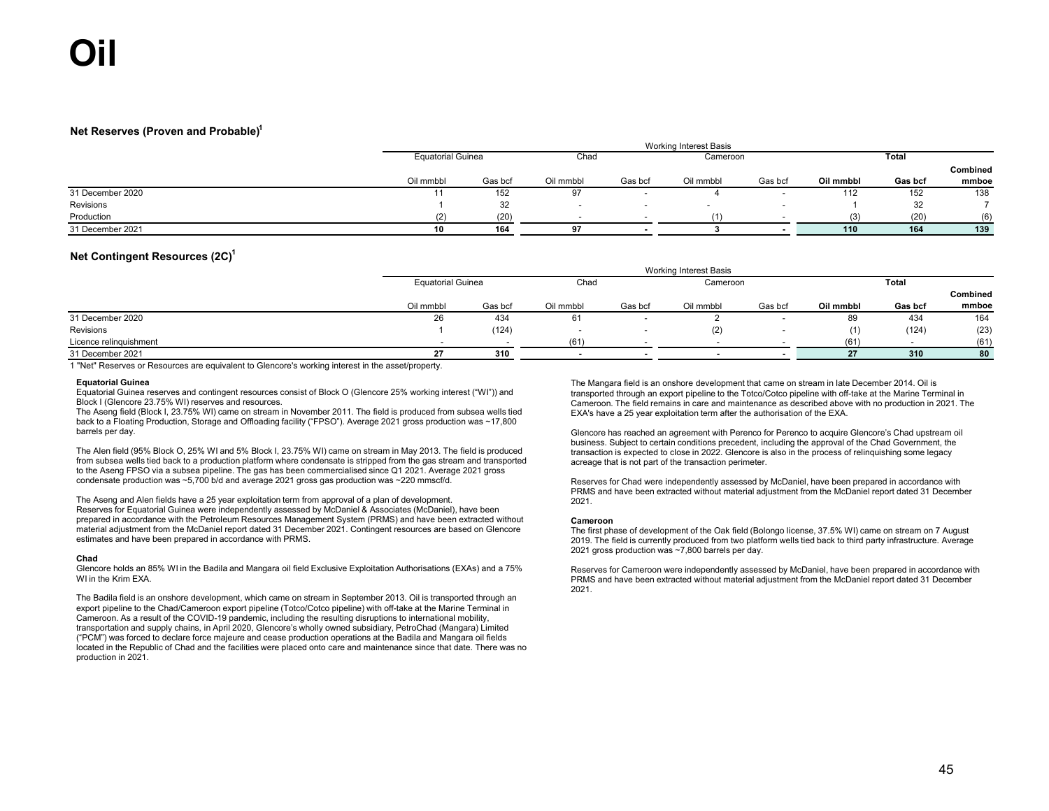# Oil

## Net Reserves (Proven and Probable)[1]

| | Working Interest Basis | | | | | | | | |
|---|---|---|---|---|---|---|---|---|---|
| | Equatorial Guinea | | Chad | | Cameroon | | Total | | |
| | Oil mmbbl | Gas bcf | Oil mmbbl | Gas bcf | Oil mmbbl | Gas bcf | **Oil mmbbl** | **Gas bcf** | **Combined mmboe** |
| 31 December 2020 | 11 | 152 | 97 | - | 4 | - | 112 | 152 | 138 |
| Revisions | 1 | 32 | - | - | - | - | 1 | 32 | 7 |
| Production | (2) | (20) | - | - | (1) | - | (3) | (20) | (6) |
| 31 December 2021 | **10** | **164** | **97** | **-** | **3** | **-** | **110** | **164** | **139** |

## Net Contingent Resources (2C)[1]

| | Working Interest Basis | | | | | | | | |
|---|---|---|---|---|---|---|---|---|---|
| | Equatorial Guinea | | Chad | | Cameroon | | Total | | |
| | Oil mmbbl | Gas bcf | Oil mmbbl | Gas bcf | Oil mmbbl | Gas bcf | **Oil mmbbl** | **Gas bcf** | **Combined mmboe** |
| 31 December 2020 | 26 | 434 | 61 | - | 2 | - | 89 | 434 | 164 |
| Revisions | 1 | (124) | - | - | (2) | - | (1) | (124) | (23) |
| Licence relinquishment | - | - | (61) | - | - | - | (61) | - | (61) |
| 31 December 2021 | **27** | **310** | **-** | **-** | **-** | **-** | **27** | **310** | **80** |

1 "Net" Reserves or Resources are equivalent to Glencore's working interest in the asset/property.

**Equatorial Guinea**

Equatorial Guinea reserves and contingent resources consist of Block O (Glencore 25% working interest ("WI")) and Block I (Glencore 23.75% WI) reserves and resources.

The Aseng field (Block I, 23.75% WI) came on stream in November 2011. The field is produced from subsea wells tied back to a Floating Production, Storage and Offloading facility ("FPSO"). Average 2021 gross production was ~17,800 barrels per day.

The Alen field (95% Block O, 25% WI and 5% Block I, 23.75% WI) came on stream in May 2013. The field is produced from subsea wells tied back to a production platform where condensate is stripped from the gas stream and transported to the Aseng FPSO via a subsea pipeline. The gas has been commercialised since Q1 2021. Average 2021 gross condensate production was ~5,700 b/d and average 2021 gross gas production was ~220 mmscf/d.

The Aseng and Alen fields have a 25 year exploitation term from approval of a plan of development.

Reserves for Equatorial Guinea were independently assessed by McDaniel & Associates (McDaniel), have been prepared in accordance with the Petroleum Resources Management System (PRMS) and have been extracted without material adjustment from the McDaniel report dated 31 December 2021. Contingent resources are based on Glencore estimates and have been prepared in accordance with PRMS.

**Chad**

Glencore holds an 85% WI in the Badila and Mangara oil field Exclusive Exploitation Authorisations (EXAs) and a 75% WI in the Krim EXA.

The Badila field is an onshore development, which came on stream in September 2013. Oil is transported through an export pipeline to the Chad/Cameroon export pipeline (Totco/Cotco pipeline) with off-take at the Marine Terminal in Cameroon. As a result of the COVID-19 pandemic, including the resulting disruptions to international mobility, transportation and supply chains, in April 2020, Glencore's wholly owned subsidiary, PetroChad (Mangara) Limited ("PCM") was forced to declare force majeure and cease production operations at the Badila and Mangara oil fields located in the Republic of Chad and the facilities were placed onto care and maintenance since that date. There was no production in 2021.

The Mangara field is an onshore development that came on stream in late December 2014. Oil is transported through an export pipeline to the Totco/Cotco pipeline with off-take at the Marine Terminal in Cameroon. The field remains in care and maintenance as described above with no production in 2021. The EXA's have a 25 year exploitation term after the authorisation of the EXA.

Glencore has reached an agreement with Perenco for Perenco to acquire Glencore's Chad upstream oil business. Subject to certain conditions precedent, including the approval of the Chad Government, the transaction is expected to close in 2022. Glencore is also in the process of relinquishing some legacy acreage that is not part of the transaction perimeter.

Reserves for Chad were independently assessed by McDaniel, have been prepared in accordance with PRMS and have been extracted without material adjustment from the McDaniel report dated 31 December 2021.

**Cameroon**

The first phase of development of the Oak field (Bolongo license, 37.5% WI) came on stream on 7 August 2019. The field is currently produced from two platform wells tied back to third party infrastructure. Average 2021 gross production was ~7,800 barrels per day.

Reserves for Cameroon were independently assessed by McDaniel, have been prepared in accordance with PRMS and have been extracted without material adjustment from the McDaniel report dated 31 December 2021.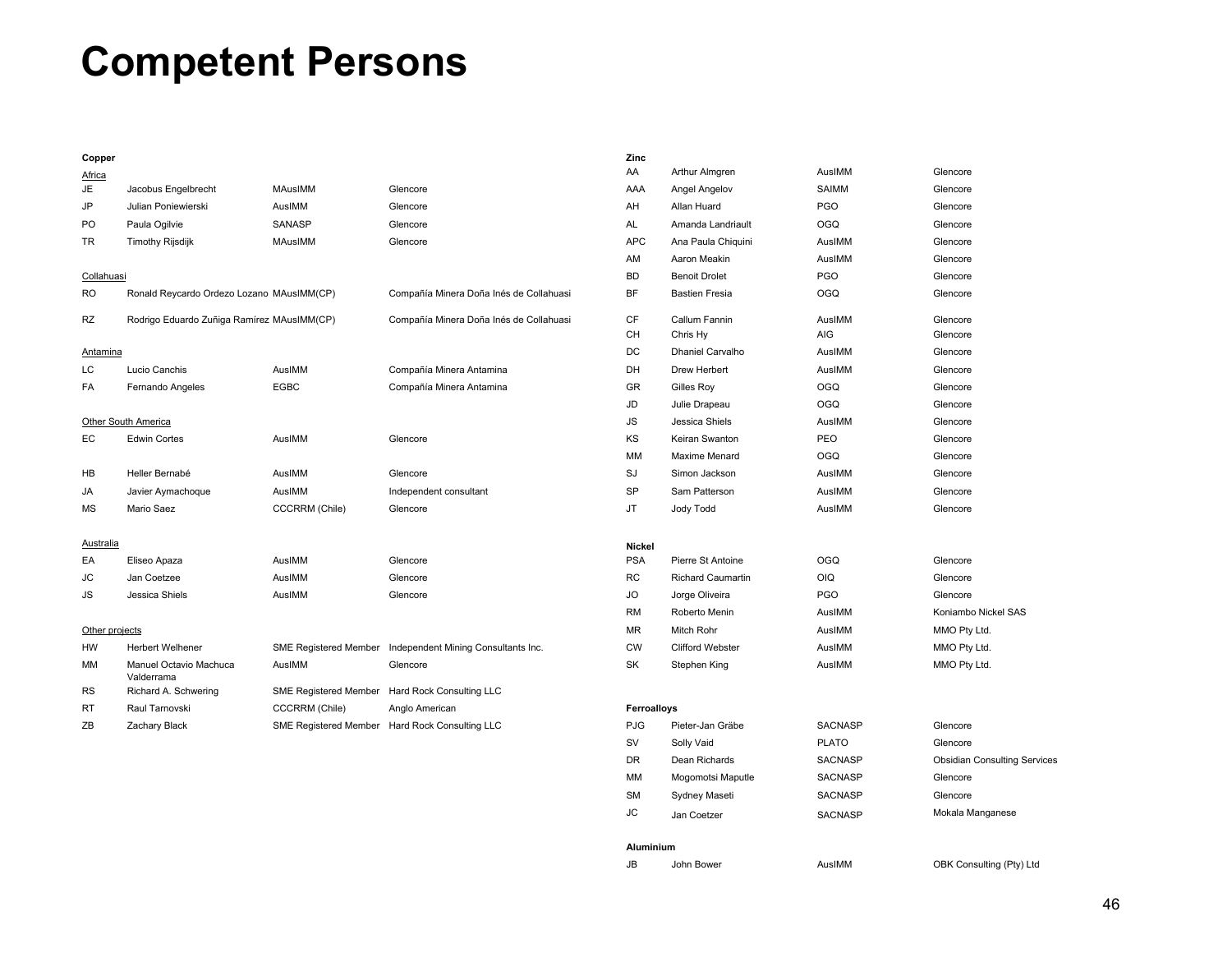# Competent Persons

### Copper

**Africa**

| | | | |
|---|---|---|---|
| JE | Jacobus Engelbrecht | MAusIMM | Glencore |
| JP | Julian Poniewierski | AusIMM | Glencore |
| PO | Paula Ogilvie | SANASP | Glencore |
| TR | Timothy Rijsdijk | MAusIMM | Glencore |

**Collahuasi**

| | | | |
|---|---|---|---|
| RO | Ronald Reycardo Ordezo Lozano | MAusIMM(CP) | Compañía Minera Doña Inés de Collahuasi |
| RZ | Rodrigo Eduardo Zuñiga Ramírez | MAusIMM(CP) | Compañía Minera Doña Inés de Collahuasi |

**Antamina**

| | | | |
|---|---|---|---|
| LC | Lucio Canchis | AusIMM | Compañía Minera Antamina |
| FA | Fernando Angeles | EGBC | Compañía Minera Antamina |

**Other South America**

| | | | |
|---|---|---|---|
| EC | Edwin Cortes | AusIMM | Glencore |
| HB | Heller Bernabé | AusIMM | Glencore |
| JA | Javier Aymachoque | AusIMM | Independent consultant |
| MS | Mario Saez | CCCRRM (Chile) | Glencore |

**Australia**

| | | | |
|---|---|---|---|
| EA | Eliseo Apaza | AusIMM | Glencore |
| JC | Jan Coetzee | AusIMM | Glencore |
| JS | Jessica Shiels | AusIMM | Glencore |

**Other projects**

| | | | |
|---|---|---|---|
| HW | Herbert Welhener | SME Registered Member | Independent Mining Consultants Inc. |
| MM | Manuel Octavio Machuca Valderrama | AusIMM | Glencore |
| RS | Richard A. Schwering | SME Registered Member | Hard Rock Consulting LLC |
| RT | Raul Tarnovski | CCCRRM (Chile) | Anglo American |
| ZB | Zachary Black | SME Registered Member | Hard Rock Consulting LLC |

### Zinc

| | | | |
|---|---|---|---|
| AA | Arthur Almgren | AusIMM | Glencore |
| AAA | Angel Angelov | SAIMM | Glencore |
| AH | Allan Huard | PGO | Glencore |
| AL | Amanda Landriault | OGQ | Glencore |
| APC | Ana Paula Chiquini | AusIMM | Glencore |
| AM | Aaron Meakin | AusIMM | Glencore |
| BD | Benoit Drolet | PGO | Glencore |
| BF | Bastien Fresia | OGQ | Glencore |
| CF | Callum Fannin | AusIMM | Glencore |
| CH | Chris Hy | AIG | Glencore |
| DC | Dhaniel Carvalho | AusIMM | Glencore |
| DH | Drew Herbert | AusIMM | Glencore |
| GR | Gilles Roy | OGQ | Glencore |
| JD | Julie Drapeau | OGQ | Glencore |
| JS | Jessica Shiels | AusIMM | Glencore |
| KS | Keiran Swanton | PEO | Glencore |
| MM | Maxime Menard | OGQ | Glencore |
| SJ | Simon Jackson | AusIMM | Glencore |
| SP | Sam Patterson | AusIMM | Glencore |
| JT | Jody Todd | AusIMM | Glencore |

### Nickel

| | | | |
|---|---|---|---|
| PSA | Pierre St Antoine | OGQ | Glencore |
| RC | Richard Caumartin | OIQ | Glencore |
| JO | Jorge Oliveira | PGO | Glencore |
| RM | Roberto Menin | AusIMM | Koniambo Nickel SAS |
| MR | Mitch Rohr | AusIMM | MMO Pty Ltd. |
| CW | Clifford Webster | AusIMM | MMO Pty Ltd. |
| SK | Stephen King | AusIMM | MMO Pty Ltd. |

### Ferroalloys

| | | | |
|---|---|---|---|
| PJG | Pieter-Jan Gräbe | SACNASP | Glencore |
| SV | Solly Vaid | PLATO | Glencore |
| DR | Dean Richards | SACNASP | Obsidian Consulting Services |
| MM | Mogomotsi Maputle | SACNASP | Glencore |
| SM | Sydney Maseti | SACNASP | Glencore |
| JC | Jan Coetzer | SACNASP | Mokala Manganese |

### Aluminium

| | | | |
|---|---|---|---|
| JB | John Bower | AusIMM | OBK Consulting (Pty) Ltd |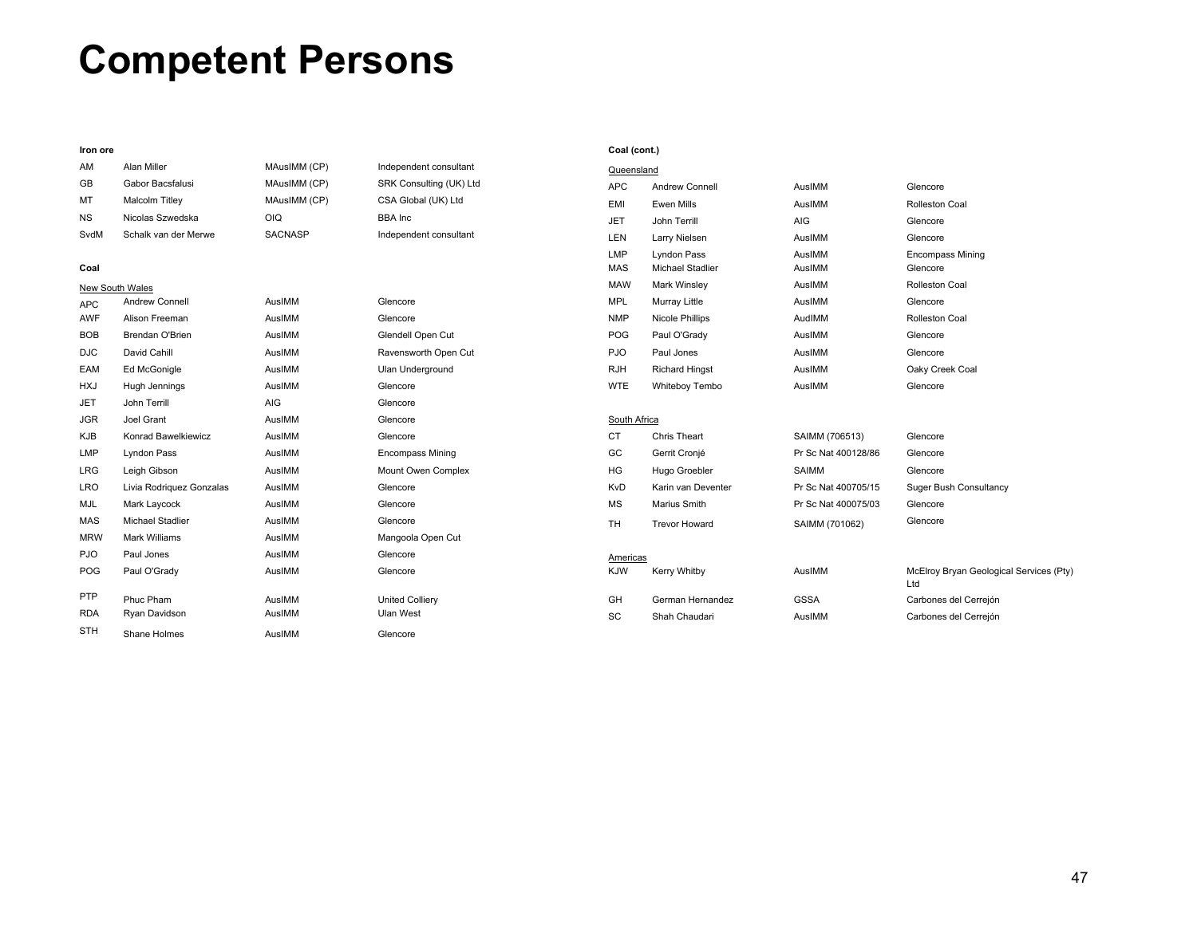# Competent Persons

**Iron ore**

| | | | |
|---|---|---|---|
| AM | Alan Miller | MAusIMM (CP) | Independent consultant |
| GB | Gabor Bacsfalusi | MAusIMM (CP) | SRK Consulting (UK) Ltd |
| MT | Malcolm Titley | MAusIMM (CP) | CSA Global (UK) Ltd |
| NS | Nicolas Szwedska | OIQ | BBA Inc |
| SvdM | Schalk van der Merwe | SACNASP | Independent consultant |

**Coal**

New South Wales

| | | | |
|---|---|---|---|
| APC | Andrew Connell | AusIMM | Glencore |
| AWF | Alison Freeman | AusIMM | Glencore |
| BOB | Brendan O'Brien | AusIMM | Glendell Open Cut |
| DJC | David Cahill | AusIMM | Ravensworth Open Cut |
| EAM | Ed McGonigle | AusIMM | Ulan Underground |
| HXJ | Hugh Jennings | AusIMM | Glencore |
| JET | John Terrill | AIG | Glencore |
| JGR | Joel Grant | AusIMM | Glencore |
| KJB | Konrad Bawelkiewicz | AusIMM | Glencore |
| LMP | Lyndon Pass | AusIMM | Encompass Mining |
| LRG | Leigh Gibson | AusIMM | Mount Owen Complex |
| LRO | Livia Rodriquez Gonzalas | AusIMM | Glencore |
| MJL | Mark Laycock | AusIMM | Glencore |
| MAS | Michael Stadlier | AusIMM | Glencore |
| MRW | Mark Williams | AusIMM | Mangoola Open Cut |
| PJO | Paul Jones | AusIMM | Glencore |
| POG | Paul O'Grady | AusIMM | Glencore |
| PTP | Phuc Pham | AusIMM | United Colliery |
| RDA | Ryan Davidson | AusIMM | Ulan West |
| STH | Shane Holmes | AusIMM | Glencore |

**Coal (cont.)**

Queensland

| | | | |
|---|---|---|---|
| APC | Andrew Connell | AusIMM | Glencore |
| EMI | Ewen Mills | AusIMM | Rolleston Coal |
| JET | John Terrill | AIG | Glencore |
| LEN | Larry Nielsen | AusIMM | Glencore |
| LMP | Lyndon Pass | AusIMM | Encompass Mining |
| MAS | Michael Stadlier | AusIMM | Glencore |
| MAW | Mark Winsley | AusIMM | Rolleston Coal |
| MPL | Murray Little | AusIMM | Glencore |
| NMP | Nicole Phillips | AudIMM | Rolleston Coal |
| POG | Paul O'Grady | AusIMM | Glencore |
| PJO | Paul Jones | AusIMM | Glencore |
| RJH | Richard Hingst | AusIMM | Oaky Creek Coal |
| WTE | Whiteboy Tembo | AusIMM | Glencore |

South Africa

| | | | |
|---|---|---|---|
| CT | Chris Theart | SAIMM (706513) | Glencore |
| GC | Gerrit Cronjé | Pr Sc Nat 400128/86 | Glencore |
| HG | Hugo Groebler | SAIMM | Glencore |
| KvD | Karin van Deventer | Pr Sc Nat 400705/15 | Suger Bush Consultancy |
| MS | Marius Smith | Pr Sc Nat 400075/03 | Glencore |
| TH | Trevor Howard | SAIMM (701062) | Glencore |

Americas

| | | | |
|---|---|---|---|
| KJW | Kerry Whitby | AusIMM | McElroy Bryan Geological Services (Pty) Ltd |
| GH | German Hernandez | GSSA | Carbones del Cerrejón |
| SC | Shah Chaudari | AusIMM | Carbones del Cerrejón |